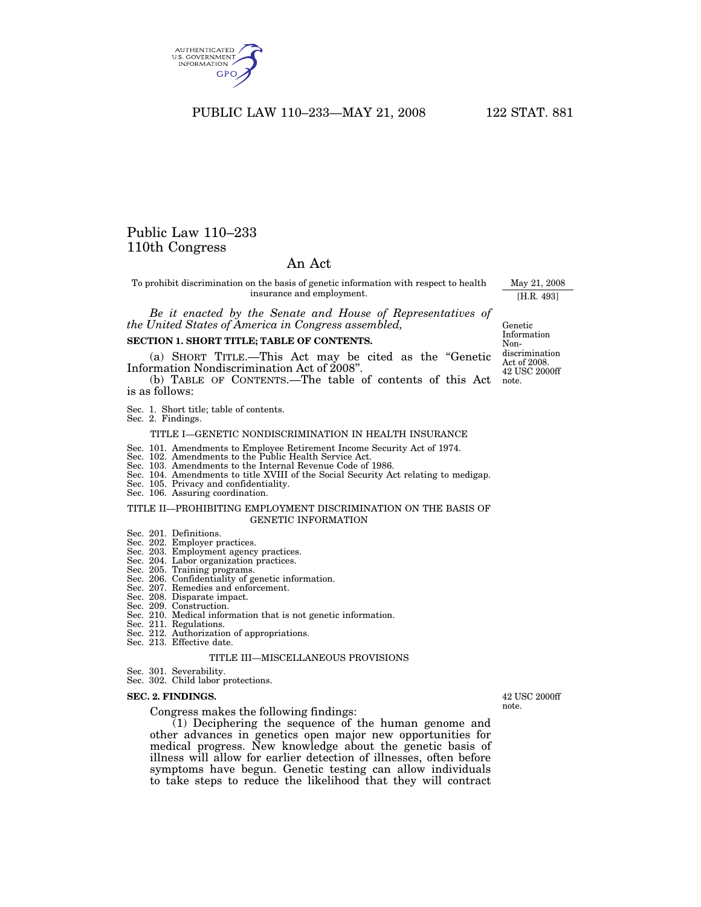Public Law 110–233
110th Congress

# An Act

To prohibit discrimination on the basis of genetic information with respect to health insurance and employment.

May 21, 2008
[H.R. 493]

*Be it enacted by the Senate and House of Representatives of the United States of America in Congress assembled,*

Genetic Information Non-discrimination Act of 2008.
42 USC 2000ff note.

**SECTION 1. SHORT TITLE; TABLE OF CONTENTS.**

(a) SHORT TITLE.—This Act may be cited as the "Genetic Information Nondiscrimination Act of 2008".

(b) TABLE OF CONTENTS.—The table of contents of this Act is as follows:

Sec. 1. Short title; table of contents.
Sec. 2. Findings.

TITLE I—GENETIC NONDISCRIMINATION IN HEALTH INSURANCE

Sec. 101. Amendments to Employee Retirement Income Security Act of 1974.
Sec. 102. Amendments to the Public Health Service Act.
Sec. 103. Amendments to the Internal Revenue Code of 1986.
Sec. 104. Amendments to title XVIII of the Social Security Act relating to medigap.
Sec. 105. Privacy and confidentiality.
Sec. 106. Assuring coordination.

TITLE II—PROHIBITING EMPLOYMENT DISCRIMINATION ON THE BASIS OF GENETIC INFORMATION

Sec. 201. Definitions.
Sec. 202. Employer practices.
Sec. 203. Employment agency practices.
Sec. 204. Labor organization practices.
Sec. 205. Training programs.
Sec. 206. Confidentiality of genetic information.
Sec. 207. Remedies and enforcement.
Sec. 208. Disparate impact.
Sec. 209. Construction.
Sec. 210. Medical information that is not genetic information.
Sec. 211. Regulations.
Sec. 212. Authorization of appropriations.
Sec. 213. Effective date.

TITLE III—MISCELLANEOUS PROVISIONS

Sec. 301. Severability.
Sec. 302. Child labor protections.

**SEC. 2. FINDINGS.**

42 USC 2000ff note.

Congress makes the following findings:

(1) Deciphering the sequence of the human genome and other advances in genetics open major new opportunities for medical progress. New knowledge about the genetic basis of illness will allow for earlier detection of illnesses, often before symptoms have begun. Genetic testing can allow individuals to take steps to reduce the likelihood that they will contract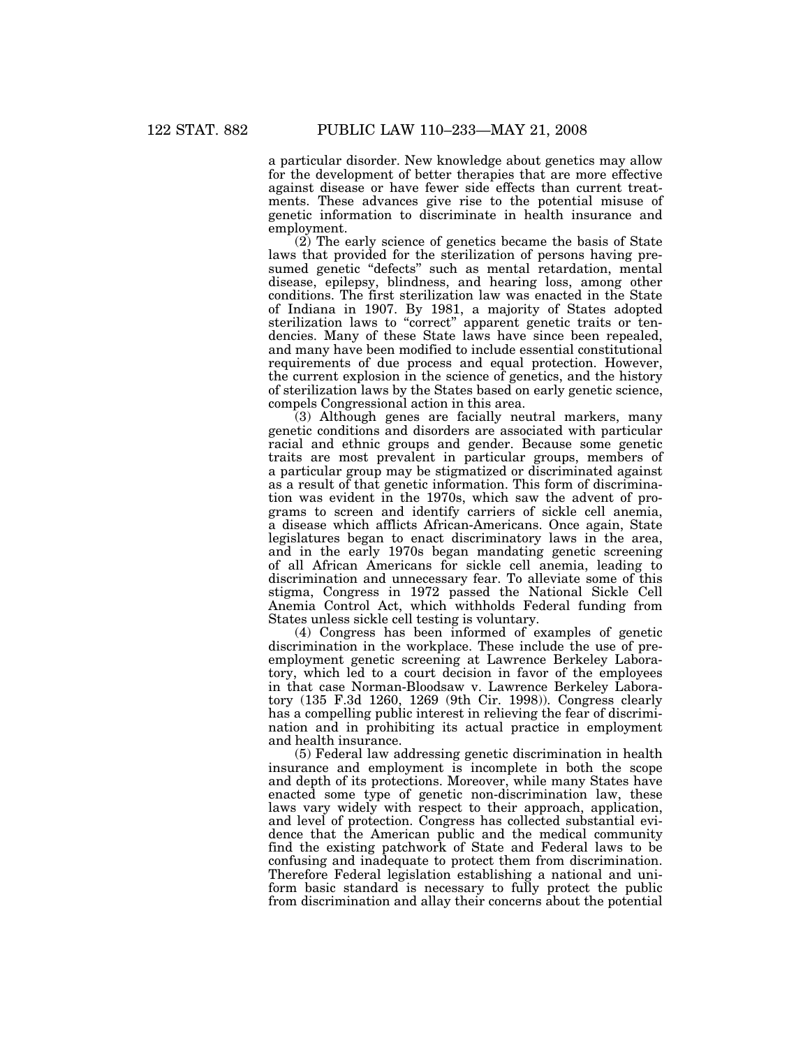a particular disorder. New knowledge about genetics may allow for the development of better therapies that are more effective against disease or have fewer side effects than current treatments. These advances give rise to the potential misuse of genetic information to discriminate in health insurance and employment.

(2) The early science of genetics became the basis of State laws that provided for the sterilization of persons having presumed genetic "defects" such as mental retardation, mental disease, epilepsy, blindness, and hearing loss, among other conditions. The first sterilization law was enacted in the State of Indiana in 1907. By 1981, a majority of States adopted sterilization laws to "correct" apparent genetic traits or tendencies. Many of these State laws have since been repealed, and many have been modified to include essential constitutional requirements of due process and equal protection. However, the current explosion in the science of genetics, and the history of sterilization laws by the States based on early genetic science, compels Congressional action in this area.

(3) Although genes are facially neutral markers, many genetic conditions and disorders are associated with particular racial and ethnic groups and gender. Because some genetic traits are most prevalent in particular groups, members of a particular group may be stigmatized or discriminated against as a result of that genetic information. This form of discrimination was evident in the 1970s, which saw the advent of programs to screen and identify carriers of sickle cell anemia, a disease which afflicts African-Americans. Once again, State legislatures began to enact discriminatory laws in the area, and in the early 1970s began mandating genetic screening of all African Americans for sickle cell anemia, leading to discrimination and unnecessary fear. To alleviate some of this stigma, Congress in 1972 passed the National Sickle Cell Anemia Control Act, which withholds Federal funding from States unless sickle cell testing is voluntary.

(4) Congress has been informed of examples of genetic discrimination in the workplace. These include the use of pre-employment genetic screening at Lawrence Berkeley Laboratory, which led to a court decision in favor of the employees in that case Norman-Bloodsaw v. Lawrence Berkeley Laboratory (135 F.3d 1260, 1269 (9th Cir. 1998)). Congress clearly has a compelling public interest in relieving the fear of discrimination and in prohibiting its actual practice in employment and health insurance.

(5) Federal law addressing genetic discrimination in health insurance and employment is incomplete in both the scope and depth of its protections. Moreover, while many States have enacted some type of genetic non-discrimination law, these laws vary widely with respect to their approach, application, and level of protection. Congress has collected substantial evidence that the American public and the medical community find the existing patchwork of State and Federal laws to be confusing and inadequate to protect them from discrimination. Therefore Federal legislation establishing a national and uniform basic standard is necessary to fully protect the public from discrimination and allay their concerns about the potential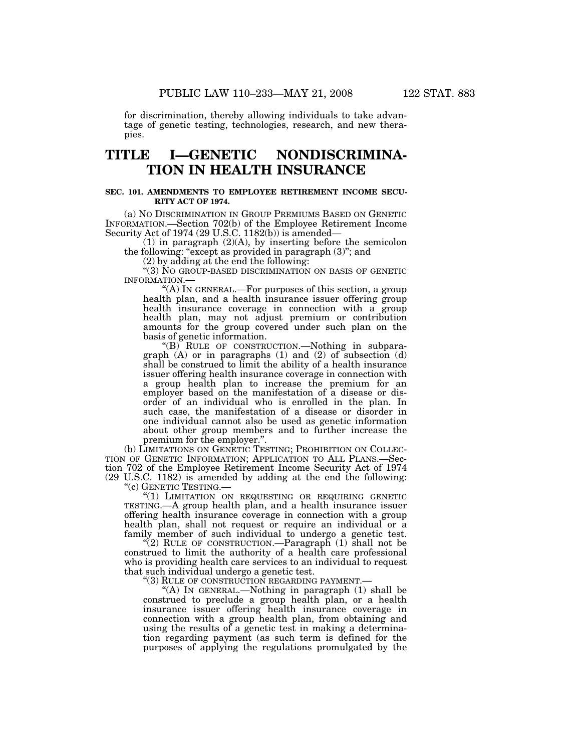for discrimination, thereby allowing individuals to take advantage of genetic testing, technologies, research, and new therapies.

# TITLE I—GENETIC NONDISCRIMINATION IN HEALTH INSURANCE

### SEC. 101. AMENDMENTS TO EMPLOYEE RETIREMENT INCOME SECURITY ACT OF 1974.

(a) NO DISCRIMINATION IN GROUP PREMIUMS BASED ON GENETIC INFORMATION.—Section 702(b) of the Employee Retirement Income Security Act of 1974 (29 U.S.C. 1182(b)) is amended—

(1) in paragraph (2)(A), by inserting before the semicolon the following: "except as provided in paragraph (3)"; and

(2) by adding at the end the following:

"(3) NO GROUP-BASED DISCRIMINATION ON BASIS OF GENETIC INFORMATION.—

"(A) IN GENERAL.—For purposes of this section, a group health plan, and a health insurance issuer offering group health insurance coverage in connection with a group health plan, may not adjust premium or contribution amounts for the group covered under such plan on the basis of genetic information.

"(B) RULE OF CONSTRUCTION.—Nothing in subparagraph (A) or in paragraphs (1) and (2) of subsection (d) shall be construed to limit the ability of a health insurance issuer offering health insurance coverage in connection with a group health plan to increase the premium for an employer based on the manifestation of a disease or disorder of an individual who is enrolled in the plan. In such case, the manifestation of a disease or disorder in one individual cannot also be used as genetic information about other group members and to further increase the premium for the employer.".

(b) LIMITATIONS ON GENETIC TESTING; PROHIBITION ON COLLECTION OF GENETIC INFORMATION; APPLICATION TO ALL PLANS.—Section 702 of the Employee Retirement Income Security Act of 1974 (29 U.S.C. 1182) is amended by adding at the end the following:

"(c) GENETIC TESTING.—

"(1) LIMITATION ON REQUESTING OR REQUIRING GENETIC TESTING.—A group health plan, and a health insurance issuer offering health insurance coverage in connection with a group health plan, shall not request or require an individual or a family member of such individual to undergo a genetic test.

"(2) RULE OF CONSTRUCTION.—Paragraph (1) shall not be construed to limit the authority of a health care professional who is providing health care services to an individual to request that such individual undergo a genetic test.

"(3) RULE OF CONSTRUCTION REGARDING PAYMENT.—

"(A) IN GENERAL.—Nothing in paragraph (1) shall be construed to preclude a group health plan, or a health insurance issuer offering health insurance coverage in connection with a group health plan, from obtaining and using the results of a genetic test in making a determination regarding payment (as such term is defined for the purposes of applying the regulations promulgated by the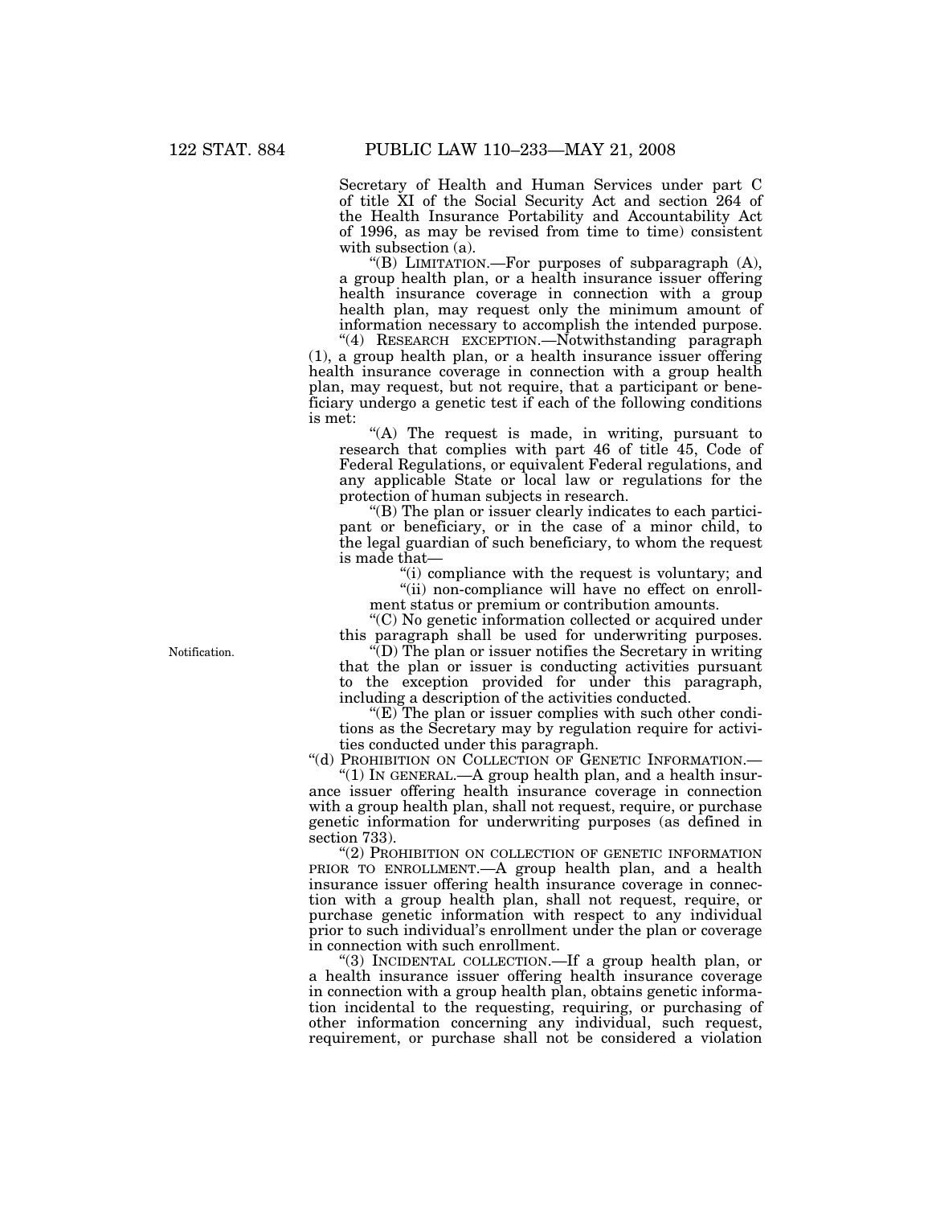Secretary of Health and Human Services under part C of title XI of the Social Security Act and section 264 of the Health Insurance Portability and Accountability Act of 1996, as may be revised from time to time) consistent with subsection (a).

"(B) LIMITATION.—For purposes of subparagraph (A), a group health plan, or a health insurance issuer offering health insurance coverage in connection with a group health plan, may request only the minimum amount of information necessary to accomplish the intended purpose.

"(4) RESEARCH EXCEPTION.—Notwithstanding paragraph (1), a group health plan, or a health insurance issuer offering health insurance coverage in connection with a group health plan, may request, but not require, that a participant or beneficiary undergo a genetic test if each of the following conditions is met:

"(A) The request is made, in writing, pursuant to research that complies with part 46 of title 45, Code of Federal Regulations, or equivalent Federal regulations, and any applicable State or local law or regulations for the protection of human subjects in research.

"(B) The plan or issuer clearly indicates to each participant or beneficiary, or in the case of a minor child, to the legal guardian of such beneficiary, to whom the request is made that—

"(i) compliance with the request is voluntary; and

"(ii) non-compliance will have no effect on enrollment status or premium or contribution amounts.

"(C) No genetic information collected or acquired under this paragraph shall be used for underwriting purposes.

Notification.

"(D) The plan or issuer notifies the Secretary in writing that the plan or issuer is conducting activities pursuant to the exception provided for under this paragraph, including a description of the activities conducted.

"(E) The plan or issuer complies with such other conditions as the Secretary may by regulation require for activities conducted under this paragraph.

"(d) PROHIBITION ON COLLECTION OF GENETIC INFORMATION.—

"(1) IN GENERAL.—A group health plan, and a health insurance issuer offering health insurance coverage in connection with a group health plan, shall not request, require, or purchase genetic information for underwriting purposes (as defined in section 733).

"(2) PROHIBITION ON COLLECTION OF GENETIC INFORMATION PRIOR TO ENROLLMENT.—A group health plan, and a health insurance issuer offering health insurance coverage in connection with a group health plan, shall not request, require, or purchase genetic information with respect to any individual prior to such individual's enrollment under the plan or coverage in connection with such enrollment.

"(3) INCIDENTAL COLLECTION.—If a group health plan, or a health insurance issuer offering health insurance coverage in connection with a group health plan, obtains genetic information incidental to the requesting, requiring, or purchasing of other information concerning any individual, such request, requirement, or purchase shall not be considered a violation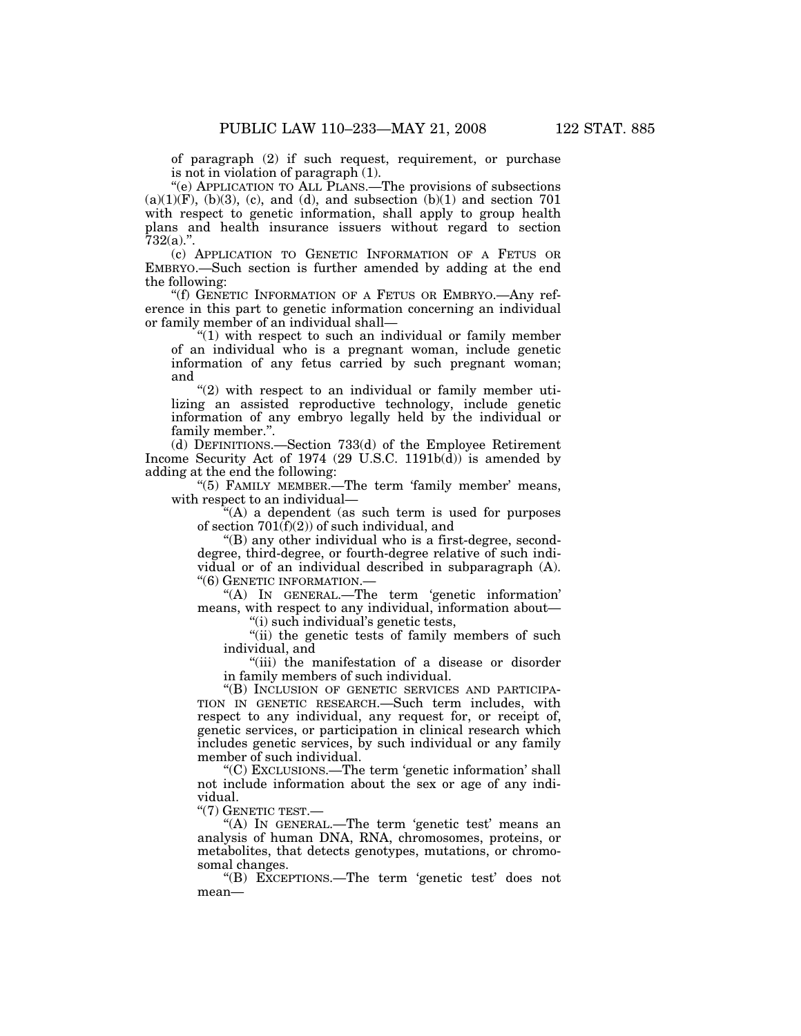of paragraph (2) if such request, requirement, or purchase is not in violation of paragraph (1).

"(e) APPLICATION TO ALL PLANS.—The provisions of subsections (a)(1)(F), (b)(3), (c), and (d), and subsection (b)(1) and section 701 with respect to genetic information, shall apply to group health plans and health insurance issuers without regard to section 732(a).".

(c) APPLICATION TO GENETIC INFORMATION OF A FETUS OR EMBRYO.—Such section is further amended by adding at the end the following:

"(f) GENETIC INFORMATION OF A FETUS OR EMBRYO.—Any reference in this part to genetic information concerning an individual or family member of an individual shall—

"(1) with respect to such an individual or family member of an individual who is a pregnant woman, include genetic information of any fetus carried by such pregnant woman; and

"(2) with respect to an individual or family member utilizing an assisted reproductive technology, include genetic information of any embryo legally held by the individual or family member.".

(d) DEFINITIONS.—Section 733(d) of the Employee Retirement Income Security Act of 1974 (29 U.S.C. 1191b(d)) is amended by adding at the end the following:

"(5) FAMILY MEMBER.—The term 'family member' means, with respect to an individual—

"(A) a dependent (as such term is used for purposes of section 701(f)(2)) of such individual, and

"(B) any other individual who is a first-degree, second-degree, third-degree, or fourth-degree relative of such individual or of an individual described in subparagraph (A).

"(6) GENETIC INFORMATION.—

"(A) IN GENERAL.—The term 'genetic information' means, with respect to any individual, information about—

"(i) such individual's genetic tests,

"(ii) the genetic tests of family members of such individual, and

"(iii) the manifestation of a disease or disorder in family members of such individual.

"(B) INCLUSION OF GENETIC SERVICES AND PARTICIPATION IN GENETIC RESEARCH.—Such term includes, with respect to any individual, any request for, or receipt of, genetic services, or participation in clinical research which includes genetic services, by such individual or any family member of such individual.

"(C) EXCLUSIONS.—The term 'genetic information' shall not include information about the sex or age of any individual.

"(7) GENETIC TEST.—

"(A) IN GENERAL.—The term 'genetic test' means an analysis of human DNA, RNA, chromosomes, proteins, or metabolites, that detects genotypes, mutations, or chromosomal changes.

"(B) EXCEPTIONS.—The term 'genetic test' does not mean—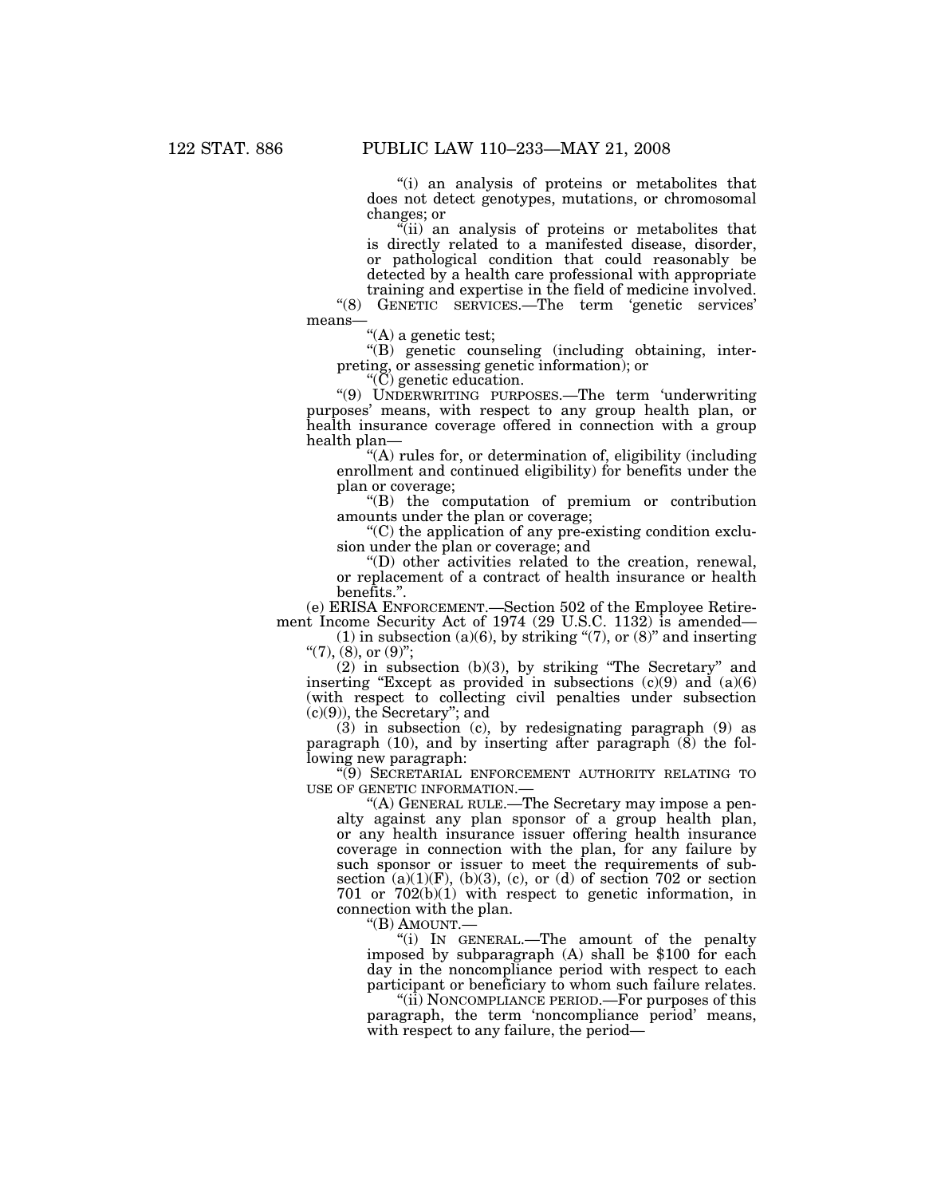"(i) an analysis of proteins or metabolites that does not detect genotypes, mutations, or chromosomal changes; or

"(ii) an analysis of proteins or metabolites that is directly related to a manifested disease, disorder, or pathological condition that could reasonably be detected by a health care professional with appropriate training and expertise in the field of medicine involved.

"(8) GENETIC SERVICES.—The term 'genetic services' means—

"(A) a genetic test;

"(B) genetic counseling (including obtaining, interpreting, or assessing genetic information); or

"(C) genetic education.

"(9) UNDERWRITING PURPOSES.—The term 'underwriting purposes' means, with respect to any group health plan, or health insurance coverage offered in connection with a group health plan—

"(A) rules for, or determination of, eligibility (including enrollment and continued eligibility) for benefits under the plan or coverage;

"(B) the computation of premium or contribution amounts under the plan or coverage;

"(C) the application of any pre-existing condition exclusion under the plan or coverage; and

"(D) other activities related to the creation, renewal, or replacement of a contract of health insurance or health benefits.".

(e) ERISA ENFORCEMENT.—Section 502 of the Employee Retirement Income Security Act of 1974 (29 U.S.C. 1132) is amended—

(1) in subsection (a)(6), by striking "(7), or (8)" and inserting "(7), (8), or (9)";

(2) in subsection (b)(3), by striking "The Secretary" and inserting "Except as provided in subsections (c)(9) and (a)(6) (with respect to collecting civil penalties under subsection (c)(9)), the Secretary"; and

(3) in subsection (c), by redesignating paragraph (9) as paragraph (10), and by inserting after paragraph (8) the following new paragraph:

"(9) SECRETARIAL ENFORCEMENT AUTHORITY RELATING TO USE OF GENETIC INFORMATION.—

"(A) GENERAL RULE.—The Secretary may impose a penalty against any plan sponsor of a group health plan, or any health insurance issuer offering health insurance coverage in connection with the plan, for any failure by such sponsor or issuer to meet the requirements of subsection (a)(1)(F), (b)(3), (c), or (d) of section 702 or section 701 or 702(b)(1) with respect to genetic information, in connection with the plan.

"(B) AMOUNT.—

"(i) IN GENERAL.—The amount of the penalty imposed by subparagraph (A) shall be $100 for each day in the noncompliance period with respect to each participant or beneficiary to whom such failure relates.

"(ii) NONCOMPLIANCE PERIOD.—For purposes of this paragraph, the term 'noncompliance period' means, with respect to any failure, the period—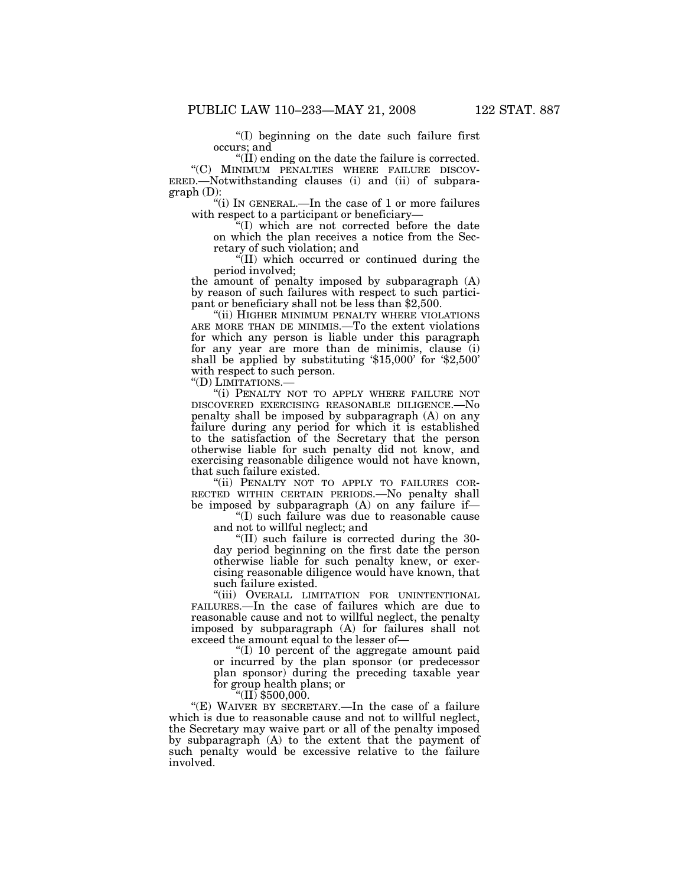"(I) beginning on the date such failure first occurs; and

"(II) ending on the date the failure is corrected.

"(C) MINIMUM PENALTIES WHERE FAILURE DISCOVERED.—Notwithstanding clauses (i) and (ii) of subparagraph (D):

"(i) IN GENERAL.—In the case of 1 or more failures with respect to a participant or beneficiary—

"(I) which are not corrected before the date on which the plan receives a notice from the Secretary of such violation; and

"(II) which occurred or continued during the period involved;

the amount of penalty imposed by subparagraph (A) by reason of such failures with respect to such participant or beneficiary shall not be less than $2,500.

"(ii) HIGHER MINIMUM PENALTY WHERE VIOLATIONS ARE MORE THAN DE MINIMIS.—To the extent violations for which any person is liable under this paragraph for any year are more than de minimis, clause (i) shall be applied by substituting '$15,000' for '$2,500' with respect to such person.

"(D) LIMITATIONS.—

"(i) PENALTY NOT TO APPLY WHERE FAILURE NOT DISCOVERED EXERCISING REASONABLE DILIGENCE.—No penalty shall be imposed by subparagraph (A) on any failure during any period for which it is established to the satisfaction of the Secretary that the person otherwise liable for such penalty did not know, and exercising reasonable diligence would not have known, that such failure existed.

"(ii) PENALTY NOT TO APPLY TO FAILURES CORRECTED WITHIN CERTAIN PERIODS.—No penalty shall be imposed by subparagraph (A) on any failure if—

"(I) such failure was due to reasonable cause and not to willful neglect; and

"(II) such failure is corrected during the 30-day period beginning on the first date the person otherwise liable for such penalty knew, or exercising reasonable diligence would have known, that such failure existed.

"(iii) OVERALL LIMITATION FOR UNINTENTIONAL FAILURES.—In the case of failures which are due to reasonable cause and not to willful neglect, the penalty imposed by subparagraph (A) for failures shall not exceed the amount equal to the lesser of—

"(I) 10 percent of the aggregate amount paid or incurred by the plan sponsor (or predecessor plan sponsor) during the preceding taxable year for group health plans; or

"(II) $500,000.

"(E) WAIVER BY SECRETARY.—In the case of a failure which is due to reasonable cause and not to willful neglect, the Secretary may waive part or all of the penalty imposed by subparagraph (A) to the extent that the payment of such penalty would be excessive relative to the failure involved.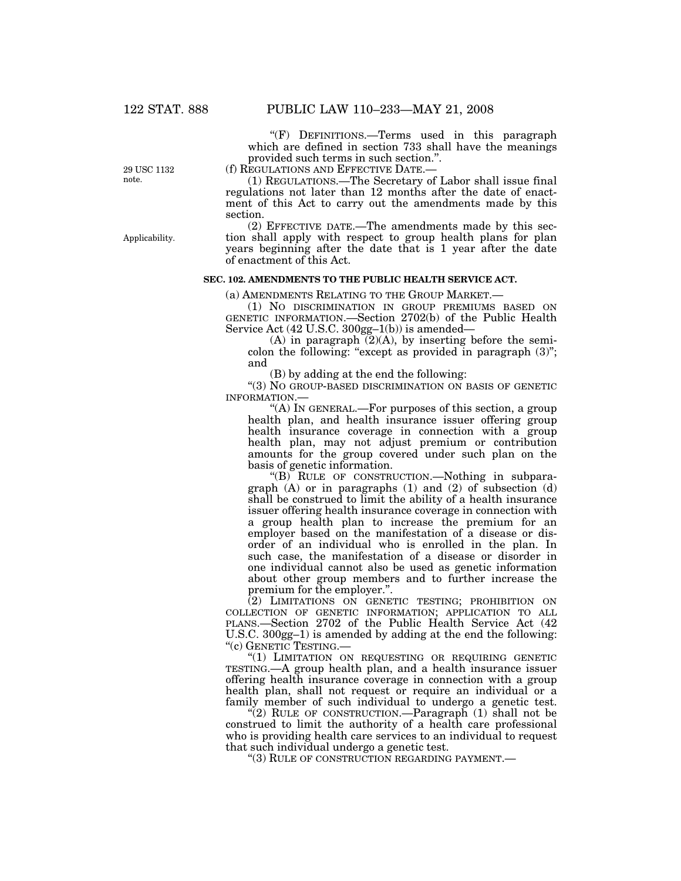"(F) DEFINITIONS.—Terms used in this paragraph which are defined in section 733 shall have the meanings provided such terms in such section.".

29 USC 1132 note.

(f) REGULATIONS AND EFFECTIVE DATE.—

(1) REGULATIONS.—The Secretary of Labor shall issue final regulations not later than 12 months after the date of enactment of this Act to carry out the amendments made by this section.

Applicability.

(2) EFFECTIVE DATE.—The amendments made by this section shall apply with respect to group health plans for plan years beginning after the date that is 1 year after the date of enactment of this Act.

**SEC. 102. AMENDMENTS TO THE PUBLIC HEALTH SERVICE ACT.**

(a) AMENDMENTS RELATING TO THE GROUP MARKET.—

(1) NO DISCRIMINATION IN GROUP PREMIUMS BASED ON GENETIC INFORMATION.—Section 2702(b) of the Public Health Service Act (42 U.S.C. 300gg–1(b)) is amended—

(A) in paragraph (2)(A), by inserting before the semicolon the following: "except as provided in paragraph (3)"; and

(B) by adding at the end the following:

"(3) NO GROUP-BASED DISCRIMINATION ON BASIS OF GENETIC INFORMATION.—

"(A) IN GENERAL.—For purposes of this section, a group health plan, and health insurance issuer offering group health insurance coverage in connection with a group health plan, may not adjust premium or contribution amounts for the group covered under such plan on the basis of genetic information.

"(B) RULE OF CONSTRUCTION.—Nothing in subparagraph (A) or in paragraphs (1) and (2) of subsection (d) shall be construed to limit the ability of a health insurance issuer offering health insurance coverage in connection with a group health plan to increase the premium for an employer based on the manifestation of a disease or disorder of an individual who is enrolled in the plan. In such case, the manifestation of a disease or disorder in one individual cannot also be used as genetic information about other group members and to further increase the premium for the employer.".

(2) LIMITATIONS ON GENETIC TESTING; PROHIBITION ON COLLECTION OF GENETIC INFORMATION; APPLICATION TO ALL PLANS.—Section 2702 of the Public Health Service Act (42 U.S.C. 300gg–1) is amended by adding at the end the following:

"(c) GENETIC TESTING.—

"(1) LIMITATION ON REQUESTING OR REQUIRING GENETIC TESTING.—A group health plan, and a health insurance issuer offering health insurance coverage in connection with a group health plan, shall not request or require an individual or a family member of such individual to undergo a genetic test.

"(2) RULE OF CONSTRUCTION.—Paragraph (1) shall not be construed to limit the authority of a health care professional who is providing health care services to an individual to request that such individual undergo a genetic test.

"(3) RULE OF CONSTRUCTION REGARDING PAYMENT.—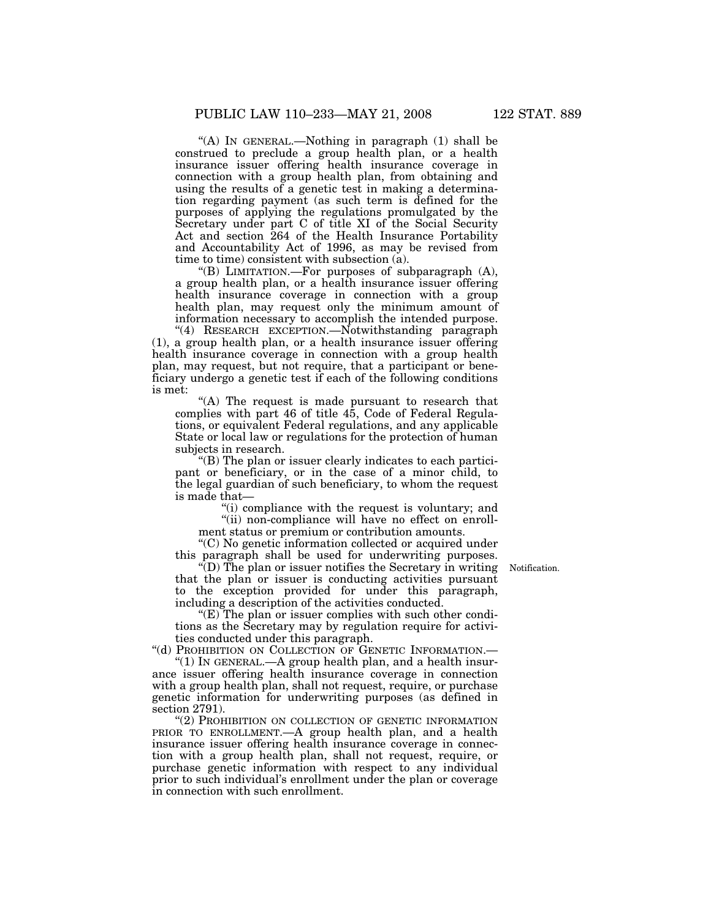"(A) IN GENERAL.—Nothing in paragraph (1) shall be construed to preclude a group health plan, or a health insurance issuer offering health insurance coverage in connection with a group health plan, from obtaining and using the results of a genetic test in making a determination regarding payment (as such term is defined for the purposes of applying the regulations promulgated by the Secretary under part C of title XI of the Social Security Act and section 264 of the Health Insurance Portability and Accountability Act of 1996, as may be revised from time to time) consistent with subsection (a).

"(B) LIMITATION.—For purposes of subparagraph (A), a group health plan, or a health insurance issuer offering health insurance coverage in connection with a group health plan, may request only the minimum amount of information necessary to accomplish the intended purpose.

"(4) RESEARCH EXCEPTION.—Notwithstanding paragraph (1), a group health plan, or a health insurance issuer offering health insurance coverage in connection with a group health plan, may request, but not require, that a participant or beneficiary undergo a genetic test if each of the following conditions is met:

"(A) The request is made pursuant to research that complies with part 46 of title 45, Code of Federal Regulations, or equivalent Federal regulations, and any applicable State or local law or regulations for the protection of human subjects in research.

"(B) The plan or issuer clearly indicates to each participant or beneficiary, or in the case of a minor child, to the legal guardian of such beneficiary, to whom the request is made that—

"(i) compliance with the request is voluntary; and

"(ii) non-compliance will have no effect on enrollment status or premium or contribution amounts.

"(C) No genetic information collected or acquired under this paragraph shall be used for underwriting purposes.

"(D) The plan or issuer notifies the Secretary in writing that the plan or issuer is conducting activities pursuant to the exception provided for under this paragraph, including a description of the activities conducted.

Notification.

"(E) The plan or issuer complies with such other conditions as the Secretary may by regulation require for activities conducted under this paragraph.

"(d) PROHIBITION ON COLLECTION OF GENETIC INFORMATION.—

"(1) IN GENERAL.—A group health plan, and a health insurance issuer offering health insurance coverage in connection with a group health plan, shall not request, require, or purchase genetic information for underwriting purposes (as defined in section 2791).

"(2) PROHIBITION ON COLLECTION OF GENETIC INFORMATION PRIOR TO ENROLLMENT.—A group health plan, and a health insurance issuer offering health insurance coverage in connection with a group health plan, shall not request, require, or purchase genetic information with respect to any individual prior to such individual's enrollment under the plan or coverage in connection with such enrollment.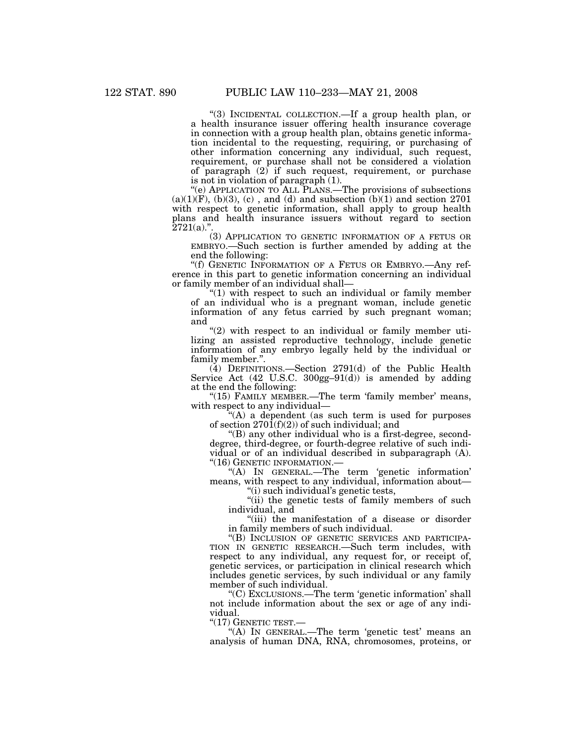"(3) INCIDENTAL COLLECTION.—If a group health plan, or a health insurance issuer offering health insurance coverage in connection with a group health plan, obtains genetic information incidental to the requesting, requiring, or purchasing of other information concerning any individual, such request, requirement, or purchase shall not be considered a violation of paragraph (2) if such request, requirement, or purchase is not in violation of paragraph (1).

"(e) APPLICATION TO ALL PLANS.—The provisions of subsections (a)(1)(F), (b)(3), (c) , and (d) and subsection (b)(1) and section 2701 with respect to genetic information, shall apply to group health plans and health insurance issuers without regard to section 2721(a).".

(3) APPLICATION TO GENETIC INFORMATION OF A FETUS OR EMBRYO.—Such section is further amended by adding at the end the following:

"(f) GENETIC INFORMATION OF A FETUS OR EMBRYO.—Any reference in this part to genetic information concerning an individual or family member of an individual shall—

"(1) with respect to such an individual or family member of an individual who is a pregnant woman, include genetic information of any fetus carried by such pregnant woman; and

"(2) with respect to an individual or family member utilizing an assisted reproductive technology, include genetic information of any embryo legally held by the individual or family member.".

(4) DEFINITIONS.—Section 2791(d) of the Public Health Service Act (42 U.S.C. 300gg–91(d)) is amended by adding at the end the following:

"(15) FAMILY MEMBER.—The term 'family member' means, with respect to any individual—

"(A) a dependent (as such term is used for purposes of section 2701(f)(2)) of such individual; and

"(B) any other individual who is a first-degree, second-degree, third-degree, or fourth-degree relative of such individual or of an individual described in subparagraph (A).

"(16) GENETIC INFORMATION.—

"(A) IN GENERAL.—The term 'genetic information' means, with respect to any individual, information about—

"(i) such individual's genetic tests,

"(ii) the genetic tests of family members of such individual, and

"(iii) the manifestation of a disease or disorder in family members of such individual.

"(B) INCLUSION OF GENETIC SERVICES AND PARTICIPATION IN GENETIC RESEARCH.—Such term includes, with respect to any individual, any request for, or receipt of, genetic services, or participation in clinical research which includes genetic services, by such individual or any family member of such individual.

"(C) EXCLUSIONS.—The term 'genetic information' shall not include information about the sex or age of any individual.

"(17) GENETIC TEST.—

"(A) IN GENERAL.—The term 'genetic test' means an analysis of human DNA, RNA, chromosomes, proteins, or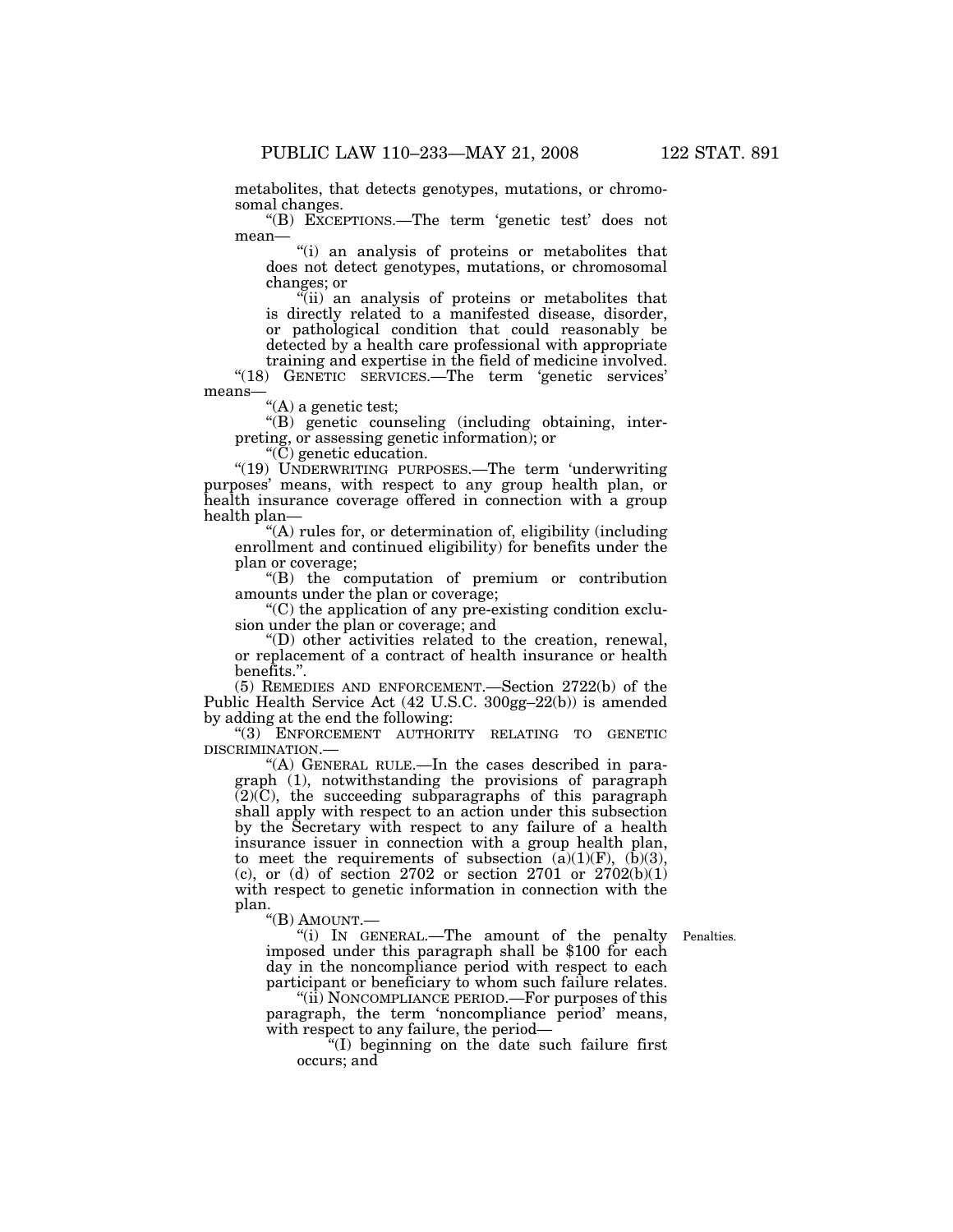metabolites, that detects genotypes, mutations, or chromosomal changes.

"(B) EXCEPTIONS.—The term 'genetic test' does not mean—

"(i) an analysis of proteins or metabolites that does not detect genotypes, mutations, or chromosomal changes; or

"(ii) an analysis of proteins or metabolites that is directly related to a manifested disease, disorder, or pathological condition that could reasonably be detected by a health care professional with appropriate training and expertise in the field of medicine involved.

"(18) GENETIC SERVICES.—The term 'genetic services' means—

"(A) a genetic test;

"(B) genetic counseling (including obtaining, interpreting, or assessing genetic information); or

"(C) genetic education.

"(19) UNDERWRITING PURPOSES.—The term 'underwriting purposes' means, with respect to any group health plan, or health insurance coverage offered in connection with a group health plan—

"(A) rules for, or determination of, eligibility (including enrollment and continued eligibility) for benefits under the plan or coverage;

"(B) the computation of premium or contribution amounts under the plan or coverage;

"(C) the application of any pre-existing condition exclusion under the plan or coverage; and

"(D) other activities related to the creation, renewal, or replacement of a contract of health insurance or health benefits.".

(5) REMEDIES AND ENFORCEMENT.—Section 2722(b) of the Public Health Service Act (42 U.S.C. 300gg–22(b)) is amended by adding at the end the following:

"(3) ENFORCEMENT AUTHORITY RELATING TO GENETIC DISCRIMINATION.—

"(A) GENERAL RULE.—In the cases described in paragraph (1), notwithstanding the provisions of paragraph (2)(C), the succeeding subparagraphs of this paragraph shall apply with respect to an action under this subsection by the Secretary with respect to any failure of a health insurance issuer in connection with a group health plan, to meet the requirements of subsection (a)(1)(F), (b)(3), (c), or (d) of section 2702 or section 2701 or 2702(b)(1) with respect to genetic information in connection with the plan.

"(B) AMOUNT.—

Penalties.

"(i) IN GENERAL.—The amount of the penalty imposed under this paragraph shall be $100 for each day in the noncompliance period with respect to each participant or beneficiary to whom such failure relates.

"(ii) NONCOMPLIANCE PERIOD.—For purposes of this paragraph, the term 'noncompliance period' means, with respect to any failure, the period—

"(I) beginning on the date such failure first occurs; and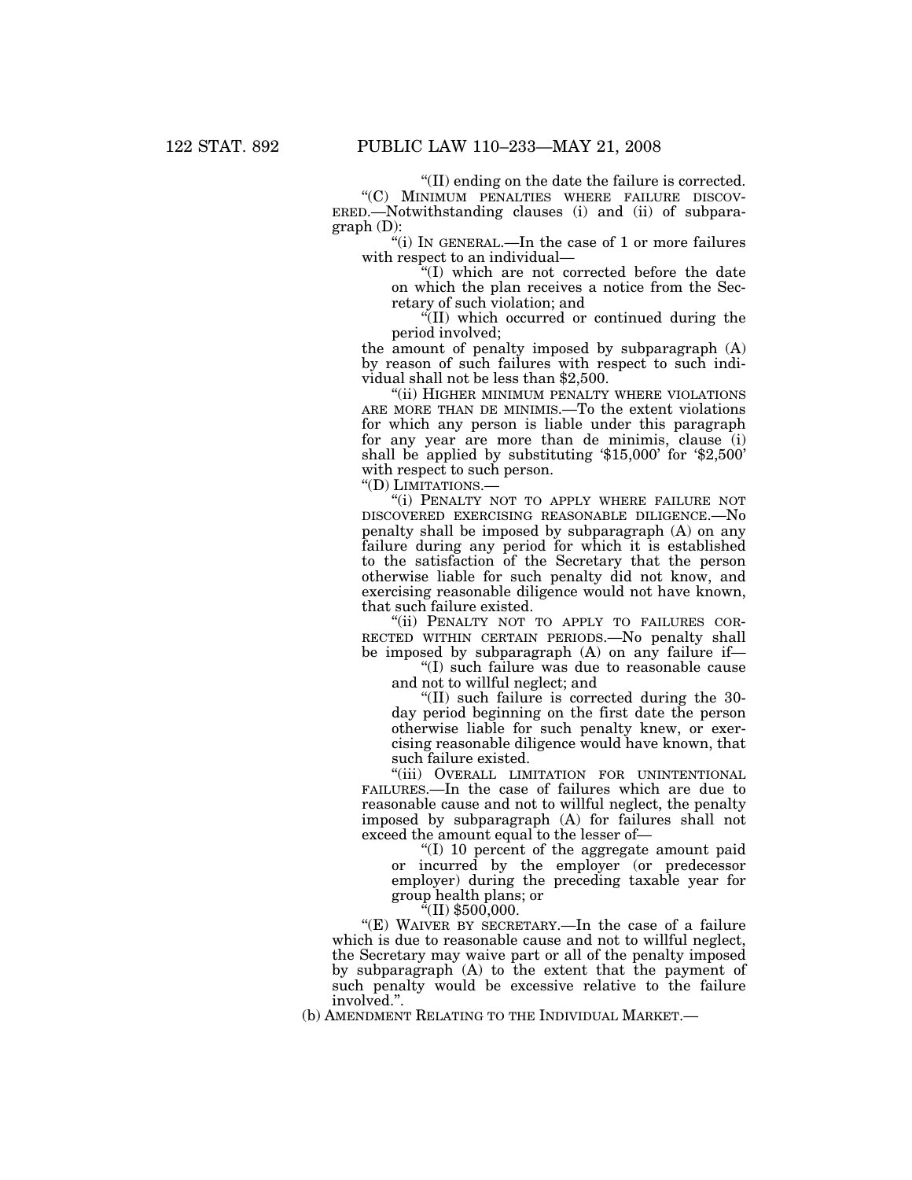"(II) ending on the date the failure is corrected.

"(C) MINIMUM PENALTIES WHERE FAILURE DISCOVERED.—Notwithstanding clauses (i) and (ii) of subparagraph (D):

"(i) IN GENERAL.—In the case of 1 or more failures with respect to an individual—

"(I) which are not corrected before the date on which the plan receives a notice from the Secretary of such violation; and

"(II) which occurred or continued during the period involved;

the amount of penalty imposed by subparagraph (A) by reason of such failures with respect to such individual shall not be less than $2,500.

"(ii) HIGHER MINIMUM PENALTY WHERE VIOLATIONS ARE MORE THAN DE MINIMIS.—To the extent violations for which any person is liable under this paragraph for any year are more than de minimis, clause (i) shall be applied by substituting '$15,000' for '$2,500' with respect to such person.

"(D) LIMITATIONS.—

"(i) PENALTY NOT TO APPLY WHERE FAILURE NOT DISCOVERED EXERCISING REASONABLE DILIGENCE.—No penalty shall be imposed by subparagraph (A) on any failure during any period for which it is established to the satisfaction of the Secretary that the person otherwise liable for such penalty did not know, and exercising reasonable diligence would not have known, that such failure existed.

"(ii) PENALTY NOT TO APPLY TO FAILURES CORRECTED WITHIN CERTAIN PERIODS.—No penalty shall be imposed by subparagraph (A) on any failure if—

"(I) such failure was due to reasonable cause and not to willful neglect; and

"(II) such failure is corrected during the 30-day period beginning on the first date the person otherwise liable for such penalty knew, or exercising reasonable diligence would have known, that such failure existed.

"(iii) OVERALL LIMITATION FOR UNINTENTIONAL FAILURES.—In the case of failures which are due to reasonable cause and not to willful neglect, the penalty imposed by subparagraph (A) for failures shall not exceed the amount equal to the lesser of—

"(I) 10 percent of the aggregate amount paid or incurred by the employer (or predecessor employer) during the preceding taxable year for group health plans; or

"(II) $500,000.

"(E) WAIVER BY SECRETARY.—In the case of a failure which is due to reasonable cause and not to willful neglect, the Secretary may waive part or all of the penalty imposed by subparagraph (A) to the extent that the payment of such penalty would be excessive relative to the failure involved.".

(b) AMENDMENT RELATING TO THE INDIVIDUAL MARKET.—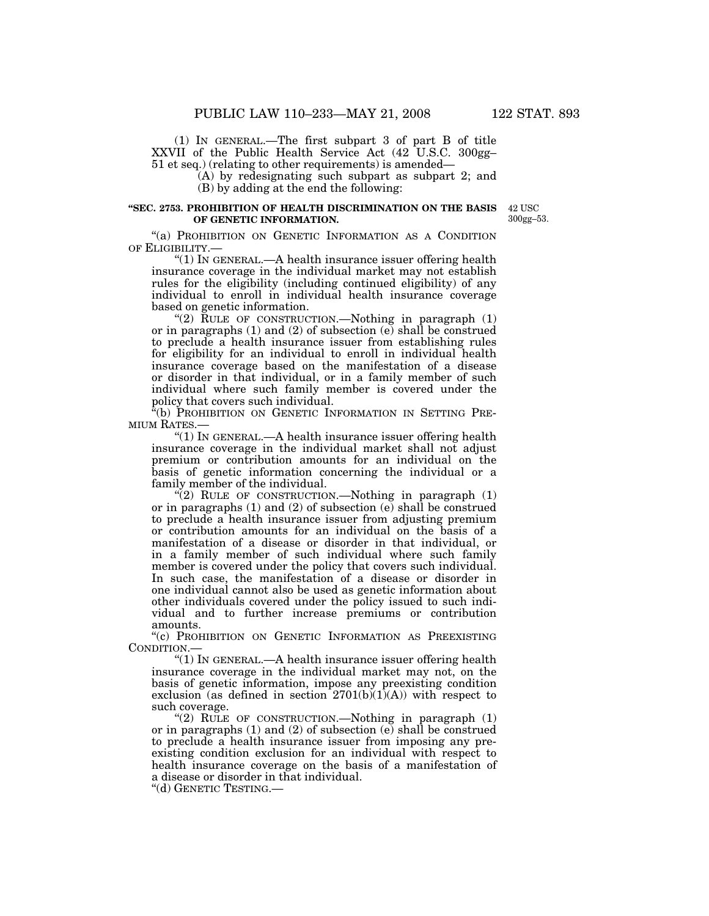(1) IN GENERAL.—The first subpart 3 of part B of title XXVII of the Public Health Service Act (42 U.S.C. 300gg–51 et seq.) (relating to other requirements) is amended—

(A) by redesignating such subpart as subpart 2; and

(B) by adding at the end the following:

**"SEC. 2753. PROHIBITION OF HEALTH DISCRIMINATION ON THE BASIS OF GENETIC INFORMATION.**

42 USC 300gg–53.

"(a) PROHIBITION ON GENETIC INFORMATION AS A CONDITION OF ELIGIBILITY.—

"(1) IN GENERAL.—A health insurance issuer offering health insurance coverage in the individual market may not establish rules for the eligibility (including continued eligibility) of any individual to enroll in individual health insurance coverage based on genetic information.

"(2) RULE OF CONSTRUCTION.—Nothing in paragraph (1) or in paragraphs (1) and (2) of subsection (e) shall be construed to preclude a health insurance issuer from establishing rules for eligibility for an individual to enroll in individual health insurance coverage based on the manifestation of a disease or disorder in that individual, or in a family member of such individual where such family member is covered under the policy that covers such individual.

"(b) PROHIBITION ON GENETIC INFORMATION IN SETTING PREMIUM RATES.—

"(1) IN GENERAL.—A health insurance issuer offering health insurance coverage in the individual market shall not adjust premium or contribution amounts for an individual on the basis of genetic information concerning the individual or a family member of the individual.

"(2) RULE OF CONSTRUCTION.—Nothing in paragraph (1) or in paragraphs (1) and (2) of subsection (e) shall be construed to preclude a health insurance issuer from adjusting premium or contribution amounts for an individual on the basis of a manifestation of a disease or disorder in that individual, or in a family member of such individual where such family member is covered under the policy that covers such individual. In such case, the manifestation of a disease or disorder in one individual cannot also be used as genetic information about other individuals covered under the policy issued to such individual and to further increase premiums or contribution amounts.

"(c) PROHIBITION ON GENETIC INFORMATION AS PREEXISTING CONDITION.—

"(1) IN GENERAL.—A health insurance issuer offering health insurance coverage in the individual market may not, on the basis of genetic information, impose any preexisting condition exclusion (as defined in section 2701(b)(1)(A)) with respect to such coverage.

"(2) RULE OF CONSTRUCTION.—Nothing in paragraph (1) or in paragraphs (1) and (2) of subsection (e) shall be construed to preclude a health insurance issuer from imposing any preexisting condition exclusion for an individual with respect to health insurance coverage on the basis of a manifestation of a disease or disorder in that individual.

"(d) GENETIC TESTING.—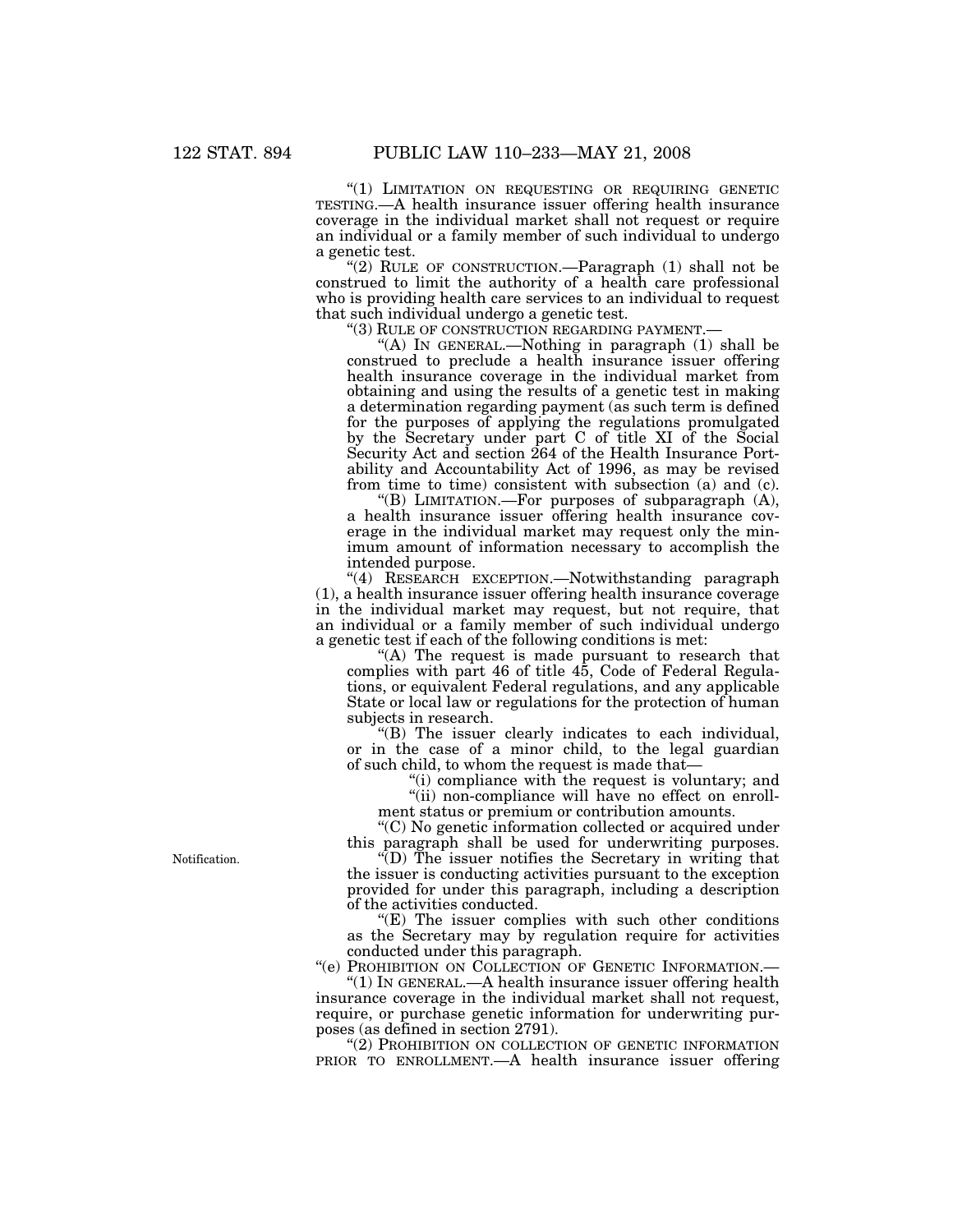"(1) LIMITATION ON REQUESTING OR REQUIRING GENETIC TESTING.—A health insurance issuer offering health insurance coverage in the individual market shall not request or require an individual or a family member of such individual to undergo a genetic test.

"(2) RULE OF CONSTRUCTION.—Paragraph (1) shall not be construed to limit the authority of a health care professional who is providing health care services to an individual to request that such individual undergo a genetic test.

"(3) RULE OF CONSTRUCTION REGARDING PAYMENT.—

"(A) IN GENERAL.—Nothing in paragraph (1) shall be construed to preclude a health insurance issuer offering health insurance coverage in the individual market from obtaining and using the results of a genetic test in making a determination regarding payment (as such term is defined for the purposes of applying the regulations promulgated by the Secretary under part C of title XI of the Social Security Act and section 264 of the Health Insurance Portability and Accountability Act of 1996, as may be revised from time to time) consistent with subsection (a) and (c).

"(B) LIMITATION.—For purposes of subparagraph (A), a health insurance issuer offering health insurance coverage in the individual market may request only the minimum amount of information necessary to accomplish the intended purpose.

"(4) RESEARCH EXCEPTION.—Notwithstanding paragraph (1), a health insurance issuer offering health insurance coverage in the individual market may request, but not require, that an individual or a family member of such individual undergo a genetic test if each of the following conditions is met:

"(A) The request is made pursuant to research that complies with part 46 of title 45, Code of Federal Regulations, or equivalent Federal regulations, and any applicable State or local law or regulations for the protection of human subjects in research.

"(B) The issuer clearly indicates to each individual, or in the case of a minor child, to the legal guardian of such child, to whom the request is made that—

"(i) compliance with the request is voluntary; and

"(ii) non-compliance will have no effect on enrollment status or premium or contribution amounts.

"(C) No genetic information collected or acquired under this paragraph shall be used for underwriting purposes.

Notification.

"(D) The issuer notifies the Secretary in writing that the issuer is conducting activities pursuant to the exception provided for under this paragraph, including a description of the activities conducted.

"(E) The issuer complies with such other conditions as the Secretary may by regulation require for activities conducted under this paragraph.

"(e) PROHIBITION ON COLLECTION OF GENETIC INFORMATION.—

"(1) IN GENERAL.—A health insurance issuer offering health insurance coverage in the individual market shall not request, require, or purchase genetic information for underwriting purposes (as defined in section 2791).

"(2) PROHIBITION ON COLLECTION OF GENETIC INFORMATION PRIOR TO ENROLLMENT.—A health insurance issuer offering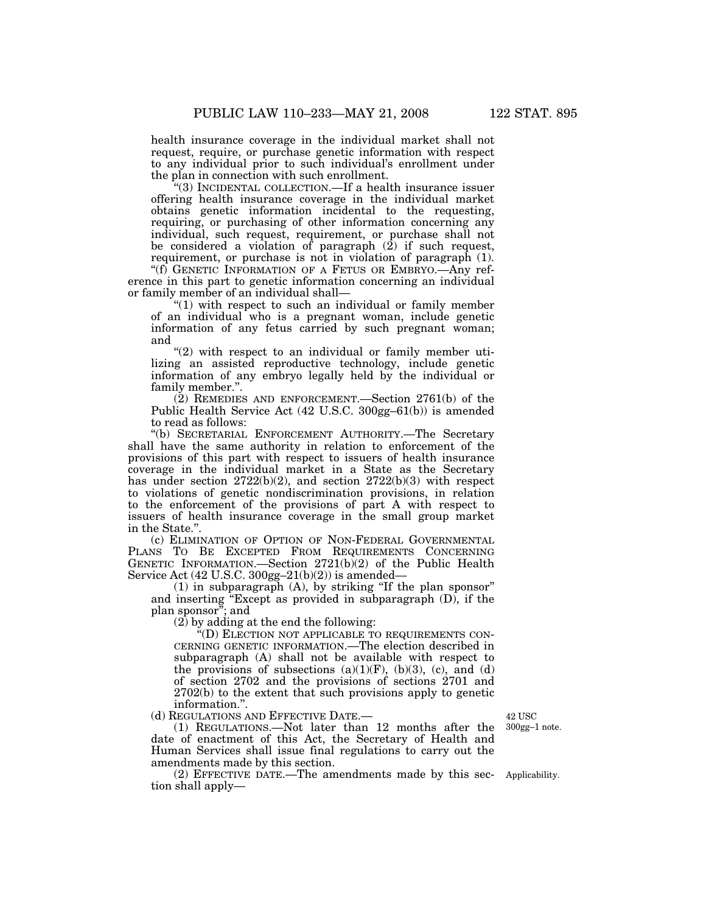health insurance coverage in the individual market shall not request, require, or purchase genetic information with respect to any individual prior to such individual's enrollment under the plan in connection with such enrollment.

"(3) INCIDENTAL COLLECTION.—If a health insurance issuer offering health insurance coverage in the individual market obtains genetic information incidental to the requesting, requiring, or purchasing of other information concerning any individual, such request, requirement, or purchase shall not be considered a violation of paragraph (2) if such request, requirement, or purchase is not in violation of paragraph (1).

"(f) GENETIC INFORMATION OF A FETUS OR EMBRYO.—Any reference in this part to genetic information concerning an individual or family member of an individual shall—

"(1) with respect to such an individual or family member of an individual who is a pregnant woman, include genetic information of any fetus carried by such pregnant woman; and

"(2) with respect to an individual or family member utilizing an assisted reproductive technology, include genetic information of any embryo legally held by the individual or family member.".

(2) REMEDIES AND ENFORCEMENT.—Section 2761(b) of the Public Health Service Act (42 U.S.C. 300gg–61(b)) is amended to read as follows:

"(b) SECRETARIAL ENFORCEMENT AUTHORITY.—The Secretary shall have the same authority in relation to enforcement of the provisions of this part with respect to issuers of health insurance coverage in the individual market in a State as the Secretary has under section 2722(b)(2), and section 2722(b)(3) with respect to violations of genetic nondiscrimination provisions, in relation to the enforcement of the provisions of part A with respect to issuers of health insurance coverage in the small group market in the State.".

(c) ELIMINATION OF OPTION OF NON-FEDERAL GOVERNMENTAL PLANS TO BE EXCEPTED FROM REQUIREMENTS CONCERNING GENETIC INFORMATION.—Section 2721(b)(2) of the Public Health Service Act (42 U.S.C. 300gg–21(b)(2)) is amended—

(1) in subparagraph (A), by striking "If the plan sponsor" and inserting "Except as provided in subparagraph (D), if the plan sponsor"; and

(2) by adding at the end the following:

"(D) ELECTION NOT APPLICABLE TO REQUIREMENTS CONCERNING GENETIC INFORMATION.—The election described in subparagraph (A) shall not be available with respect to the provisions of subsections (a)(1)(F), (b)(3), (c), and (d) of section 2702 and the provisions of sections 2701 and 2702(b) to the extent that such provisions apply to genetic information.".

(d) REGULATIONS AND EFFECTIVE DATE.—

42 USC 300gg–1 note.

(1) REGULATIONS.—Not later than 12 months after the date of enactment of this Act, the Secretary of Health and Human Services shall issue final regulations to carry out the amendments made by this section.

Applicability.

(2) EFFECTIVE DATE.—The amendments made by this section shall apply—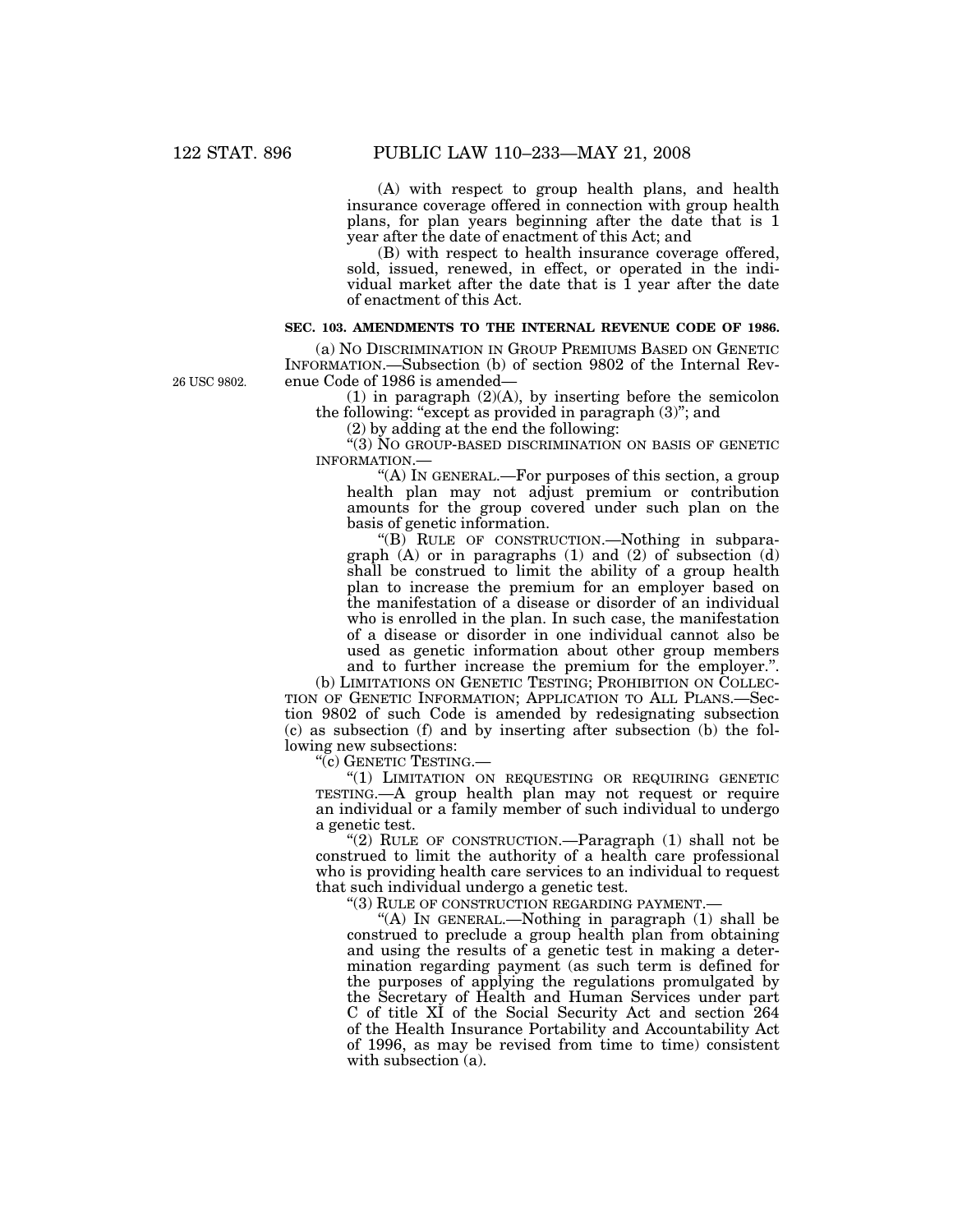(A) with respect to group health plans, and health insurance coverage offered in connection with group health plans, for plan years beginning after the date that is 1 year after the date of enactment of this Act; and

(B) with respect to health insurance coverage offered, sold, issued, renewed, in effect, or operated in the individual market after the date that is 1 year after the date of enactment of this Act.

**SEC. 103. AMENDMENTS TO THE INTERNAL REVENUE CODE OF 1986.**

(a) NO DISCRIMINATION IN GROUP PREMIUMS BASED ON GENETIC INFORMATION.—Subsection (b) of section 9802 of the Internal Revenue Code of 1986 is amended—

26 USC 9802.

(1) in paragraph (2)(A), by inserting before the semicolon the following: "except as provided in paragraph (3)"; and

(2) by adding at the end the following:

"(3) NO GROUP-BASED DISCRIMINATION ON BASIS OF GENETIC INFORMATION.—

"(A) IN GENERAL.—For purposes of this section, a group health plan may not adjust premium or contribution amounts for the group covered under such plan on the basis of genetic information.

"(B) RULE OF CONSTRUCTION.—Nothing in subparagraph (A) or in paragraphs (1) and (2) of subsection (d) shall be construed to limit the ability of a group health plan to increase the premium for an employer based on the manifestation of a disease or disorder of an individual who is enrolled in the plan. In such case, the manifestation of a disease or disorder in one individual cannot also be used as genetic information about other group members and to further increase the premium for the employer.".

(b) LIMITATIONS ON GENETIC TESTING; PROHIBITION ON COLLECTION OF GENETIC INFORMATION; APPLICATION TO ALL PLANS.—Section 9802 of such Code is amended by redesignating subsection (c) as subsection (f) and by inserting after subsection (b) the following new subsections:

"(c) GENETIC TESTING.—

"(1) LIMITATION ON REQUESTING OR REQUIRING GENETIC TESTING.—A group health plan may not request or require an individual or a family member of such individual to undergo a genetic test.

"(2) RULE OF CONSTRUCTION.—Paragraph (1) shall not be construed to limit the authority of a health care professional who is providing health care services to an individual to request that such individual undergo a genetic test.

"(3) RULE OF CONSTRUCTION REGARDING PAYMENT.—

"(A) IN GENERAL.—Nothing in paragraph (1) shall be construed to preclude a group health plan from obtaining and using the results of a genetic test in making a determination regarding payment (as such term is defined for the purposes of applying the regulations promulgated by the Secretary of Health and Human Services under part C of title XI of the Social Security Act and section 264 of the Health Insurance Portability and Accountability Act of 1996, as may be revised from time to time) consistent with subsection (a).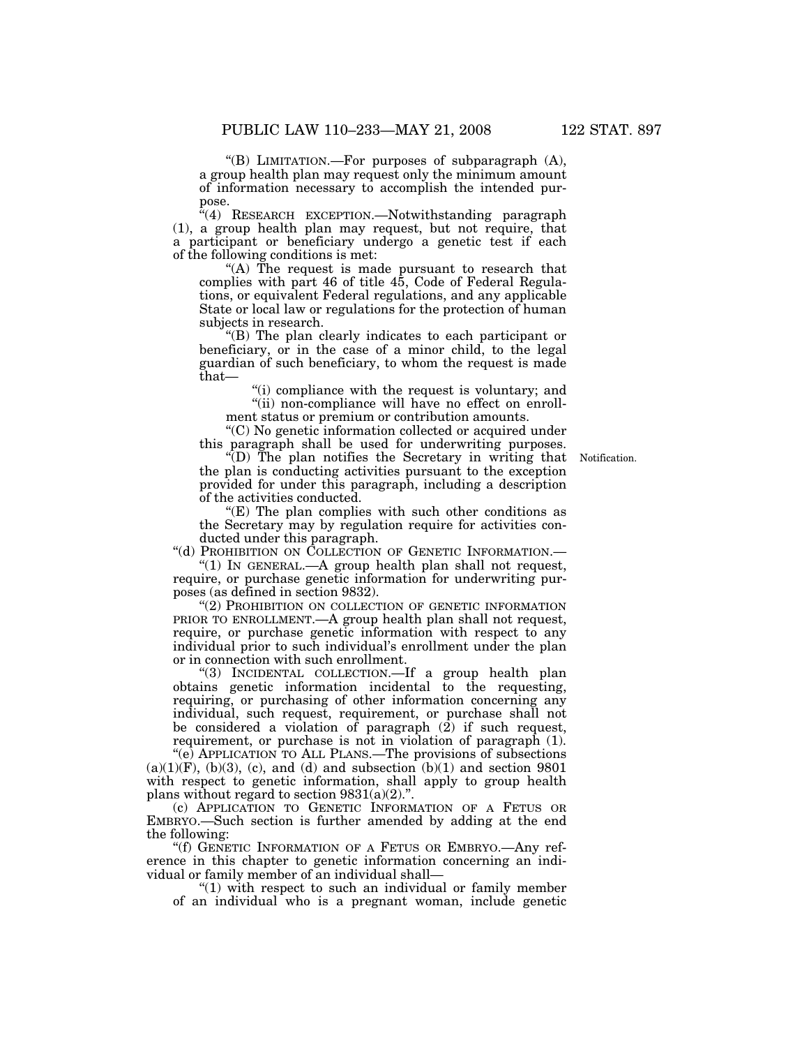"(B) LIMITATION.—For purposes of subparagraph (A), a group health plan may request only the minimum amount of information necessary to accomplish the intended purpose.

"(4) RESEARCH EXCEPTION.—Notwithstanding paragraph (1), a group health plan may request, but not require, that a participant or beneficiary undergo a genetic test if each of the following conditions is met:

"(A) The request is made pursuant to research that complies with part 46 of title 45, Code of Federal Regulations, or equivalent Federal regulations, and any applicable State or local law or regulations for the protection of human subjects in research.

"(B) The plan clearly indicates to each participant or beneficiary, or in the case of a minor child, to the legal guardian of such beneficiary, to whom the request is made that—

"(i) compliance with the request is voluntary; and

"(ii) non-compliance will have no effect on enrollment status or premium or contribution amounts.

"(C) No genetic information collected or acquired under this paragraph shall be used for underwriting purposes.

"(D) The plan notifies the Secretary in writing that the plan is conducting activities pursuant to the exception provided for under this paragraph, including a description of the activities conducted.

Notification.

"(E) The plan complies with such other conditions as the Secretary may by regulation require for activities conducted under this paragraph.

"(d) PROHIBITION ON COLLECTION OF GENETIC INFORMATION.—

"(1) IN GENERAL.—A group health plan shall not request, require, or purchase genetic information for underwriting purposes (as defined in section 9832).

"(2) PROHIBITION ON COLLECTION OF GENETIC INFORMATION PRIOR TO ENROLLMENT.—A group health plan shall not request, require, or purchase genetic information with respect to any individual prior to such individual's enrollment under the plan or in connection with such enrollment.

"(3) INCIDENTAL COLLECTION.—If a group health plan obtains genetic information incidental to the requesting, requiring, or purchasing of other information concerning any individual, such request, requirement, or purchase shall not be considered a violation of paragraph (2) if such request, requirement, or purchase is not in violation of paragraph (1).

"(e) APPLICATION TO ALL PLANS.—The provisions of subsections (a)(1)(F), (b)(3), (c), and (d) and subsection (b)(1) and section 9801 with respect to genetic information, shall apply to group health plans without regard to section 9831(a)(2).".

(c) APPLICATION TO GENETIC INFORMATION OF A FETUS OR EMBRYO.—Such section is further amended by adding at the end the following:

"(f) GENETIC INFORMATION OF A FETUS OR EMBRYO.—Any reference in this chapter to genetic information concerning an individual or family member of an individual shall—

"(1) with respect to such an individual or family member of an individual who is a pregnant woman, include genetic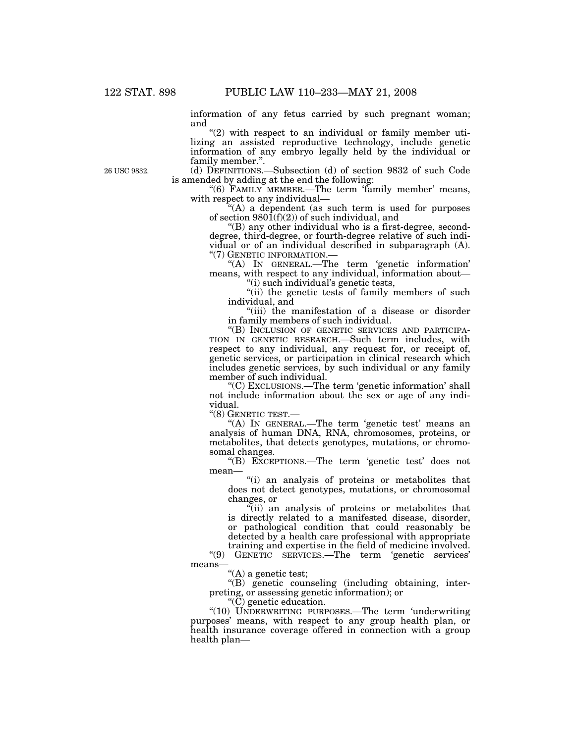information of any fetus carried by such pregnant woman; and

"(2) with respect to an individual or family member utilizing an assisted reproductive technology, include genetic information of any embryo legally held by the individual or family member.".

26 USC 9832.

(d) DEFINITIONS.—Subsection (d) of section 9832 of such Code is amended by adding at the end the following:

"(6) FAMILY MEMBER.—The term 'family member' means, with respect to any individual—

"(A) a dependent (as such term is used for purposes of section 9801(f)(2)) of such individual, and

"(B) any other individual who is a first-degree, second-degree, third-degree, or fourth-degree relative of such individual or of an individual described in subparagraph (A).

"(7) GENETIC INFORMATION.—

"(A) IN GENERAL.—The term 'genetic information' means, with respect to any individual, information about—

"(i) such individual's genetic tests,

"(ii) the genetic tests of family members of such individual, and

"(iii) the manifestation of a disease or disorder in family members of such individual.

"(B) INCLUSION OF GENETIC SERVICES AND PARTICIPATION IN GENETIC RESEARCH.—Such term includes, with respect to any individual, any request for, or receipt of, genetic services, or participation in clinical research which includes genetic services, by such individual or any family member of such individual.

"(C) EXCLUSIONS.—The term 'genetic information' shall not include information about the sex or age of any individual.

"(8) GENETIC TEST.—

"(A) IN GENERAL.—The term 'genetic test' means an analysis of human DNA, RNA, chromosomes, proteins, or metabolites, that detects genotypes, mutations, or chromosomal changes.

"(B) EXCEPTIONS.—The term 'genetic test' does not mean—

"(i) an analysis of proteins or metabolites that does not detect genotypes, mutations, or chromosomal changes, or

"(ii) an analysis of proteins or metabolites that is directly related to a manifested disease, disorder, or pathological condition that could reasonably be detected by a health care professional with appropriate training and expertise in the field of medicine involved.

"(9) GENETIC SERVICES.—The term 'genetic services' means—

"(A) a genetic test;

"(B) genetic counseling (including obtaining, interpreting, or assessing genetic information); or

"(C) genetic education.

"(10) UNDERWRITING PURPOSES.—The term 'underwriting purposes' means, with respect to any group health plan, or health insurance coverage offered in connection with a group health plan—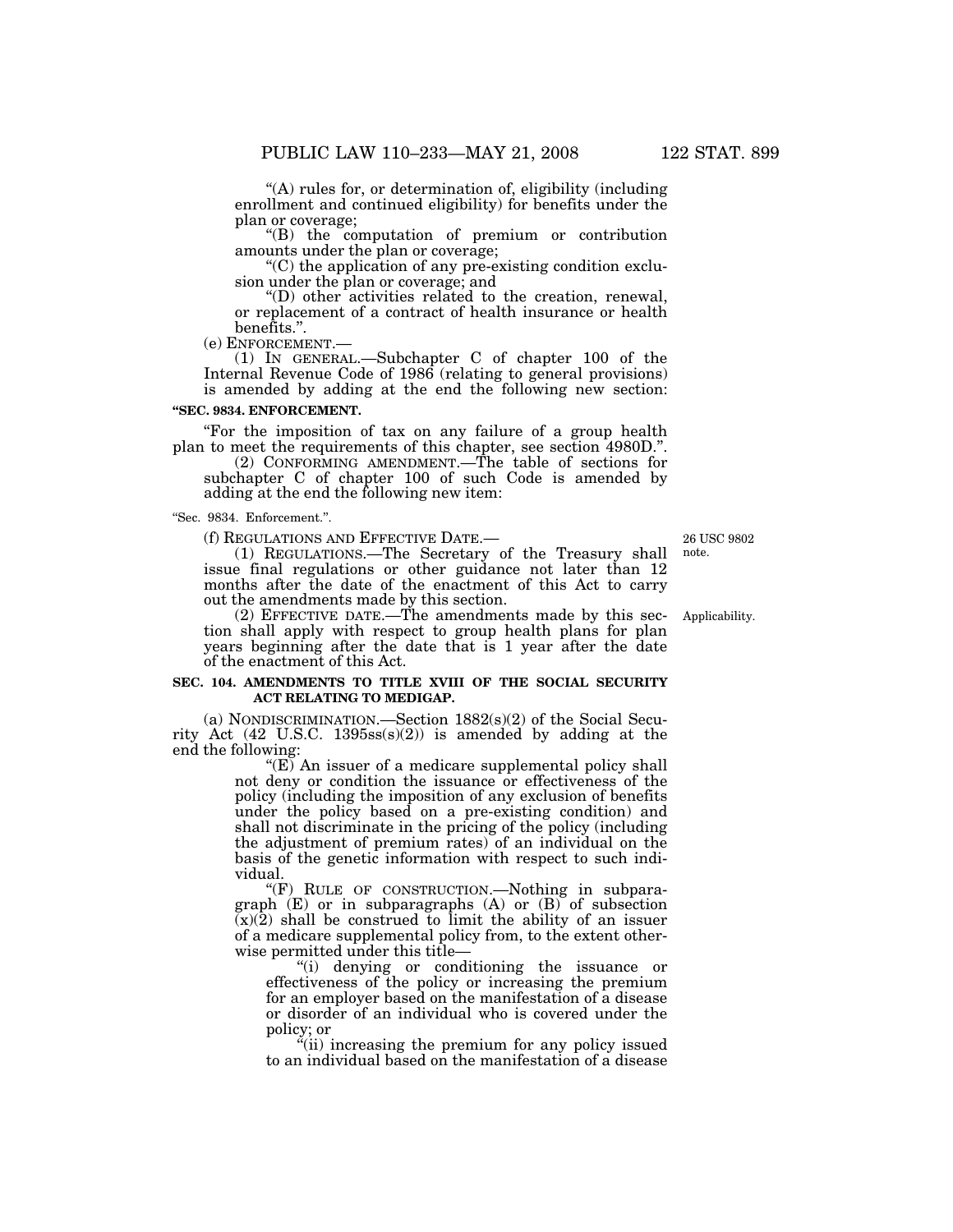"(A) rules for, or determination of, eligibility (including enrollment and continued eligibility) for benefits under the plan or coverage;

"(B) the computation of premium or contribution amounts under the plan or coverage;

"(C) the application of any pre-existing condition exclusion under the plan or coverage; and

"(D) other activities related to the creation, renewal, or replacement of a contract of health insurance or health benefits.".

(e) ENFORCEMENT.—

(1) IN GENERAL.—Subchapter C of chapter 100 of the Internal Revenue Code of 1986 (relating to general provisions) is amended by adding at the end the following new section:

**"SEC. 9834. ENFORCEMENT.**

"For the imposition of tax on any failure of a group health plan to meet the requirements of this chapter, see section 4980D.".

(2) CONFORMING AMENDMENT.—The table of sections for subchapter C of chapter 100 of such Code is amended by adding at the end the following new item:

"Sec. 9834. Enforcement.".

(f) REGULATIONS AND EFFECTIVE DATE.—

26 USC 9802 note.

(1) REGULATIONS.—The Secretary of the Treasury shall issue final regulations or other guidance not later than 12 months after the date of the enactment of this Act to carry out the amendments made by this section.

Applicability.

(2) EFFECTIVE DATE.—The amendments made by this section shall apply with respect to group health plans for plan years beginning after the date that is 1 year after the date of the enactment of this Act.

**SEC. 104. AMENDMENTS TO TITLE XVIII OF THE SOCIAL SECURITY ACT RELATING TO MEDIGAP.**

(a) NONDISCRIMINATION.—Section 1882(s)(2) of the Social Security Act (42 U.S.C. 1395ss(s)(2)) is amended by adding at the end the following:

"(E) An issuer of a medicare supplemental policy shall not deny or condition the issuance or effectiveness of the policy (including the imposition of any exclusion of benefits under the policy based on a pre-existing condition) and shall not discriminate in the pricing of the policy (including the adjustment of premium rates) of an individual on the basis of the genetic information with respect to such individual.

"(F) RULE OF CONSTRUCTION.—Nothing in subparagraph (E) or in subparagraphs (A) or (B) of subsection (x)(2) shall be construed to limit the ability of an issuer of a medicare supplemental policy from, to the extent otherwise permitted under this title—

"(i) denying or conditioning the issuance or effectiveness of the policy or increasing the premium for an employer based on the manifestation of a disease or disorder of an individual who is covered under the policy; or

"(ii) increasing the premium for any policy issued to an individual based on the manifestation of a disease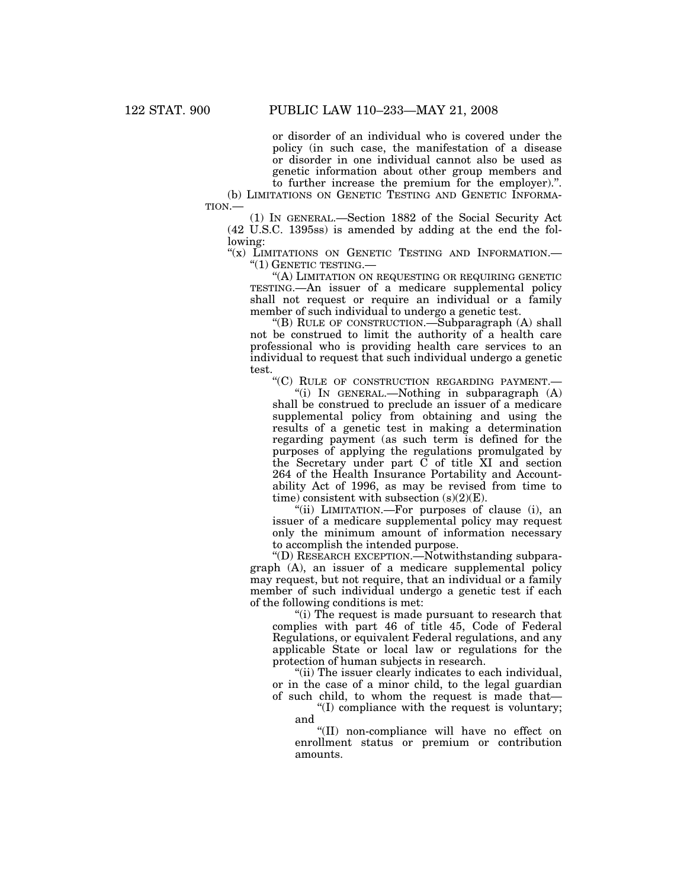or disorder of an individual who is covered under the policy (in such case, the manifestation of a disease or disorder in one individual cannot also be used as genetic information about other group members and to further increase the premium for the employer).".

(b) LIMITATIONS ON GENETIC TESTING AND GENETIC INFORMATION.—

(1) IN GENERAL.—Section 1882 of the Social Security Act (42 U.S.C. 1395ss) is amended by adding at the end the following:

"(x) LIMITATIONS ON GENETIC TESTING AND INFORMATION.—

"(1) GENETIC TESTING.—

"(A) LIMITATION ON REQUESTING OR REQUIRING GENETIC TESTING.—An issuer of a medicare supplemental policy shall not request or require an individual or a family member of such individual to undergo a genetic test.

"(B) RULE OF CONSTRUCTION.—Subparagraph (A) shall not be construed to limit the authority of a health care professional who is providing health care services to an individual to request that such individual undergo a genetic test.

"(C) RULE OF CONSTRUCTION REGARDING PAYMENT.—

"(i) IN GENERAL.—Nothing in subparagraph (A) shall be construed to preclude an issuer of a medicare supplemental policy from obtaining and using the results of a genetic test in making a determination regarding payment (as such term is defined for the purposes of applying the regulations promulgated by the Secretary under part C of title XI and section 264 of the Health Insurance Portability and Accountability Act of 1996, as may be revised from time to time) consistent with subsection (s)(2)(E).

"(ii) LIMITATION.—For purposes of clause (i), an issuer of a medicare supplemental policy may request only the minimum amount of information necessary to accomplish the intended purpose.

"(D) RESEARCH EXCEPTION.—Notwithstanding subparagraph (A), an issuer of a medicare supplemental policy may request, but not require, that an individual or a family member of such individual undergo a genetic test if each of the following conditions is met:

"(i) The request is made pursuant to research that complies with part 46 of title 45, Code of Federal Regulations, or equivalent Federal regulations, and any applicable State or local law or regulations for the protection of human subjects in research.

"(ii) The issuer clearly indicates to each individual, or in the case of a minor child, to the legal guardian of such child, to whom the request is made that—

"(I) compliance with the request is voluntary; and

"(II) non-compliance will have no effect on enrollment status or premium or contribution amounts.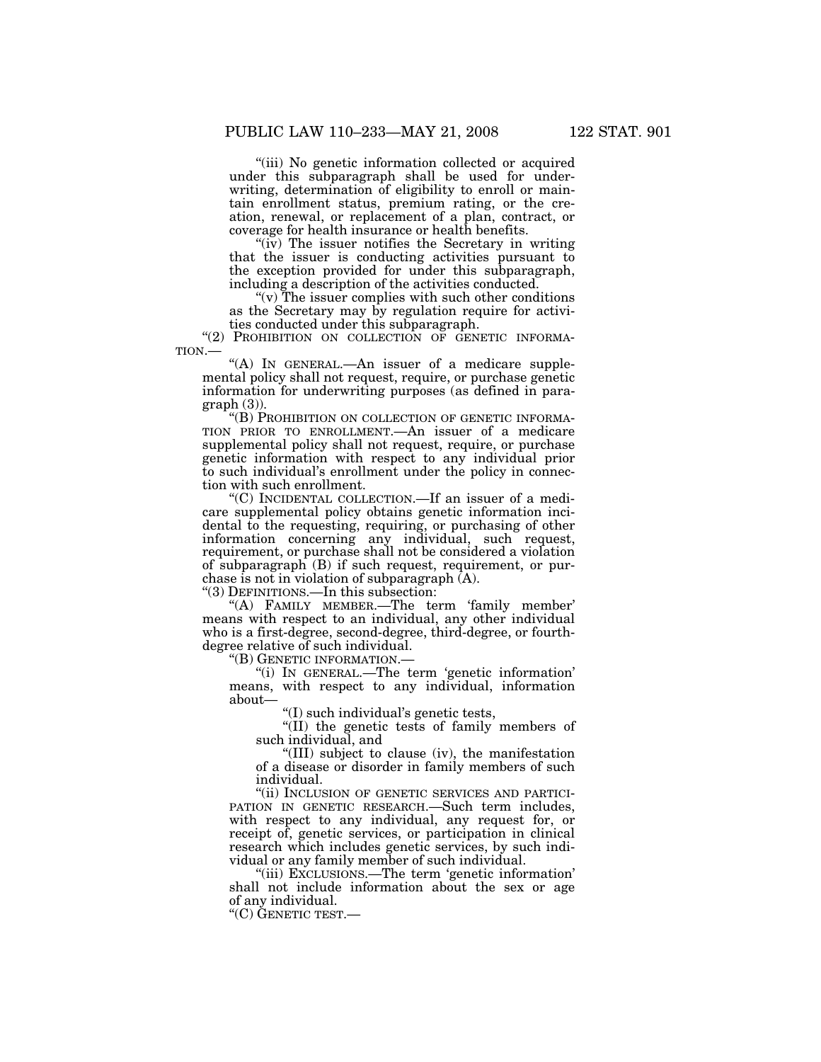"(iii) No genetic information collected or acquired under this subparagraph shall be used for underwriting, determination of eligibility to enroll or maintain enrollment status, premium rating, or the creation, renewal, or replacement of a plan, contract, or coverage for health insurance or health benefits.

"(iv) The issuer notifies the Secretary in writing that the issuer is conducting activities pursuant to the exception provided for under this subparagraph, including a description of the activities conducted.

"(v) The issuer complies with such other conditions as the Secretary may by regulation require for activities conducted under this subparagraph.

"(2) PROHIBITION ON COLLECTION OF GENETIC INFORMATION.—

"(A) IN GENERAL.—An issuer of a medicare supplemental policy shall not request, require, or purchase genetic information for underwriting purposes (as defined in paragraph (3)).

"(B) PROHIBITION ON COLLECTION OF GENETIC INFORMATION PRIOR TO ENROLLMENT.—An issuer of a medicare supplemental policy shall not request, require, or purchase genetic information with respect to any individual prior to such individual's enrollment under the policy in connection with such enrollment.

"(C) INCIDENTAL COLLECTION.—If an issuer of a medicare supplemental policy obtains genetic information incidental to the requesting, requiring, or purchasing of other information concerning any individual, such request, requirement, or purchase shall not be considered a violation of subparagraph (B) if such request, requirement, or purchase is not in violation of subparagraph (A).

"(3) DEFINITIONS.—In this subsection:

"(A) FAMILY MEMBER.—The term 'family member' means with respect to an individual, any other individual who is a first-degree, second-degree, third-degree, or fourth-degree relative of such individual.

"(B) GENETIC INFORMATION.—

"(i) IN GENERAL.—The term 'genetic information' means, with respect to any individual, information about—

"(I) such individual's genetic tests,

"(II) the genetic tests of family members of such individual, and

"(III) subject to clause (iv), the manifestation of a disease or disorder in family members of such individual.

"(ii) INCLUSION OF GENETIC SERVICES AND PARTICIPATION IN GENETIC RESEARCH.—Such term includes, with respect to any individual, any request for, or receipt of, genetic services, or participation in clinical research which includes genetic services, by such individual or any family member of such individual.

"(iii) EXCLUSIONS.—The term 'genetic information' shall not include information about the sex or age of any individual.

"(C) GENETIC TEST.—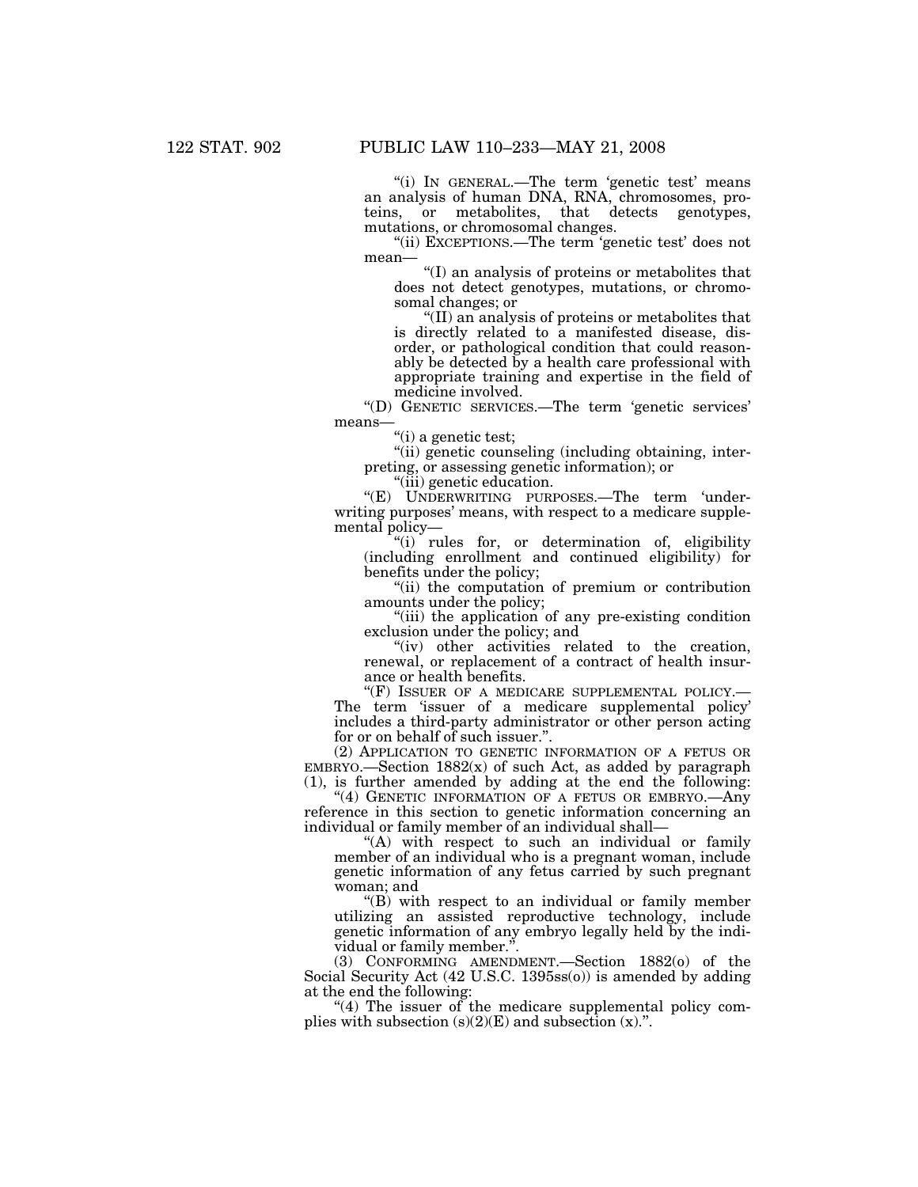"(i) IN GENERAL.—The term 'genetic test' means an analysis of human DNA, RNA, chromosomes, proteins, or metabolites, that detects genotypes, mutations, or chromosomal changes.

"(ii) EXCEPTIONS.—The term 'genetic test' does not mean—

"(I) an analysis of proteins or metabolites that does not detect genotypes, mutations, or chromosomal changes; or

"(II) an analysis of proteins or metabolites that is directly related to a manifested disease, disorder, or pathological condition that could reasonably be detected by a health care professional with appropriate training and expertise in the field of medicine involved.

"(D) GENETIC SERVICES.—The term 'genetic services' means—

"(i) a genetic test;

"(ii) genetic counseling (including obtaining, interpreting, or assessing genetic information); or

"(iii) genetic education.

"(E) UNDERWRITING PURPOSES.—The term 'underwriting purposes' means, with respect to a medicare supplemental policy—

"(i) rules for, or determination of, eligibility (including enrollment and continued eligibility) for benefits under the policy;

"(ii) the computation of premium or contribution amounts under the policy;

"(iii) the application of any pre-existing condition exclusion under the policy; and

"(iv) other activities related to the creation, renewal, or replacement of a contract of health insurance or health benefits.

"(F) ISSUER OF A MEDICARE SUPPLEMENTAL POLICY.—The term 'issuer of a medicare supplemental policy' includes a third-party administrator or other person acting for or on behalf of such issuer.".

(2) APPLICATION TO GENETIC INFORMATION OF A FETUS OR EMBRYO.—Section 1882(x) of such Act, as added by paragraph (1), is further amended by adding at the end the following:

"(4) GENETIC INFORMATION OF A FETUS OR EMBRYO.—Any reference in this section to genetic information concerning an individual or family member of an individual shall—

"(A) with respect to such an individual or family member of an individual who is a pregnant woman, include genetic information of any fetus carried by such pregnant woman; and

"(B) with respect to an individual or family member utilizing an assisted reproductive technology, include genetic information of any embryo legally held by the individual or family member.".

(3) CONFORMING AMENDMENT.—Section 1882(o) of the Social Security Act (42 U.S.C. 1395ss(o)) is amended by adding at the end the following:

"(4) The issuer of the medicare supplemental policy complies with subsection (s)(2)(E) and subsection (x).".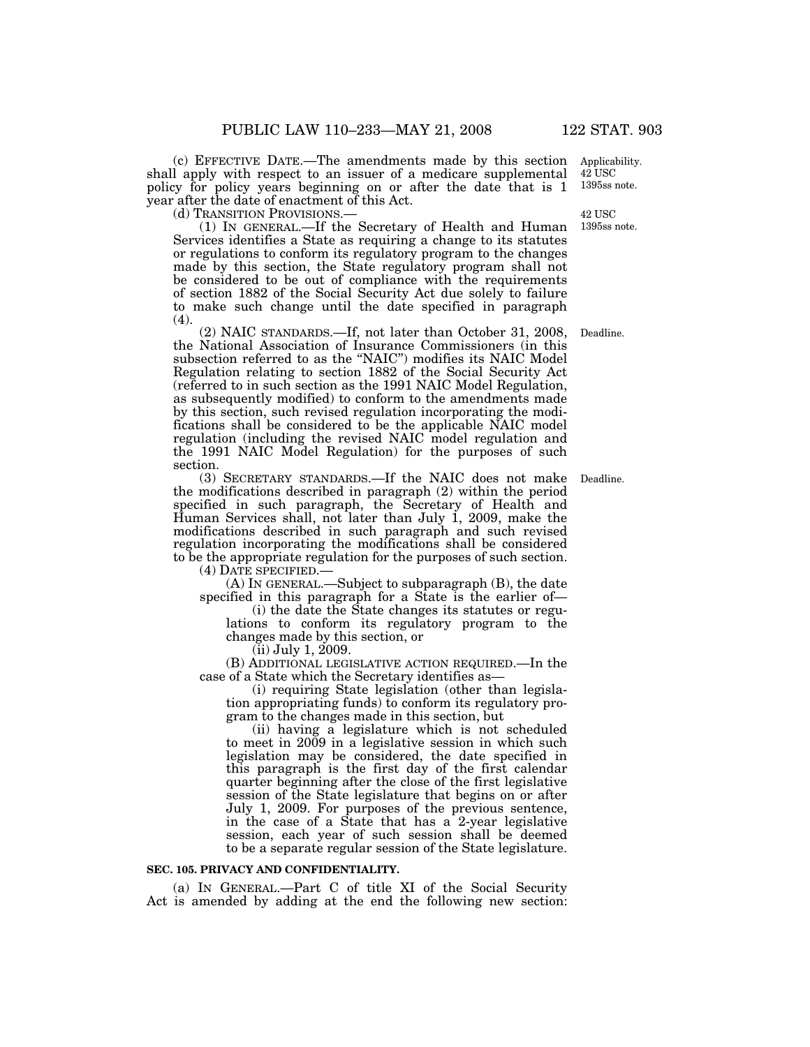(c) EFFECTIVE DATE.—The amendments made by this section shall apply with respect to an issuer of a medicare supplemental policy for policy years beginning on or after the date that is 1 year after the date of enactment of this Act.

Applicability. 42 USC 1395ss note.

(d) TRANSITION PROVISIONS.—

42 USC 1395ss note.

(1) IN GENERAL.—If the Secretary of Health and Human Services identifies a State as requiring a change to its statutes or regulations to conform its regulatory program to the changes made by this section, the State regulatory program shall not be considered to be out of compliance with the requirements of section 1882 of the Social Security Act due solely to failure to make such change until the date specified in paragraph (4).

(2) NAIC STANDARDS.—If, not later than October 31, 2008, the National Association of Insurance Commissioners (in this subsection referred to as the "NAIC") modifies its NAIC Model Regulation relating to section 1882 of the Social Security Act (referred to in such section as the 1991 NAIC Model Regulation, as subsequently modified) to conform to the amendments made by this section, such revised regulation incorporating the modifications shall be considered to be the applicable NAIC model regulation (including the revised NAIC model regulation and the 1991 NAIC Model Regulation) for the purposes of such section.

Deadline.

(3) SECRETARY STANDARDS.—If the NAIC does not make the modifications described in paragraph (2) within the period specified in such paragraph, the Secretary of Health and Human Services shall, not later than July 1, 2009, make the modifications described in such paragraph and such revised regulation incorporating the modifications shall be considered to be the appropriate regulation for the purposes of such section.

Deadline.

(4) DATE SPECIFIED.—

(A) IN GENERAL.—Subject to subparagraph (B), the date specified in this paragraph for a State is the earlier of—

(i) the date the State changes its statutes or regulations to conform its regulatory program to the changes made by this section, or

(ii) July 1, 2009.

(B) ADDITIONAL LEGISLATIVE ACTION REQUIRED.—In the case of a State which the Secretary identifies as—

(i) requiring State legislation (other than legislation appropriating funds) to conform its regulatory program to the changes made in this section, but

(ii) having a legislature which is not scheduled to meet in 2009 in a legislative session in which such legislation may be considered, the date specified in this paragraph is the first day of the first calendar quarter beginning after the close of the first legislative session of the State legislature that begins on or after July 1, 2009. For purposes of the previous sentence, in the case of a State that has a 2-year legislative session, each year of such session shall be deemed to be a separate regular session of the State legislature.

**SEC. 105. PRIVACY AND CONFIDENTIALITY.**

(a) IN GENERAL.—Part C of title XI of the Social Security Act is amended by adding at the end the following new section: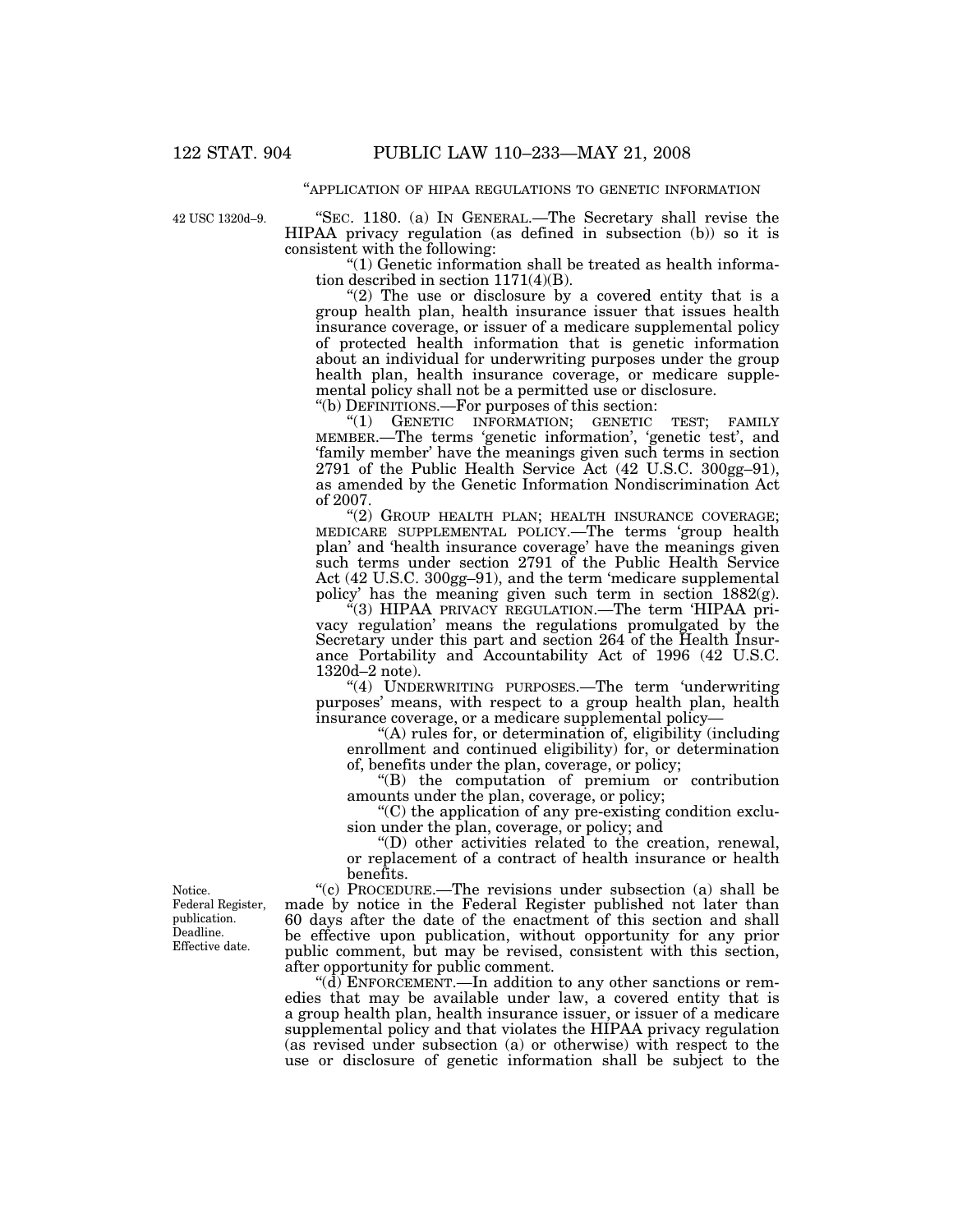"APPLICATION OF HIPAA REGULATIONS TO GENETIC INFORMATION

42 USC 1320d–9.

"SEC. 1180. (a) IN GENERAL.—The Secretary shall revise the HIPAA privacy regulation (as defined in subsection (b)) so it is consistent with the following:

"(1) Genetic information shall be treated as health information described in section 1171(4)(B).

"(2) The use or disclosure by a covered entity that is a group health plan, health insurance issuer that issues health insurance coverage, or issuer of a medicare supplemental policy of protected health information that is genetic information about an individual for underwriting purposes under the group health plan, health insurance coverage, or medicare supplemental policy shall not be a permitted use or disclosure.

"(b) DEFINITIONS.—For purposes of this section:

"(1) GENETIC INFORMATION; GENETIC TEST; FAMILY MEMBER.—The terms 'genetic information', 'genetic test', and 'family member' have the meanings given such terms in section 2791 of the Public Health Service Act (42 U.S.C. 300gg–91), as amended by the Genetic Information Nondiscrimination Act of 2007.

"(2) GROUP HEALTH PLAN; HEALTH INSURANCE COVERAGE; MEDICARE SUPPLEMENTAL POLICY.—The terms 'group health plan' and 'health insurance coverage' have the meanings given such terms under section 2791 of the Public Health Service Act (42 U.S.C. 300gg–91), and the term 'medicare supplemental policy' has the meaning given such term in section 1882(g).

"(3) HIPAA PRIVACY REGULATION.—The term 'HIPAA privacy regulation' means the regulations promulgated by the Secretary under this part and section 264 of the Health Insurance Portability and Accountability Act of 1996 (42 U.S.C. 1320d–2 note).

"(4) UNDERWRITING PURPOSES.—The term 'underwriting purposes' means, with respect to a group health plan, health insurance coverage, or a medicare supplemental policy—

"(A) rules for, or determination of, eligibility (including enrollment and continued eligibility) for, or determination of, benefits under the plan, coverage, or policy;

"(B) the computation of premium or contribution amounts under the plan, coverage, or policy;

"(C) the application of any pre-existing condition exclusion under the plan, coverage, or policy; and

"(D) other activities related to the creation, renewal, or replacement of a contract of health insurance or health benefits.

Notice. Federal Register, publication. Deadline. Effective date.

"(c) PROCEDURE.—The revisions under subsection (a) shall be made by notice in the Federal Register published not later than 60 days after the date of the enactment of this section and shall be effective upon publication, without opportunity for any prior public comment, but may be revised, consistent with this section, after opportunity for public comment.

"(d) ENFORCEMENT.—In addition to any other sanctions or remedies that may be available under law, a covered entity that is a group health plan, health insurance issuer, or issuer of a medicare supplemental policy and that violates the HIPAA privacy regulation (as revised under subsection (a) or otherwise) with respect to the use or disclosure of genetic information shall be subject to the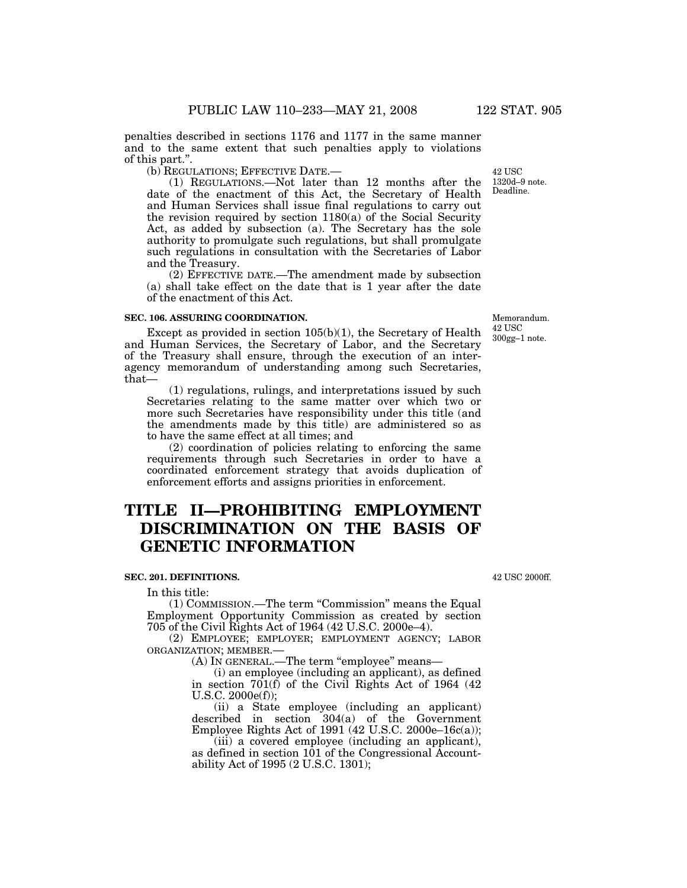penalties described in sections 1176 and 1177 in the same manner and to the same extent that such penalties apply to violations of this part.".

(b) REGULATIONS; EFFECTIVE DATE.—

42 USC 1320d–9 note. Deadline.

(1) REGULATIONS.—Not later than 12 months after the date of the enactment of this Act, the Secretary of Health and Human Services shall issue final regulations to carry out the revision required by section 1180(a) of the Social Security Act, as added by subsection (a). The Secretary has the sole authority to promulgate such regulations, but shall promulgate such regulations in consultation with the Secretaries of Labor and the Treasury.

(2) EFFECTIVE DATE.—The amendment made by subsection (a) shall take effect on the date that is 1 year after the date of the enactment of this Act.

**SEC. 106. ASSURING COORDINATION.**

Memorandum. 42 USC 300gg–1 note.

Except as provided in section 105(b)(1), the Secretary of Health and Human Services, the Secretary of Labor, and the Secretary of the Treasury shall ensure, through the execution of an interagency memorandum of understanding among such Secretaries, that—

(1) regulations, rulings, and interpretations issued by such Secretaries relating to the same matter over which two or more such Secretaries have responsibility under this title (and the amendments made by this title) are administered so as to have the same effect at all times; and

(2) coordination of policies relating to enforcing the same requirements through such Secretaries in order to have a coordinated enforcement strategy that avoids duplication of enforcement efforts and assigns priorities in enforcement.

# TITLE II—PROHIBITING EMPLOYMENT DISCRIMINATION ON THE BASIS OF GENETIC INFORMATION

**SEC. 201. DEFINITIONS.**

42 USC 2000ff.

In this title:

(1) COMMISSION.—The term "Commission" means the Equal Employment Opportunity Commission as created by section 705 of the Civil Rights Act of 1964 (42 U.S.C. 2000e–4).

(2) EMPLOYEE; EMPLOYER; EMPLOYMENT AGENCY; LABOR ORGANIZATION; MEMBER.—

(A) IN GENERAL.—The term "employee" means—

(i) an employee (including an applicant), as defined in section 701(f) of the Civil Rights Act of 1964 (42 U.S.C. 2000e(f));

(ii) a State employee (including an applicant) described in section 304(a) of the Government Employee Rights Act of 1991 (42 U.S.C. 2000e–16c(a));

(iii) a covered employee (including an applicant), as defined in section 101 of the Congressional Accountability Act of 1995 (2 U.S.C. 1301);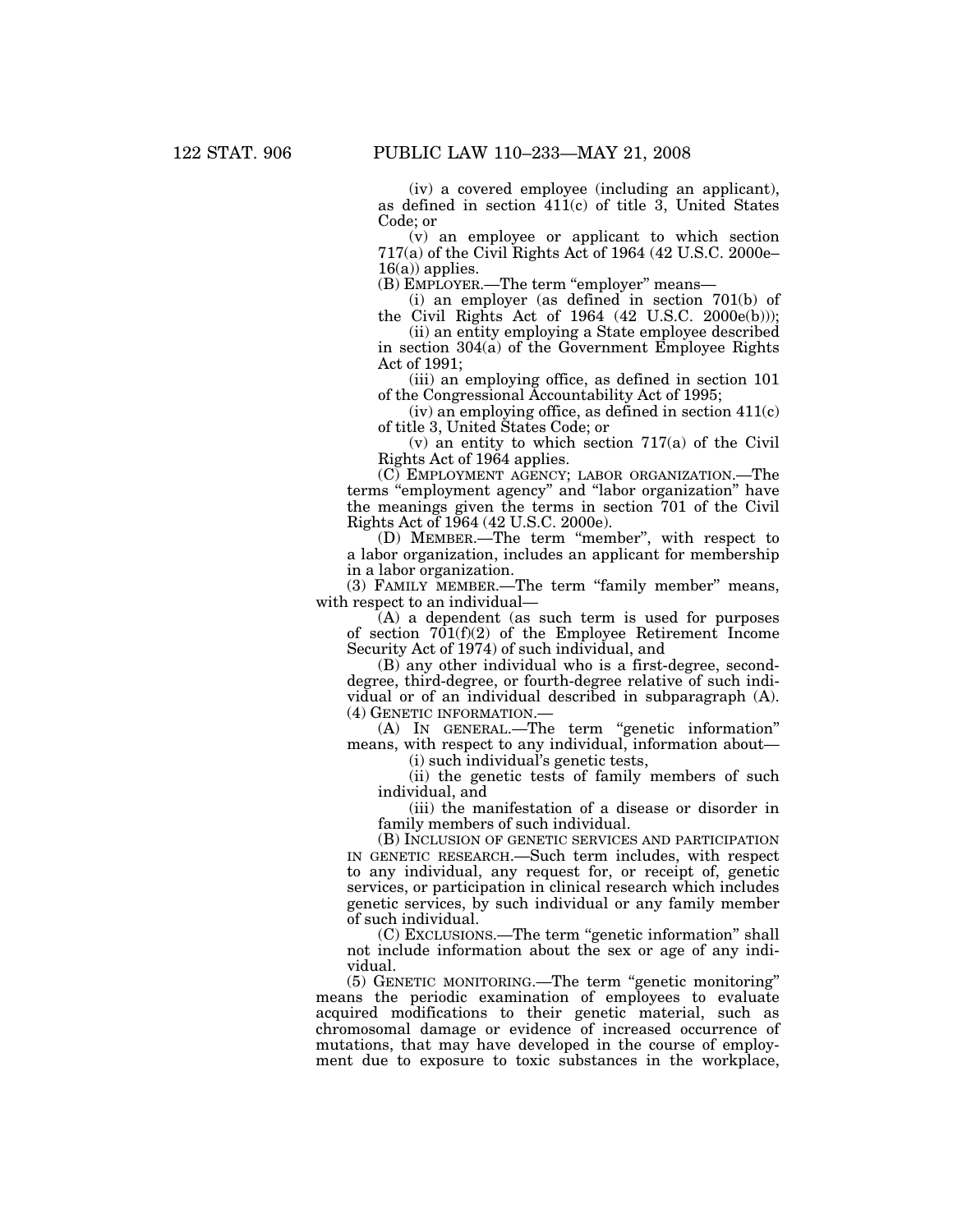(iv) a covered employee (including an applicant), as defined in section 411(c) of title 3, United States Code; or

(v) an employee or applicant to which section 717(a) of the Civil Rights Act of 1964 (42 U.S.C. 2000e–16(a)) applies.

(B) EMPLOYER.—The term "employer" means—

(i) an employer (as defined in section 701(b) of the Civil Rights Act of 1964 (42 U.S.C. 2000e(b)));

(ii) an entity employing a State employee described in section 304(a) of the Government Employee Rights Act of 1991;

(iii) an employing office, as defined in section 101 of the Congressional Accountability Act of 1995;

(iv) an employing office, as defined in section 411(c) of title 3, United States Code; or

(v) an entity to which section 717(a) of the Civil Rights Act of 1964 applies.

(C) EMPLOYMENT AGENCY; LABOR ORGANIZATION.—The terms "employment agency" and "labor organization" have the meanings given the terms in section 701 of the Civil Rights Act of 1964 (42 U.S.C. 2000e).

(D) MEMBER.—The term "member", with respect to a labor organization, includes an applicant for membership in a labor organization.

(3) FAMILY MEMBER.—The term "family member" means, with respect to an individual—

(A) a dependent (as such term is used for purposes of section 701(f)(2) of the Employee Retirement Income Security Act of 1974) of such individual, and

(B) any other individual who is a first-degree, second-degree, third-degree, or fourth-degree relative of such individual or of an individual described in subparagraph (A).

(4) GENETIC INFORMATION.—

(A) IN GENERAL.—The term "genetic information" means, with respect to any individual, information about—

(i) such individual's genetic tests,

(ii) the genetic tests of family members of such individual, and

(iii) the manifestation of a disease or disorder in family members of such individual.

(B) INCLUSION OF GENETIC SERVICES AND PARTICIPATION IN GENETIC RESEARCH.—Such term includes, with respect to any individual, any request for, or receipt of, genetic services, or participation in clinical research which includes genetic services, by such individual or any family member of such individual.

(C) EXCLUSIONS.—The term "genetic information" shall not include information about the sex or age of any individual.

(5) GENETIC MONITORING.—The term "genetic monitoring" means the periodic examination of employees to evaluate acquired modifications to their genetic material, such as chromosomal damage or evidence of increased occurrence of mutations, that may have developed in the course of employment due to exposure to toxic substances in the workplace,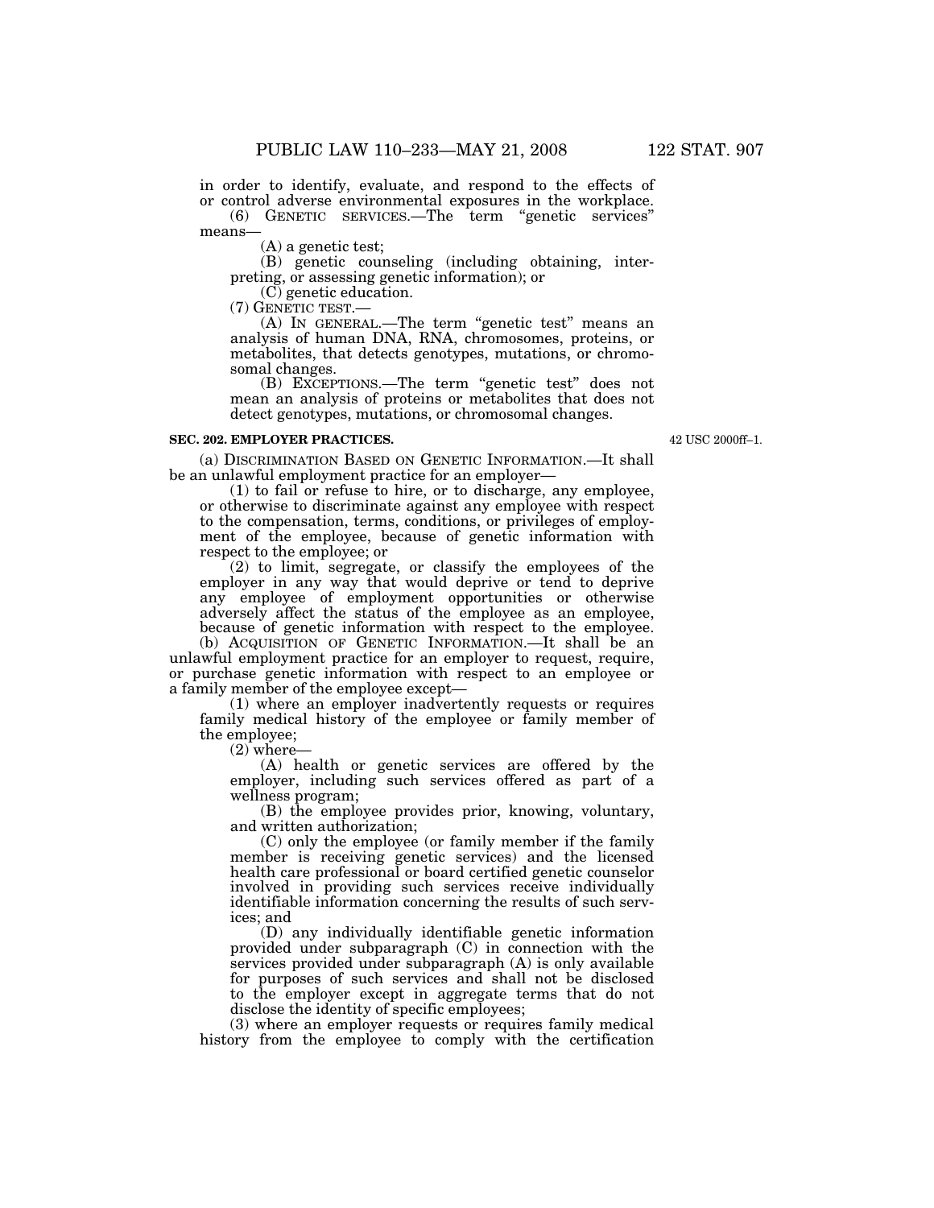in order to identify, evaluate, and respond to the effects of or control adverse environmental exposures in the workplace.

(6) GENETIC SERVICES.—The term "genetic services" means—

(A) a genetic test;

(B) genetic counseling (including obtaining, interpreting, or assessing genetic information); or

(C) genetic education.

(7) GENETIC TEST.—

(A) IN GENERAL.—The term "genetic test" means an analysis of human DNA, RNA, chromosomes, proteins, or metabolites, that detects genotypes, mutations, or chromosomal changes.

(B) EXCEPTIONS.—The term "genetic test" does not mean an analysis of proteins or metabolites that does not detect genotypes, mutations, or chromosomal changes.

**SEC. 202. EMPLOYER PRACTICES.**

42 USC 2000ff–1.

(a) DISCRIMINATION BASED ON GENETIC INFORMATION.—It shall be an unlawful employment practice for an employer—

(1) to fail or refuse to hire, or to discharge, any employee, or otherwise to discriminate against any employee with respect to the compensation, terms, conditions, or privileges of employment of the employee, because of genetic information with respect to the employee; or

(2) to limit, segregate, or classify the employees of the employer in any way that would deprive or tend to deprive any employee of employment opportunities or otherwise adversely affect the status of the employee as an employee, because of genetic information with respect to the employee.

(b) ACQUISITION OF GENETIC INFORMATION.—It shall be an unlawful employment practice for an employer to request, require, or purchase genetic information with respect to an employee or a family member of the employee except—

(1) where an employer inadvertently requests or requires family medical history of the employee or family member of the employee;

(2) where—

(A) health or genetic services are offered by the employer, including such services offered as part of a wellness program;

(B) the employee provides prior, knowing, voluntary, and written authorization;

(C) only the employee (or family member if the family member is receiving genetic services) and the licensed health care professional or board certified genetic counselor involved in providing such services receive individually identifiable information concerning the results of such services; and

(D) any individually identifiable genetic information provided under subparagraph (C) in connection with the services provided under subparagraph (A) is only available for purposes of such services and shall not be disclosed to the employer except in aggregate terms that do not disclose the identity of specific employees;

(3) where an employer requests or requires family medical history from the employee to comply with the certification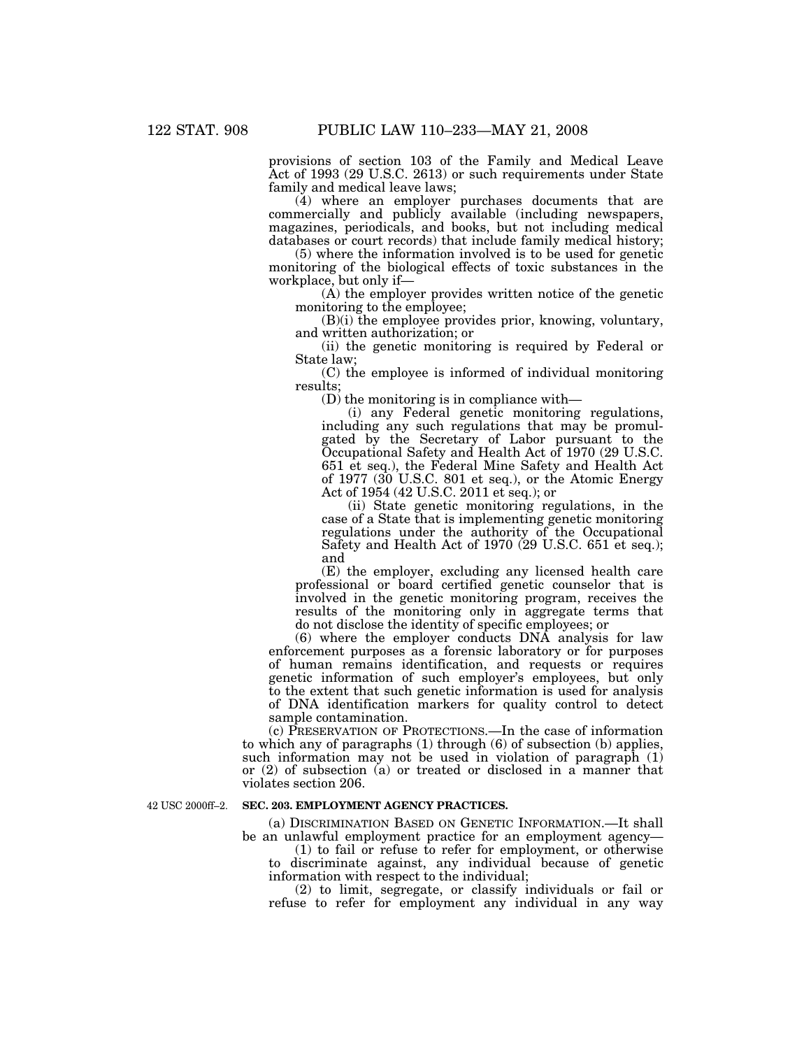provisions of section 103 of the Family and Medical Leave Act of 1993 (29 U.S.C. 2613) or such requirements under State family and medical leave laws;

(4) where an employer purchases documents that are commercially and publicly available (including newspapers, magazines, periodicals, and books, but not including medical databases or court records) that include family medical history;

(5) where the information involved is to be used for genetic monitoring of the biological effects of toxic substances in the workplace, but only if—

(A) the employer provides written notice of the genetic monitoring to the employee;

(B)(i) the employee provides prior, knowing, voluntary, and written authorization; or

(ii) the genetic monitoring is required by Federal or State law;

(C) the employee is informed of individual monitoring results;

(D) the monitoring is in compliance with—

(i) any Federal genetic monitoring regulations, including any such regulations that may be promulgated by the Secretary of Labor pursuant to the Occupational Safety and Health Act of 1970 (29 U.S.C. 651 et seq.), the Federal Mine Safety and Health Act of 1977 (30 U.S.C. 801 et seq.), or the Atomic Energy Act of 1954 (42 U.S.C. 2011 et seq.); or

(ii) State genetic monitoring regulations, in the case of a State that is implementing genetic monitoring regulations under the authority of the Occupational Safety and Health Act of 1970 (29 U.S.C. 651 et seq.); and

(E) the employer, excluding any licensed health care professional or board certified genetic counselor that is involved in the genetic monitoring program, receives the results of the monitoring only in aggregate terms that do not disclose the identity of specific employees; or

(6) where the employer conducts DNA analysis for law enforcement purposes as a forensic laboratory or for purposes of human remains identification, and requests or requires genetic information of such employer's employees, but only to the extent that such genetic information is used for analysis of DNA identification markers for quality control to detect sample contamination.

(c) PRESERVATION OF PROTECTIONS.—In the case of information to which any of paragraphs (1) through (6) of subsection (b) applies, such information may not be used in violation of paragraph (1) or (2) of subsection (a) or treated or disclosed in a manner that violates section 206.

42 USC 2000ff–2.

**SEC. 203. EMPLOYMENT AGENCY PRACTICES.**

(a) DISCRIMINATION BASED ON GENETIC INFORMATION.—It shall be an unlawful employment practice for an employment agency—

(1) to fail or refuse to refer for employment, or otherwise to discriminate against, any individual because of genetic information with respect to the individual;

(2) to limit, segregate, or classify individuals or fail or refuse to refer for employment any individual in any way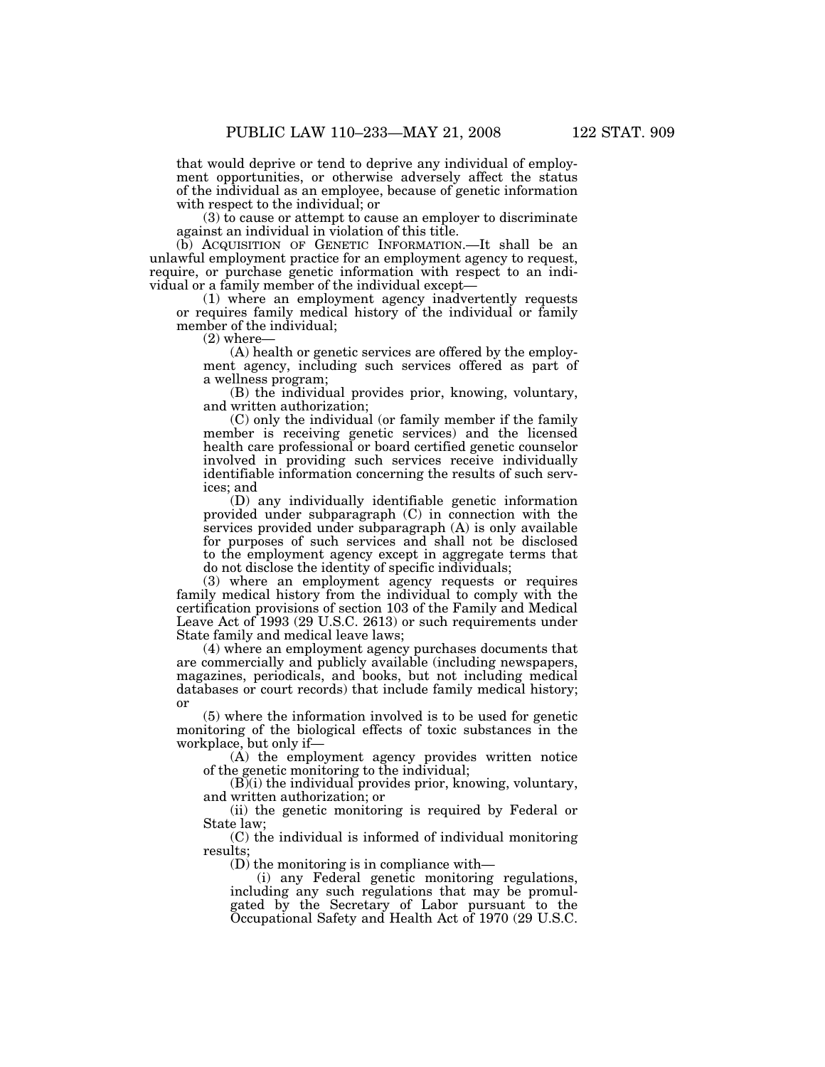that would deprive or tend to deprive any individual of employment opportunities, or otherwise adversely affect the status of the individual as an employee, because of genetic information with respect to the individual; or

(3) to cause or attempt to cause an employer to discriminate against an individual in violation of this title.

(b) ACQUISITION OF GENETIC INFORMATION.—It shall be an unlawful employment practice for an employment agency to request, require, or purchase genetic information with respect to an individual or a family member of the individual except—

(1) where an employment agency inadvertently requests or requires family medical history of the individual or family member of the individual;

(2) where—

(A) health or genetic services are offered by the employment agency, including such services offered as part of a wellness program;

(B) the individual provides prior, knowing, voluntary, and written authorization;

(C) only the individual (or family member if the family member is receiving genetic services) and the licensed health care professional or board certified genetic counselor involved in providing such services receive individually identifiable information concerning the results of such services; and

(D) any individually identifiable genetic information provided under subparagraph (C) in connection with the services provided under subparagraph (A) is only available for purposes of such services and shall not be disclosed to the employment agency except in aggregate terms that do not disclose the identity of specific individuals;

(3) where an employment agency requests or requires family medical history from the individual to comply with the certification provisions of section 103 of the Family and Medical Leave Act of 1993 (29 U.S.C. 2613) or such requirements under State family and medical leave laws;

(4) where an employment agency purchases documents that are commercially and publicly available (including newspapers, magazines, periodicals, and books, but not including medical databases or court records) that include family medical history; or

(5) where the information involved is to be used for genetic monitoring of the biological effects of toxic substances in the workplace, but only if—

(A) the employment agency provides written notice of the genetic monitoring to the individual;

(B)(i) the individual provides prior, knowing, voluntary, and written authorization; or

(ii) the genetic monitoring is required by Federal or State law;

(C) the individual is informed of individual monitoring results;

(D) the monitoring is in compliance with—

(i) any Federal genetic monitoring regulations, including any such regulations that may be promulgated by the Secretary of Labor pursuant to the Occupational Safety and Health Act of 1970 (29 U.S.C.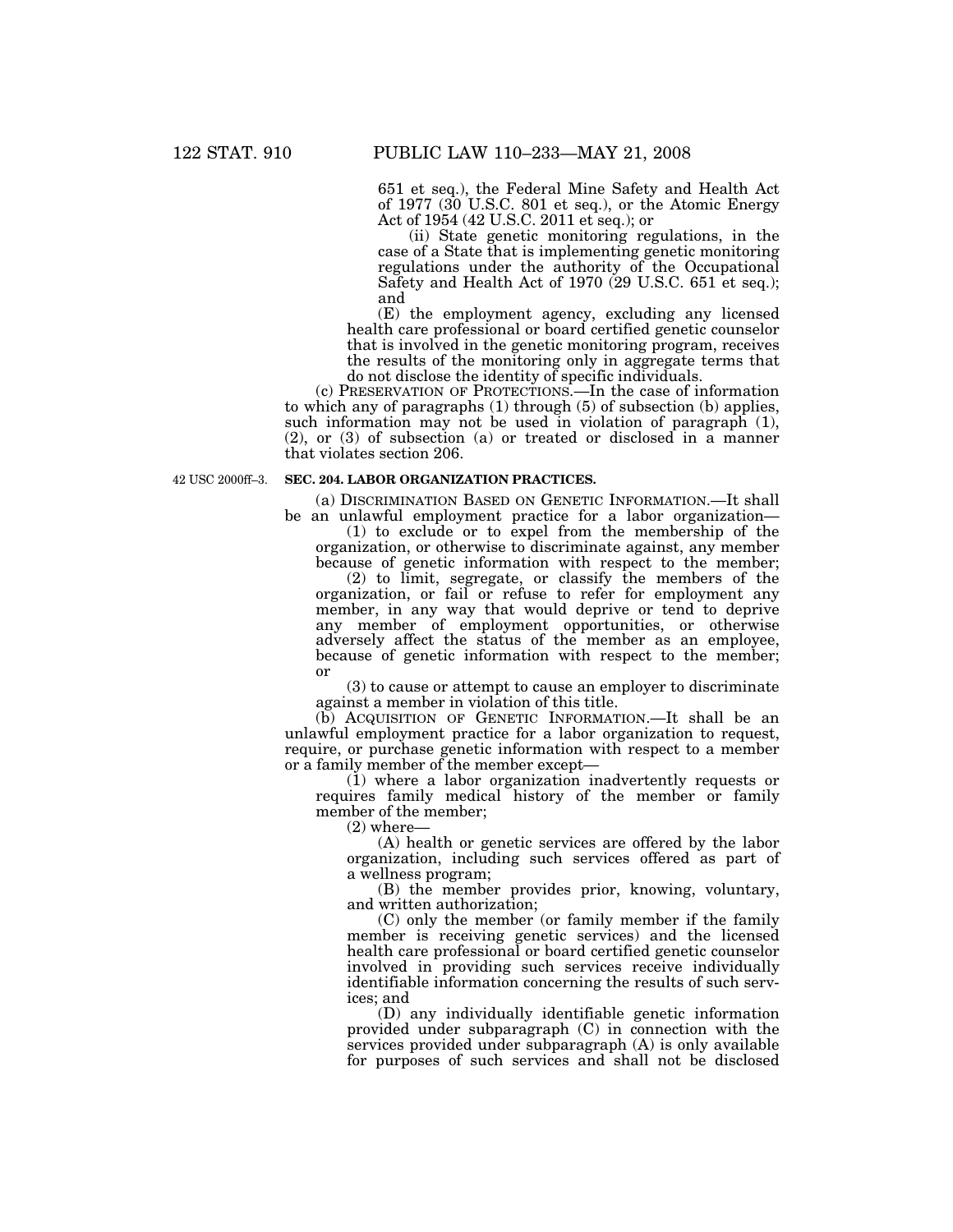651 et seq.), the Federal Mine Safety and Health Act of 1977 (30 U.S.C. 801 et seq.), or the Atomic Energy Act of 1954 (42 U.S.C. 2011 et seq.); or

(ii) State genetic monitoring regulations, in the case of a State that is implementing genetic monitoring regulations under the authority of the Occupational Safety and Health Act of 1970 (29 U.S.C. 651 et seq.); and

(E) the employment agency, excluding any licensed health care professional or board certified genetic counselor that is involved in the genetic monitoring program, receives the results of the monitoring only in aggregate terms that do not disclose the identity of specific individuals.

(c) PRESERVATION OF PROTECTIONS.—In the case of information to which any of paragraphs (1) through (5) of subsection (b) applies, such information may not be used in violation of paragraph (1), (2), or (3) of subsection (a) or treated or disclosed in a manner that violates section 206.

42 USC 2000ff–3.

**SEC. 204. LABOR ORGANIZATION PRACTICES.**

(a) DISCRIMINATION BASED ON GENETIC INFORMATION.—It shall be an unlawful employment practice for a labor organization—

(1) to exclude or to expel from the membership of the organization, or otherwise to discriminate against, any member because of genetic information with respect to the member;

(2) to limit, segregate, or classify the members of the organization, or fail or refuse to refer for employment any member, in any way that would deprive or tend to deprive any member of employment opportunities, or otherwise adversely affect the status of the member as an employee, because of genetic information with respect to the member; or

(3) to cause or attempt to cause an employer to discriminate against a member in violation of this title.

(b) ACQUISITION OF GENETIC INFORMATION.—It shall be an unlawful employment practice for a labor organization to request, require, or purchase genetic information with respect to a member or a family member of the member except—

(1) where a labor organization inadvertently requests or requires family medical history of the member or family member of the member;

(2) where—

(A) health or genetic services are offered by the labor organization, including such services offered as part of a wellness program;

(B) the member provides prior, knowing, voluntary, and written authorization;

(C) only the member (or family member if the family member is receiving genetic services) and the licensed health care professional or board certified genetic counselor involved in providing such services receive individually identifiable information concerning the results of such services; and

(D) any individually identifiable genetic information provided under subparagraph (C) in connection with the services provided under subparagraph (A) is only available for purposes of such services and shall not be disclosed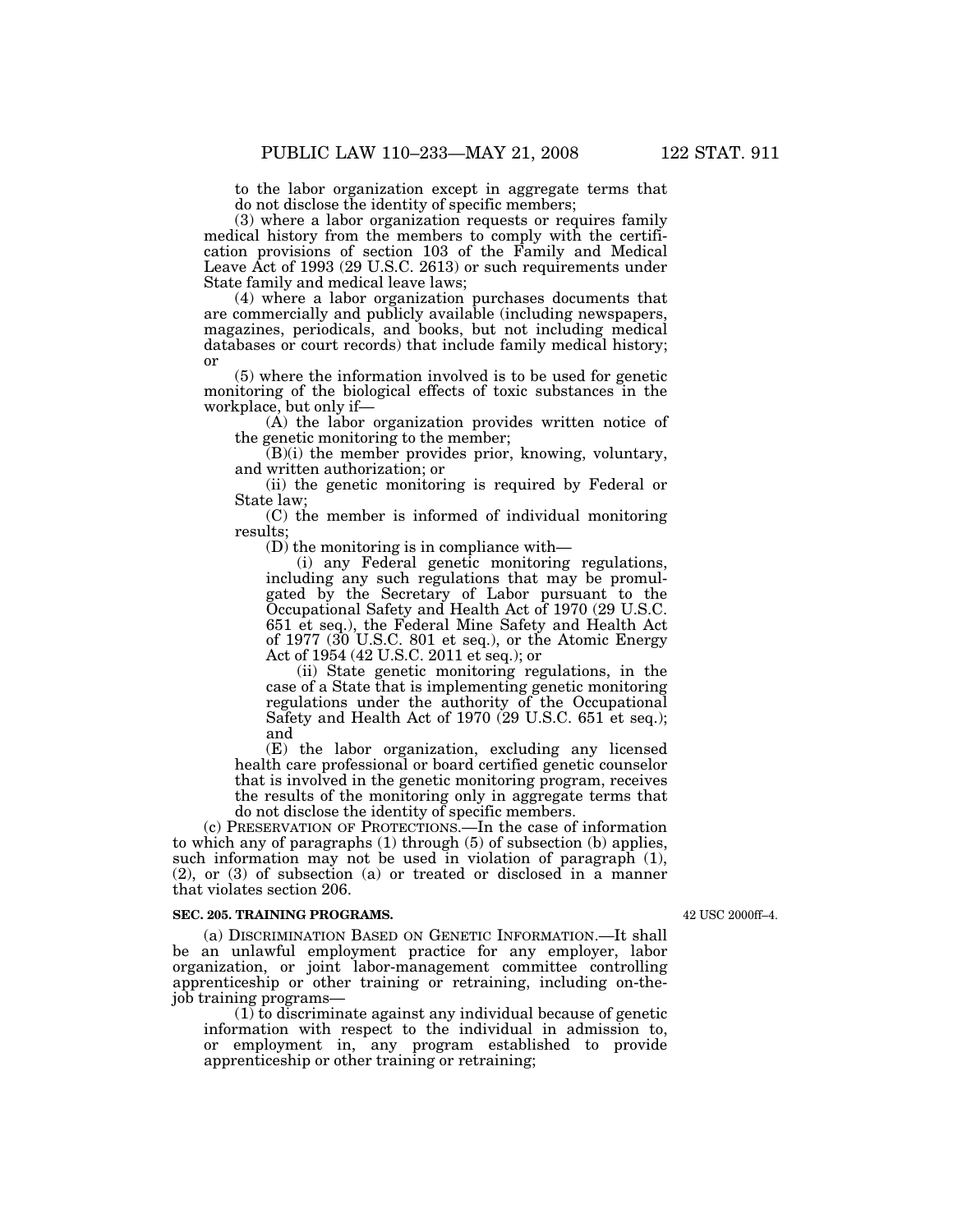to the labor organization except in aggregate terms that do not disclose the identity of specific members;

(3) where a labor organization requests or requires family medical history from the members to comply with the certification provisions of section 103 of the Family and Medical Leave Act of 1993 (29 U.S.C. 2613) or such requirements under State family and medical leave laws;

(4) where a labor organization purchases documents that are commercially and publicly available (including newspapers, magazines, periodicals, and books, but not including medical databases or court records) that include family medical history; or

(5) where the information involved is to be used for genetic monitoring of the biological effects of toxic substances in the workplace, but only if—

(A) the labor organization provides written notice of the genetic monitoring to the member;

(B)(i) the member provides prior, knowing, voluntary, and written authorization; or

(ii) the genetic monitoring is required by Federal or State law;

(C) the member is informed of individual monitoring results;

(D) the monitoring is in compliance with—

(i) any Federal genetic monitoring regulations, including any such regulations that may be promulgated by the Secretary of Labor pursuant to the Occupational Safety and Health Act of 1970 (29 U.S.C. 651 et seq.), the Federal Mine Safety and Health Act of 1977 (30 U.S.C. 801 et seq.), or the Atomic Energy Act of 1954 (42 U.S.C. 2011 et seq.); or

(ii) State genetic monitoring regulations, in the case of a State that is implementing genetic monitoring regulations under the authority of the Occupational Safety and Health Act of 1970 (29 U.S.C. 651 et seq.); and

(E) the labor organization, excluding any licensed health care professional or board certified genetic counselor that is involved in the genetic monitoring program, receives the results of the monitoring only in aggregate terms that do not disclose the identity of specific members.

(c) PRESERVATION OF PROTECTIONS.—In the case of information to which any of paragraphs (1) through (5) of subsection (b) applies, such information may not be used in violation of paragraph (1), (2), or (3) of subsection (a) or treated or disclosed in a manner that violates section 206.

**SEC. 205. TRAINING PROGRAMS.**

42 USC 2000ff–4.

(a) DISCRIMINATION BASED ON GENETIC INFORMATION.—It shall be an unlawful employment practice for any employer, labor organization, or joint labor-management committee controlling apprenticeship or other training or retraining, including on-the-job training programs—

(1) to discriminate against any individual because of genetic information with respect to the individual in admission to, or employment in, any program established to provide apprenticeship or other training or retraining;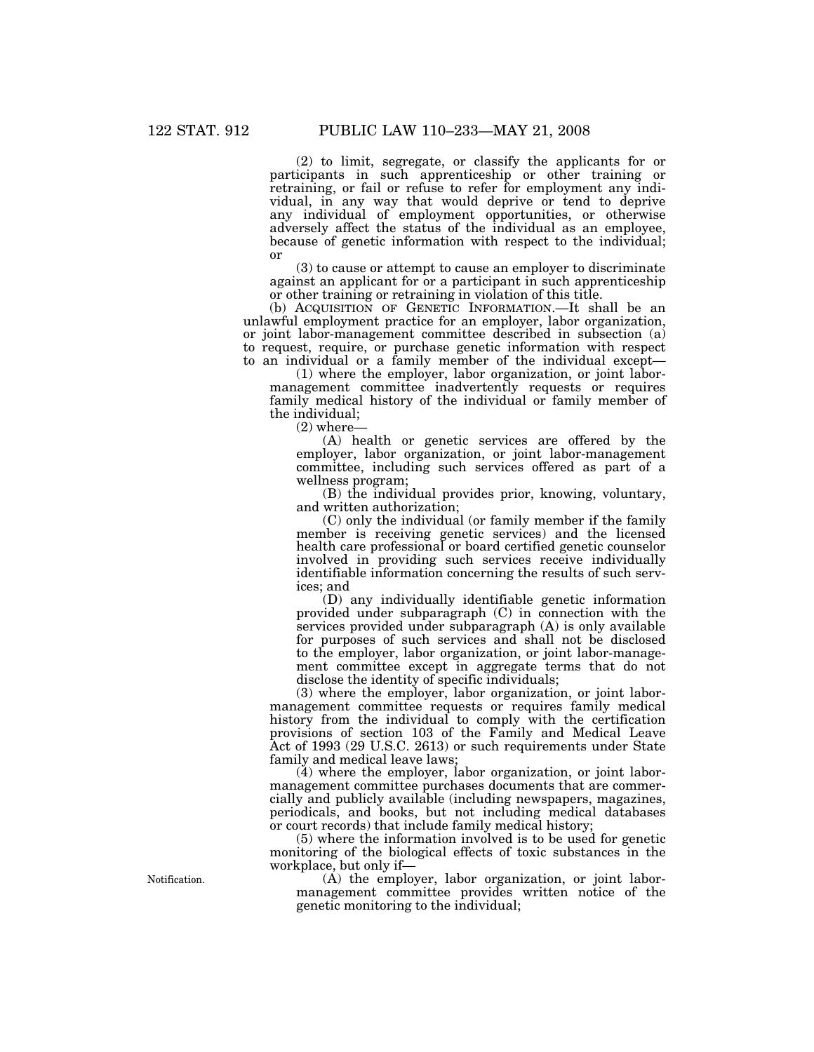(2) to limit, segregate, or classify the applicants for or participants in such apprenticeship or other training or retraining, or fail or refuse to refer for employment any individual, in any way that would deprive or tend to deprive any individual of employment opportunities, or otherwise adversely affect the status of the individual as an employee, because of genetic information with respect to the individual; or

(3) to cause or attempt to cause an employer to discriminate against an applicant for or a participant in such apprenticeship or other training or retraining in violation of this title.

(b) ACQUISITION OF GENETIC INFORMATION.—It shall be an unlawful employment practice for an employer, labor organization, or joint labor-management committee described in subsection (a) to request, require, or purchase genetic information with respect to an individual or a family member of the individual except—

(1) where the employer, labor organization, or joint labor-management committee inadvertently requests or requires family medical history of the individual or family member of the individual;

(2) where—

(A) health or genetic services are offered by the employer, labor organization, or joint labor-management committee, including such services offered as part of a wellness program;

(B) the individual provides prior, knowing, voluntary, and written authorization;

(C) only the individual (or family member if the family member is receiving genetic services) and the licensed health care professional or board certified genetic counselor involved in providing such services receive individually identifiable information concerning the results of such services; and

(D) any individually identifiable genetic information provided under subparagraph (C) in connection with the services provided under subparagraph (A) is only available for purposes of such services and shall not be disclosed to the employer, labor organization, or joint labor-management committee except in aggregate terms that do not disclose the identity of specific individuals;

(3) where the employer, labor organization, or joint labor-management committee requests or requires family medical history from the individual to comply with the certification provisions of section 103 of the Family and Medical Leave Act of 1993 (29 U.S.C. 2613) or such requirements under State family and medical leave laws;

(4) where the employer, labor organization, or joint labor-management committee purchases documents that are commercially and publicly available (including newspapers, magazines, periodicals, and books, but not including medical databases or court records) that include family medical history;

(5) where the information involved is to be used for genetic monitoring of the biological effects of toxic substances in the workplace, but only if—

Notification.

(A) the employer, labor organization, or joint labor-management committee provides written notice of the genetic monitoring to the individual;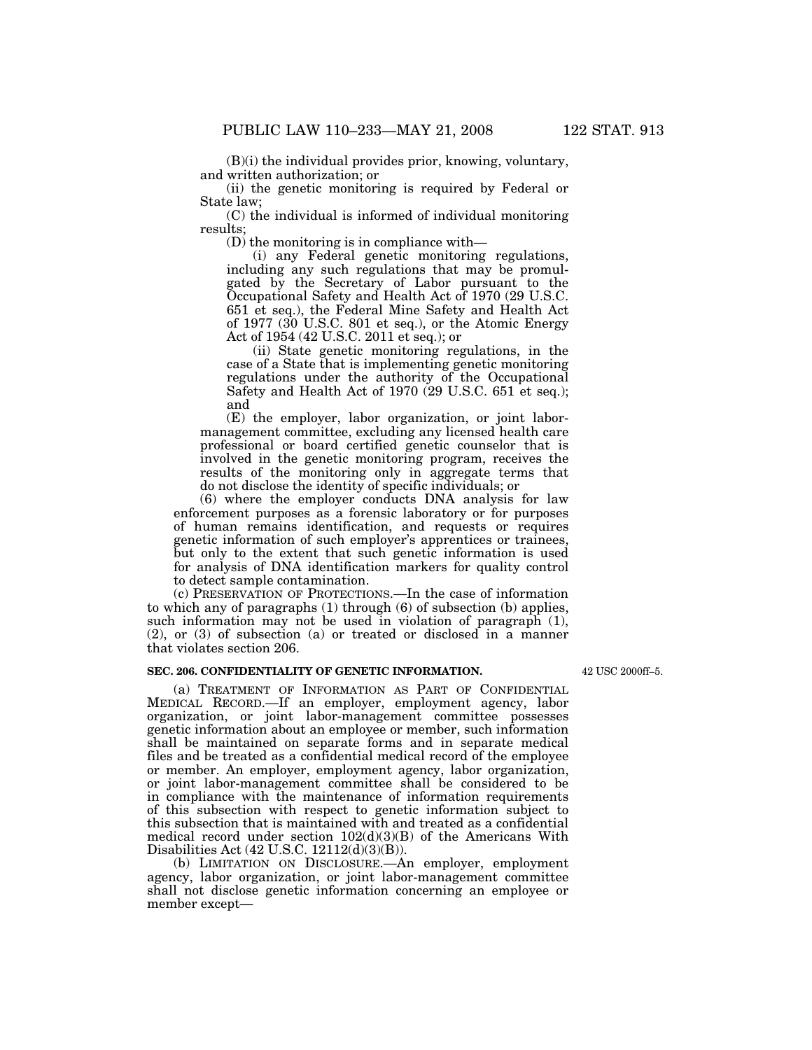(B)(i) the individual provides prior, knowing, voluntary, and written authorization; or

(ii) the genetic monitoring is required by Federal or State law;

(C) the individual is informed of individual monitoring results;

(D) the monitoring is in compliance with—

(i) any Federal genetic monitoring regulations, including any such regulations that may be promulgated by the Secretary of Labor pursuant to the Occupational Safety and Health Act of 1970 (29 U.S.C. 651 et seq.), the Federal Mine Safety and Health Act of 1977 (30 U.S.C. 801 et seq.), or the Atomic Energy Act of 1954 (42 U.S.C. 2011 et seq.); or

(ii) State genetic monitoring regulations, in the case of a State that is implementing genetic monitoring regulations under the authority of the Occupational Safety and Health Act of 1970 (29 U.S.C. 651 et seq.); and

(E) the employer, labor organization, or joint labor-management committee, excluding any licensed health care professional or board certified genetic counselor that is involved in the genetic monitoring program, receives the results of the monitoring only in aggregate terms that do not disclose the identity of specific individuals; or

(6) where the employer conducts DNA analysis for law enforcement purposes as a forensic laboratory or for purposes of human remains identification, and requests or requires genetic information of such employer's apprentices or trainees, but only to the extent that such genetic information is used for analysis of DNA identification markers for quality control to detect sample contamination.

(c) PRESERVATION OF PROTECTIONS.—In the case of information to which any of paragraphs (1) through (6) of subsection (b) applies, such information may not be used in violation of paragraph (1), (2), or (3) of subsection (a) or treated or disclosed in a manner that violates section 206.

**SEC. 206. CONFIDENTIALITY OF GENETIC INFORMATION.**

42 USC 2000ff–5.

(a) TREATMENT OF INFORMATION AS PART OF CONFIDENTIAL MEDICAL RECORD.—If an employer, employment agency, labor organization, or joint labor-management committee possesses genetic information about an employee or member, such information shall be maintained on separate forms and in separate medical files and be treated as a confidential medical record of the employee or member. An employer, employment agency, labor organization, or joint labor-management committee shall be considered to be in compliance with the maintenance of information requirements of this subsection with respect to genetic information subject to this subsection that is maintained with and treated as a confidential medical record under section 102(d)(3)(B) of the Americans With Disabilities Act (42 U.S.C. 12112(d)(3)(B)).

(b) LIMITATION ON DISCLOSURE.—An employer, employment agency, labor organization, or joint labor-management committee shall not disclose genetic information concerning an employee or member except—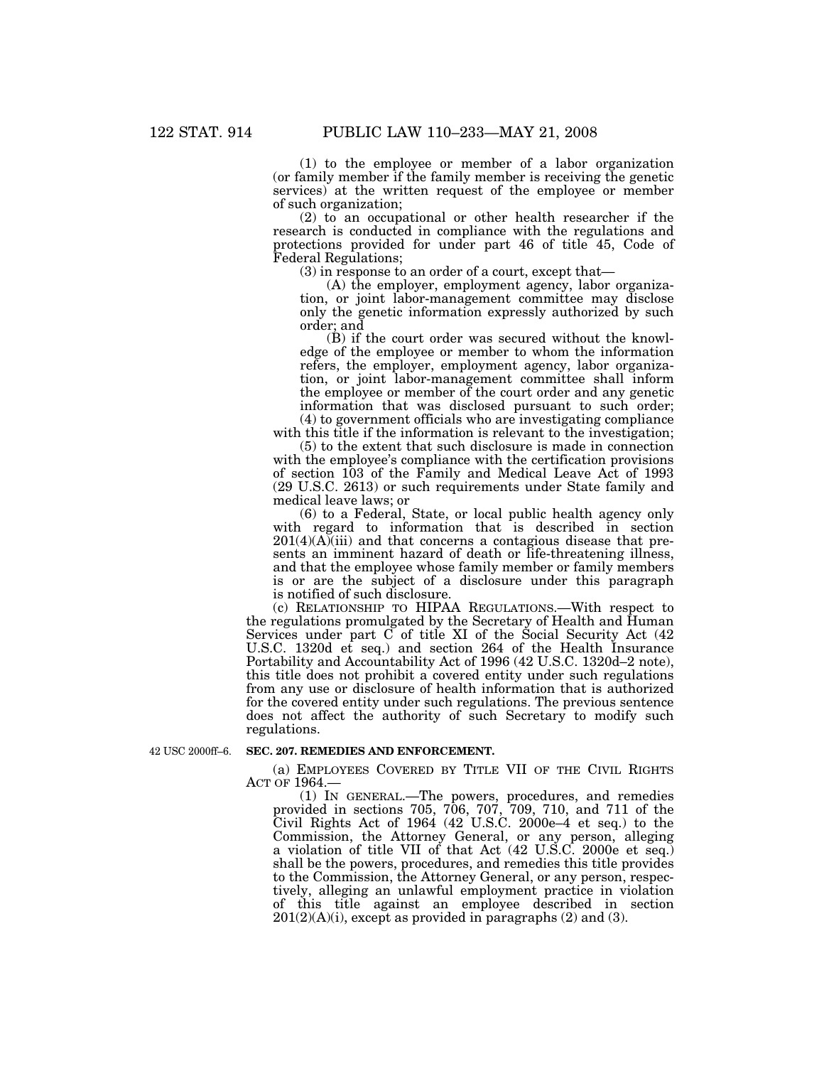(1) to the employee or member of a labor organization (or family member if the family member is receiving the genetic services) at the written request of the employee or member of such organization;

(2) to an occupational or other health researcher if the research is conducted in compliance with the regulations and protections provided for under part 46 of title 45, Code of Federal Regulations;

(3) in response to an order of a court, except that—

(A) the employer, employment agency, labor organization, or joint labor-management committee may disclose only the genetic information expressly authorized by such order; and

(B) if the court order was secured without the knowledge of the employee or member to whom the information refers, the employer, employment agency, labor organization, or joint labor-management committee shall inform the employee or member of the court order and any genetic information that was disclosed pursuant to such order;

(4) to government officials who are investigating compliance with this title if the information is relevant to the investigation;

(5) to the extent that such disclosure is made in connection with the employee's compliance with the certification provisions of section 103 of the Family and Medical Leave Act of 1993 (29 U.S.C. 2613) or such requirements under State family and medical leave laws; or

(6) to a Federal, State, or local public health agency only with regard to information that is described in section 201(4)(A)(iii) and that concerns a contagious disease that presents an imminent hazard of death or life-threatening illness, and that the employee whose family member or family members is or are the subject of a disclosure under this paragraph is notified of such disclosure.

(c) RELATIONSHIP TO HIPAA REGULATIONS.—With respect to the regulations promulgated by the Secretary of Health and Human Services under part C of title XI of the Social Security Act (42 U.S.C. 1320d et seq.) and section 264 of the Health Insurance Portability and Accountability Act of 1996 (42 U.S.C. 1320d–2 note), this title does not prohibit a covered entity under such regulations from any use or disclosure of health information that is authorized for the covered entity under such regulations. The previous sentence does not affect the authority of such Secretary to modify such regulations.

42 USC 2000ff–6.

**SEC. 207. REMEDIES AND ENFORCEMENT.**

(a) EMPLOYEES COVERED BY TITLE VII OF THE CIVIL RIGHTS ACT OF 1964.—

(1) IN GENERAL.—The powers, procedures, and remedies provided in sections 705, 706, 707, 709, 710, and 711 of the Civil Rights Act of 1964 (42 U.S.C. 2000e–4 et seq.) to the Commission, the Attorney General, or any person, alleging a violation of title VII of that Act (42 U.S.C. 2000e et seq.) shall be the powers, procedures, and remedies this title provides to the Commission, the Attorney General, or any person, respectively, alleging an unlawful employment practice in violation of this title against an employee described in section 201(2)(A)(i), except as provided in paragraphs (2) and (3).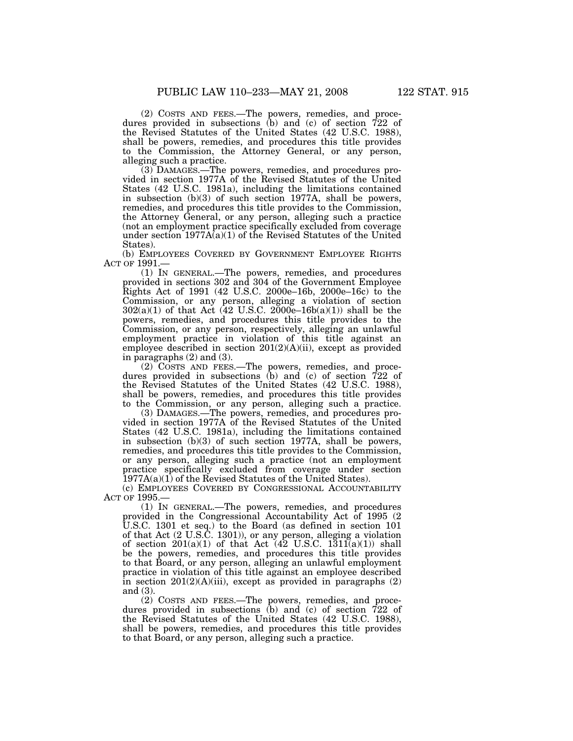(2) COSTS AND FEES.—The powers, remedies, and procedures provided in subsections (b) and (c) of section 722 of the Revised Statutes of the United States (42 U.S.C. 1988), shall be powers, remedies, and procedures this title provides to the Commission, the Attorney General, or any person, alleging such a practice.

(3) DAMAGES.—The powers, remedies, and procedures provided in section 1977A of the Revised Statutes of the United States (42 U.S.C. 1981a), including the limitations contained in subsection (b)(3) of such section 1977A, shall be powers, remedies, and procedures this title provides to the Commission, the Attorney General, or any person, alleging such a practice (not an employment practice specifically excluded from coverage under section 1977A(a)(1) of the Revised Statutes of the United States).

(b) EMPLOYEES COVERED BY GOVERNMENT EMPLOYEE RIGHTS ACT OF 1991.—

(1) IN GENERAL.—The powers, remedies, and procedures provided in sections 302 and 304 of the Government Employee Rights Act of 1991 (42 U.S.C. 2000e–16b, 2000e–16c) to the Commission, or any person, alleging a violation of section 302(a)(1) of that Act (42 U.S.C. 2000e–16b(a)(1)) shall be the powers, remedies, and procedures this title provides to the Commission, or any person, respectively, alleging an unlawful employment practice in violation of this title against an employee described in section 201(2)(A)(ii), except as provided in paragraphs (2) and (3).

(2) COSTS AND FEES.—The powers, remedies, and procedures provided in subsections (b) and (c) of section 722 of the Revised Statutes of the United States (42 U.S.C. 1988), shall be powers, remedies, and procedures this title provides to the Commission, or any person, alleging such a practice.

(3) DAMAGES.—The powers, remedies, and procedures provided in section 1977A of the Revised Statutes of the United States (42 U.S.C. 1981a), including the limitations contained in subsection (b)(3) of such section 1977A, shall be powers, remedies, and procedures this title provides to the Commission, or any person, alleging such a practice (not an employment practice specifically excluded from coverage under section 1977A(a)(1) of the Revised Statutes of the United States).

(c) EMPLOYEES COVERED BY CONGRESSIONAL ACCOUNTABILITY ACT OF 1995.—

(1) IN GENERAL.—The powers, remedies, and procedures provided in the Congressional Accountability Act of 1995 (2 U.S.C. 1301 et seq.) to the Board (as defined in section 101 of that Act (2 U.S.C. 1301)), or any person, alleging a violation of section 201(a)(1) of that Act (42 U.S.C. 1311(a)(1)) shall be the powers, remedies, and procedures this title provides to that Board, or any person, alleging an unlawful employment practice in violation of this title against an employee described in section 201(2)(A)(iii), except as provided in paragraphs (2) and (3).

(2) COSTS AND FEES.—The powers, remedies, and procedures provided in subsections (b) and (c) of section 722 of the Revised Statutes of the United States (42 U.S.C. 1988), shall be powers, remedies, and procedures this title provides to that Board, or any person, alleging such a practice.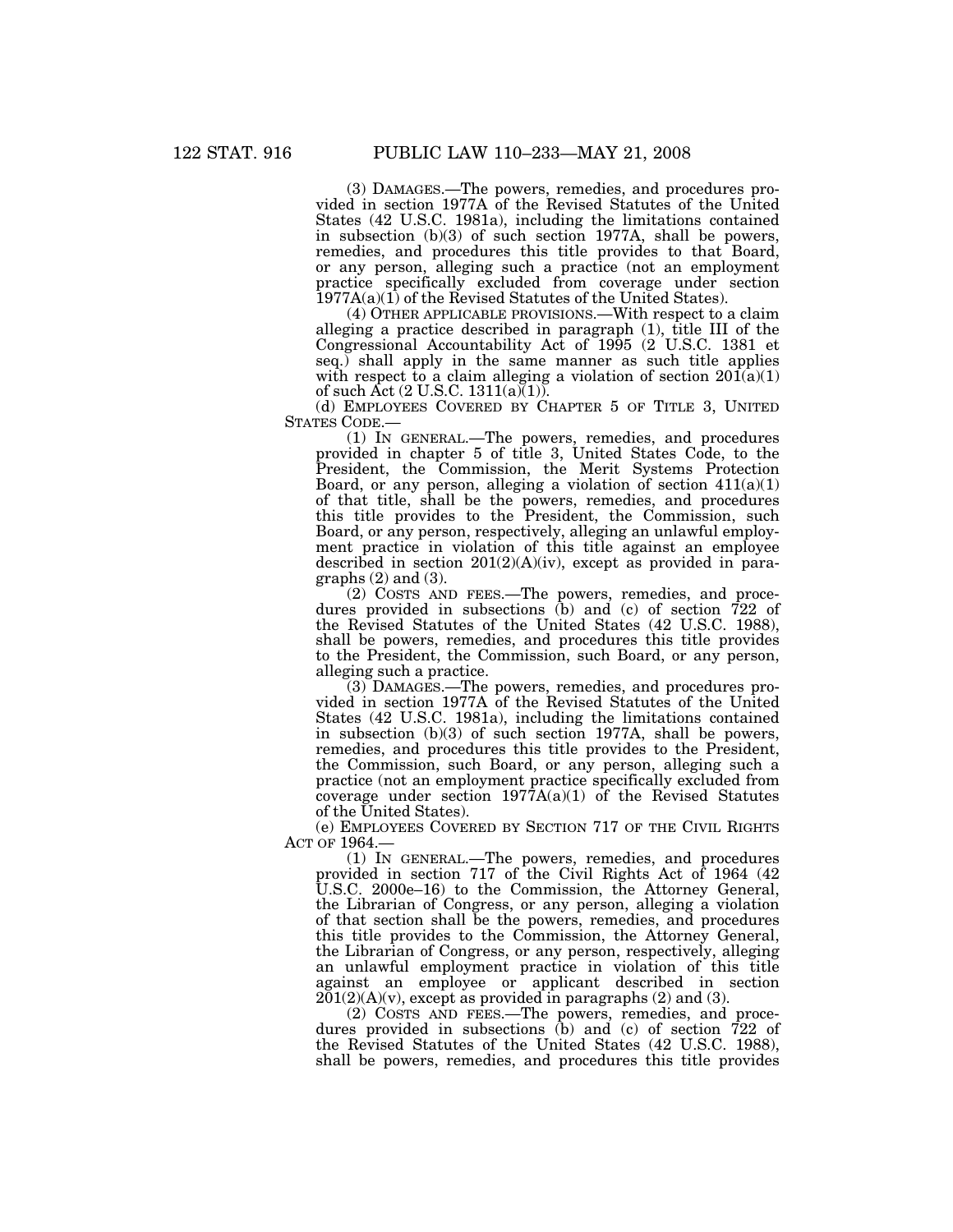(3) DAMAGES.—The powers, remedies, and procedures provided in section 1977A of the Revised Statutes of the United States (42 U.S.C. 1981a), including the limitations contained in subsection (b)(3) of such section 1977A, shall be powers, remedies, and procedures this title provides to that Board, or any person, alleging such a practice (not an employment practice specifically excluded from coverage under section 1977A(a)(1) of the Revised Statutes of the United States).

(4) OTHER APPLICABLE PROVISIONS.—With respect to a claim alleging a practice described in paragraph (1), title III of the Congressional Accountability Act of 1995 (2 U.S.C. 1381 et seq.) shall apply in the same manner as such title applies with respect to a claim alleging a violation of section 201(a)(1) of such Act (2 U.S.C. 1311(a)(1)).

(d) EMPLOYEES COVERED BY CHAPTER 5 OF TITLE 3, UNITED STATES CODE.—

(1) IN GENERAL.—The powers, remedies, and procedures provided in chapter 5 of title 3, United States Code, to the President, the Commission, the Merit Systems Protection Board, or any person, alleging a violation of section 411(a)(1) of that title, shall be the powers, remedies, and procedures this title provides to the President, the Commission, such Board, or any person, respectively, alleging an unlawful employment practice in violation of this title against an employee described in section 201(2)(A)(iv), except as provided in paragraphs (2) and (3).

(2) COSTS AND FEES.—The powers, remedies, and procedures provided in subsections (b) and (c) of section 722 of the Revised Statutes of the United States (42 U.S.C. 1988), shall be powers, remedies, and procedures this title provides to the President, the Commission, such Board, or any person, alleging such a practice.

(3) DAMAGES.—The powers, remedies, and procedures provided in section 1977A of the Revised Statutes of the United States (42 U.S.C. 1981a), including the limitations contained in subsection (b)(3) of such section 1977A, shall be powers, remedies, and procedures this title provides to the President, the Commission, such Board, or any person, alleging such a practice (not an employment practice specifically excluded from coverage under section 1977A(a)(1) of the Revised Statutes of the United States).

(e) EMPLOYEES COVERED BY SECTION 717 OF THE CIVIL RIGHTS ACT OF 1964.—

(1) IN GENERAL.—The powers, remedies, and procedures provided in section 717 of the Civil Rights Act of 1964 (42 U.S.C. 2000e–16) to the Commission, the Attorney General, the Librarian of Congress, or any person, alleging a violation of that section shall be the powers, remedies, and procedures this title provides to the Commission, the Attorney General, the Librarian of Congress, or any person, respectively, alleging an unlawful employment practice in violation of this title against an employee or applicant described in section 201(2)(A)(v), except as provided in paragraphs (2) and (3).

(2) COSTS AND FEES.—The powers, remedies, and procedures provided in subsections (b) and (c) of section 722 of the Revised Statutes of the United States (42 U.S.C. 1988), shall be powers, remedies, and procedures this title provides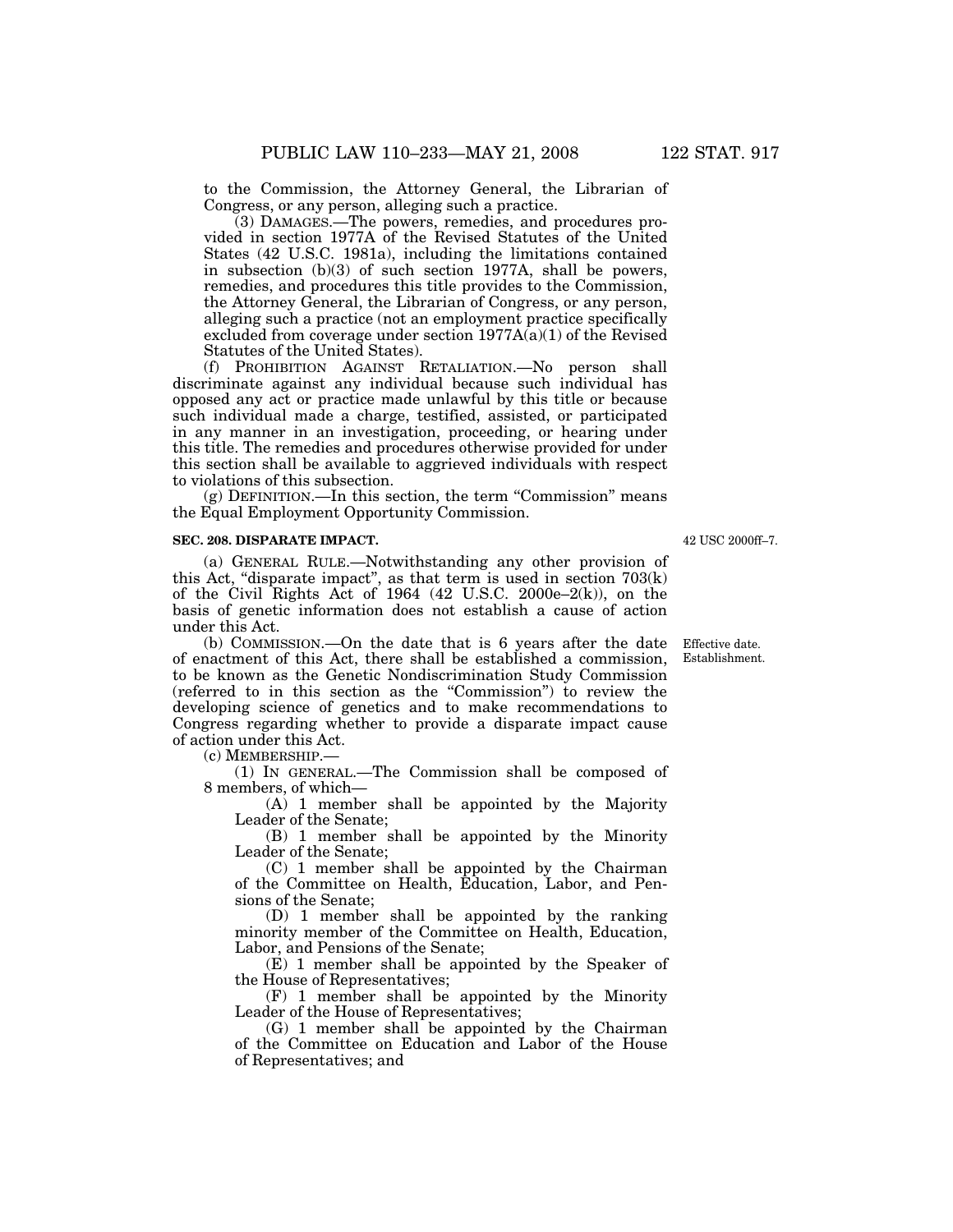to the Commission, the Attorney General, the Librarian of Congress, or any person, alleging such a practice.

(3) DAMAGES.—The powers, remedies, and procedures provided in section 1977A of the Revised Statutes of the United States (42 U.S.C. 1981a), including the limitations contained in subsection (b)(3) of such section 1977A, shall be powers, remedies, and procedures this title provides to the Commission, the Attorney General, the Librarian of Congress, or any person, alleging such a practice (not an employment practice specifically excluded from coverage under section 1977A(a)(1) of the Revised Statutes of the United States).

(f) PROHIBITION AGAINST RETALIATION.—No person shall discriminate against any individual because such individual has opposed any act or practice made unlawful by this title or because such individual made a charge, testified, assisted, or participated in any manner in an investigation, proceeding, or hearing under this title. The remedies and procedures otherwise provided for under this section shall be available to aggrieved individuals with respect to violations of this subsection.

(g) DEFINITION.—In this section, the term "Commission" means the Equal Employment Opportunity Commission.

**SEC. 208. DISPARATE IMPACT.**

42 USC 2000ff–7.

(a) GENERAL RULE.—Notwithstanding any other provision of this Act, "disparate impact", as that term is used in section 703(k) of the Civil Rights Act of 1964 (42 U.S.C. 2000e–2(k)), on the basis of genetic information does not establish a cause of action under this Act.

Effective date. Establishment.

(b) COMMISSION.—On the date that is 6 years after the date of enactment of this Act, there shall be established a commission, to be known as the Genetic Nondiscrimination Study Commission (referred to in this section as the "Commission") to review the developing science of genetics and to make recommendations to Congress regarding whether to provide a disparate impact cause of action under this Act.

(c) MEMBERSHIP.—

(1) IN GENERAL.—The Commission shall be composed of 8 members, of which—

(A) 1 member shall be appointed by the Majority Leader of the Senate;

(B) 1 member shall be appointed by the Minority Leader of the Senate;

(C) 1 member shall be appointed by the Chairman of the Committee on Health, Education, Labor, and Pensions of the Senate;

(D) 1 member shall be appointed by the ranking minority member of the Committee on Health, Education, Labor, and Pensions of the Senate;

(E) 1 member shall be appointed by the Speaker of the House of Representatives;

(F) 1 member shall be appointed by the Minority Leader of the House of Representatives;

(G) 1 member shall be appointed by the Chairman of the Committee on Education and Labor of the House of Representatives; and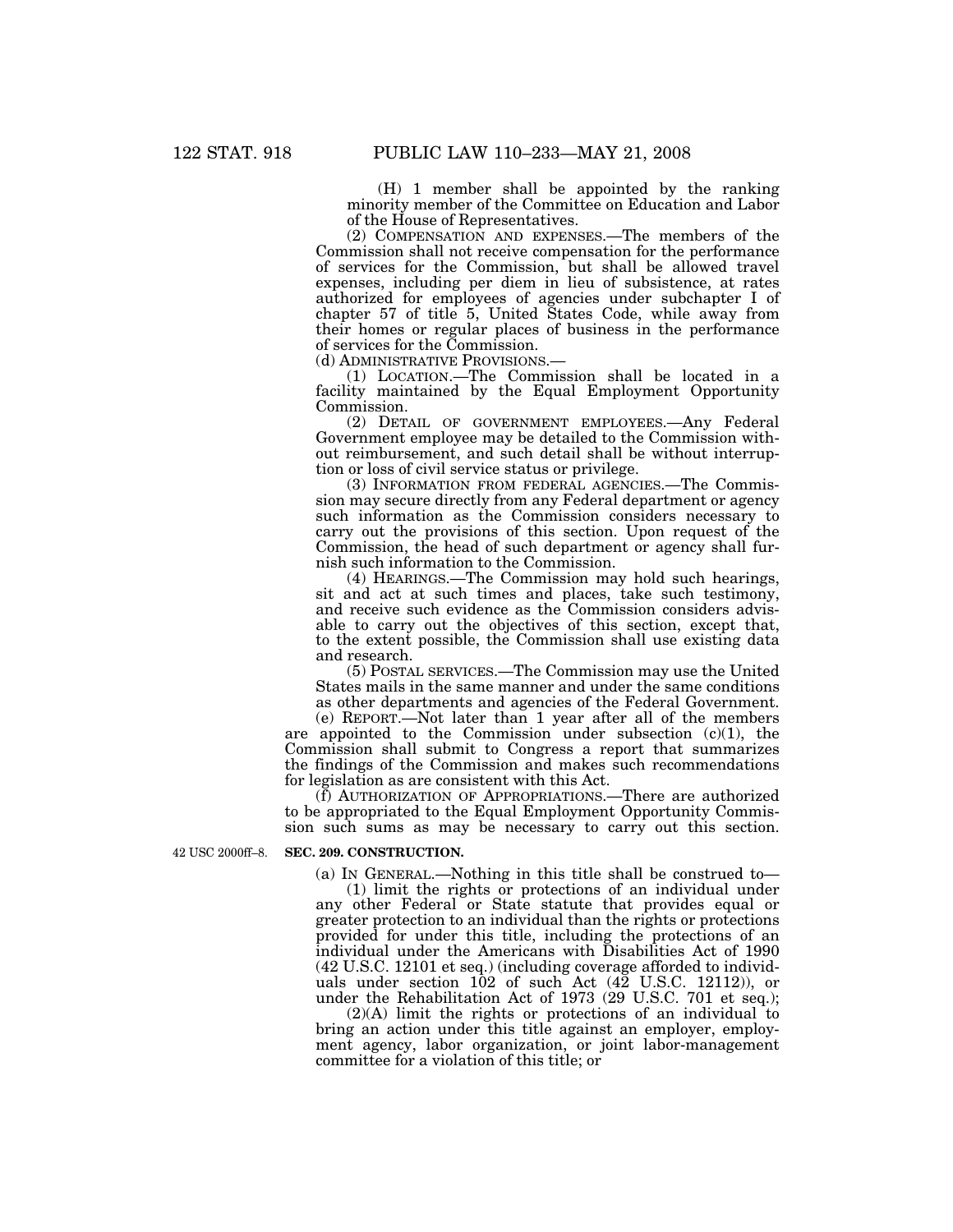(H) 1 member shall be appointed by the ranking minority member of the Committee on Education and Labor of the House of Representatives.

(2) COMPENSATION AND EXPENSES.—The members of the Commission shall not receive compensation for the performance of services for the Commission, but shall be allowed travel expenses, including per diem in lieu of subsistence, at rates authorized for employees of agencies under subchapter I of chapter 57 of title 5, United States Code, while away from their homes or regular places of business in the performance of services for the Commission.

(d) ADMINISTRATIVE PROVISIONS.—

(1) LOCATION.—The Commission shall be located in a facility maintained by the Equal Employment Opportunity Commission.

(2) DETAIL OF GOVERNMENT EMPLOYEES.—Any Federal Government employee may be detailed to the Commission without reimbursement, and such detail shall be without interruption or loss of civil service status or privilege.

(3) INFORMATION FROM FEDERAL AGENCIES.—The Commission may secure directly from any Federal department or agency such information as the Commission considers necessary to carry out the provisions of this section. Upon request of the Commission, the head of such department or agency shall furnish such information to the Commission.

(4) HEARINGS.—The Commission may hold such hearings, sit and act at such times and places, take such testimony, and receive such evidence as the Commission considers advisable to carry out the objectives of this section, except that, to the extent possible, the Commission shall use existing data and research.

(5) POSTAL SERVICES.—The Commission may use the United States mails in the same manner and under the same conditions as other departments and agencies of the Federal Government.

(e) REPORT.—Not later than 1 year after all of the members are appointed to the Commission under subsection (c)(1), the Commission shall submit to Congress a report that summarizes the findings of the Commission and makes such recommendations for legislation as are consistent with this Act.

(f) AUTHORIZATION OF APPROPRIATIONS.—There are authorized to be appropriated to the Equal Employment Opportunity Commission such sums as may be necessary to carry out this section.

42 USC 2000ff–8.

**SEC. 209. CONSTRUCTION.**

(a) IN GENERAL.—Nothing in this title shall be construed to—

(1) limit the rights or protections of an individual under any other Federal or State statute that provides equal or greater protection to an individual than the rights or protections provided for under this title, including the protections of an individual under the Americans with Disabilities Act of 1990 (42 U.S.C. 12101 et seq.) (including coverage afforded to individuals under section 102 of such Act (42 U.S.C. 12112)), or under the Rehabilitation Act of 1973 (29 U.S.C. 701 et seq.);

(2)(A) limit the rights or protections of an individual to bring an action under this title against an employer, employment agency, labor organization, or joint labor-management committee for a violation of this title; or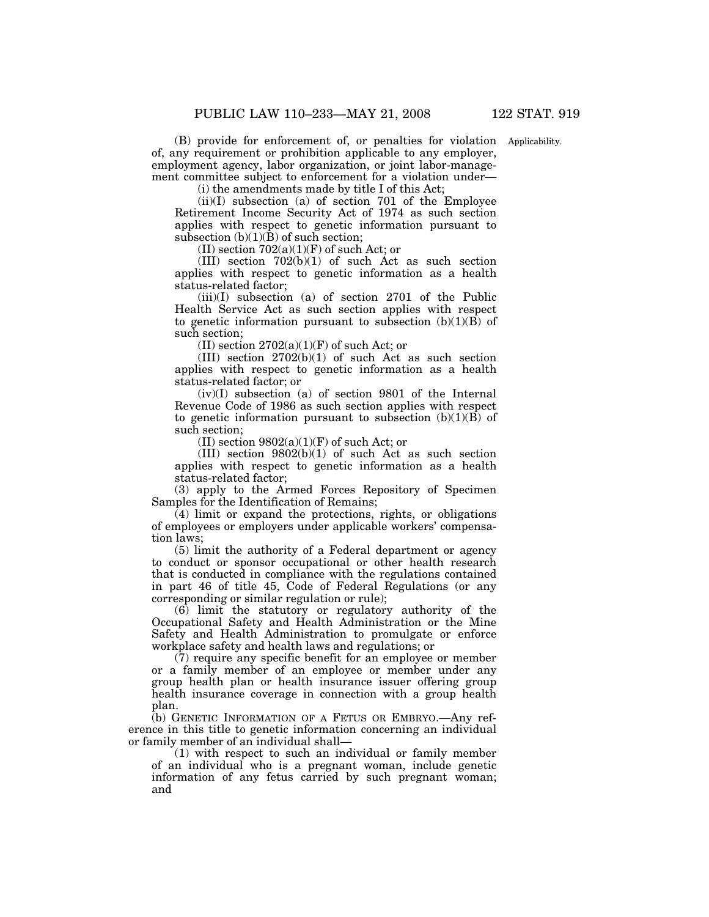(B) provide for enforcement of, or penalties for violation of, any requirement or prohibition applicable to any employer, employment agency, labor organization, or joint labor-management committee subject to enforcement for a violation under—

Applicability.

(i) the amendments made by title I of this Act;

(ii)(I) subsection (a) of section 701 of the Employee Retirement Income Security Act of 1974 as such section applies with respect to genetic information pursuant to subsection (b)(1)(B) of such section;

(II) section 702(a)(1)(F) of such Act; or

(III) section 702(b)(1) of such Act as such section applies with respect to genetic information as a health status-related factor;

(iii)(I) subsection (a) of section 2701 of the Public Health Service Act as such section applies with respect to genetic information pursuant to subsection (b)(1)(B) of such section;

(II) section 2702(a)(1)(F) of such Act; or

(III) section 2702(b)(1) of such Act as such section applies with respect to genetic information as a health status-related factor; or

(iv)(I) subsection (a) of section 9801 of the Internal Revenue Code of 1986 as such section applies with respect to genetic information pursuant to subsection (b)(1)(B) of such section;

(II) section 9802(a)(1)(F) of such Act; or

(III) section 9802(b)(1) of such Act as such section applies with respect to genetic information as a health status-related factor;

(3) apply to the Armed Forces Repository of Specimen Samples for the Identification of Remains;

(4) limit or expand the protections, rights, or obligations of employees or employers under applicable workers' compensation laws;

(5) limit the authority of a Federal department or agency to conduct or sponsor occupational or other health research that is conducted in compliance with the regulations contained in part 46 of title 45, Code of Federal Regulations (or any corresponding or similar regulation or rule);

(6) limit the statutory or regulatory authority of the Occupational Safety and Health Administration or the Mine Safety and Health Administration to promulgate or enforce workplace safety and health laws and regulations; or

(7) require any specific benefit for an employee or member or a family member of an employee or member under any group health plan or health insurance issuer offering group health insurance coverage in connection with a group health plan.

(b) GENETIC INFORMATION OF A FETUS OR EMBRYO.—Any reference in this title to genetic information concerning an individual or family member of an individual shall—

(1) with respect to such an individual or family member of an individual who is a pregnant woman, include genetic information of any fetus carried by such pregnant woman; and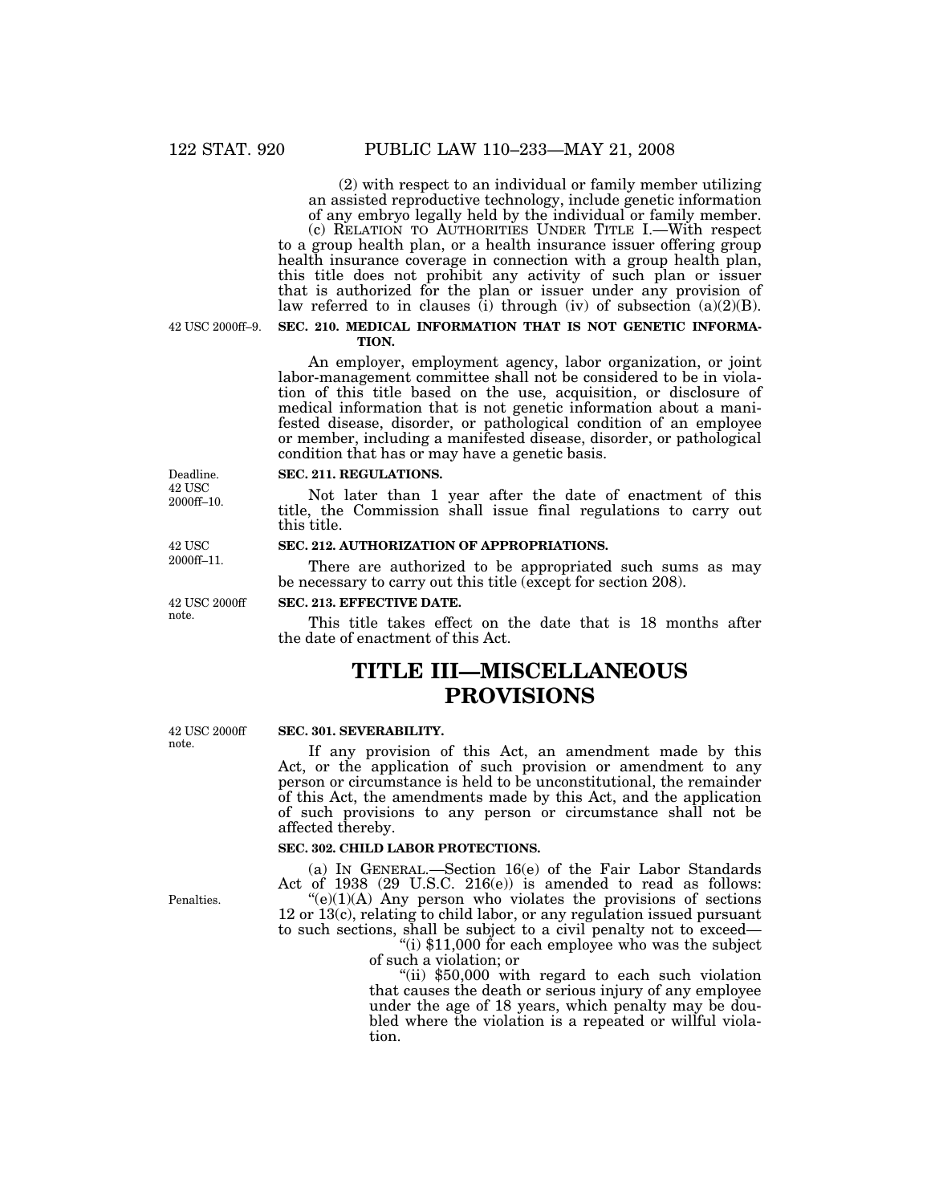(2) with respect to an individual or family member utilizing an assisted reproductive technology, include genetic information of any embryo legally held by the individual or family member.

(c) RELATION TO AUTHORITIES UNDER TITLE I.—With respect to a group health plan, or a health insurance issuer offering group health insurance coverage in connection with a group health plan, this title does not prohibit any activity of such plan or issuer that is authorized for the plan or issuer under any provision of law referred to in clauses (i) through (iv) of subsection (a)(2)(B).

42 USC 2000ff–9.

**SEC. 210. MEDICAL INFORMATION THAT IS NOT GENETIC INFORMATION.**

An employer, employment agency, labor organization, or joint labor-management committee shall not be considered to be in violation of this title based on the use, acquisition, or disclosure of medical information that is not genetic information about a manifested disease, disorder, or pathological condition of an employee or member, including a manifested disease, disorder, or pathological condition that has or may have a genetic basis.

Deadline. 42 USC 2000ff–10.

**SEC. 211. REGULATIONS.**

Not later than 1 year after the date of enactment of this title, the Commission shall issue final regulations to carry out this title.

42 USC 2000ff–11.

**SEC. 212. AUTHORIZATION OF APPROPRIATIONS.**

There are authorized to be appropriated such sums as may be necessary to carry out this title (except for section 208).

42 USC 2000ff note.

**SEC. 213. EFFECTIVE DATE.**

This title takes effect on the date that is 18 months after the date of enactment of this Act.

# TITLE III—MISCELLANEOUS PROVISIONS

42 USC 2000ff note.

**SEC. 301. SEVERABILITY.**

If any provision of this Act, an amendment made by this Act, or the application of such provision or amendment to any person or circumstance is held to be unconstitutional, the remainder of this Act, the amendments made by this Act, and the application of such provisions to any person or circumstance shall not be affected thereby.

**SEC. 302. CHILD LABOR PROTECTIONS.**

(a) IN GENERAL.—Section 16(e) of the Fair Labor Standards Act of 1938 (29 U.S.C. 216(e)) is amended to read as follows:

Penalties.

"(e)(1)(A) Any person who violates the provisions of sections 12 or 13(c), relating to child labor, or any regulation issued pursuant to such sections, shall be subject to a civil penalty not to exceed—

"(i) $11,000 for each employee who was the subject of such a violation; or

"(ii) $50,000 with regard to each such violation that causes the death or serious injury of any employee under the age of 18 years, which penalty may be doubled where the violation is a repeated or willful violation.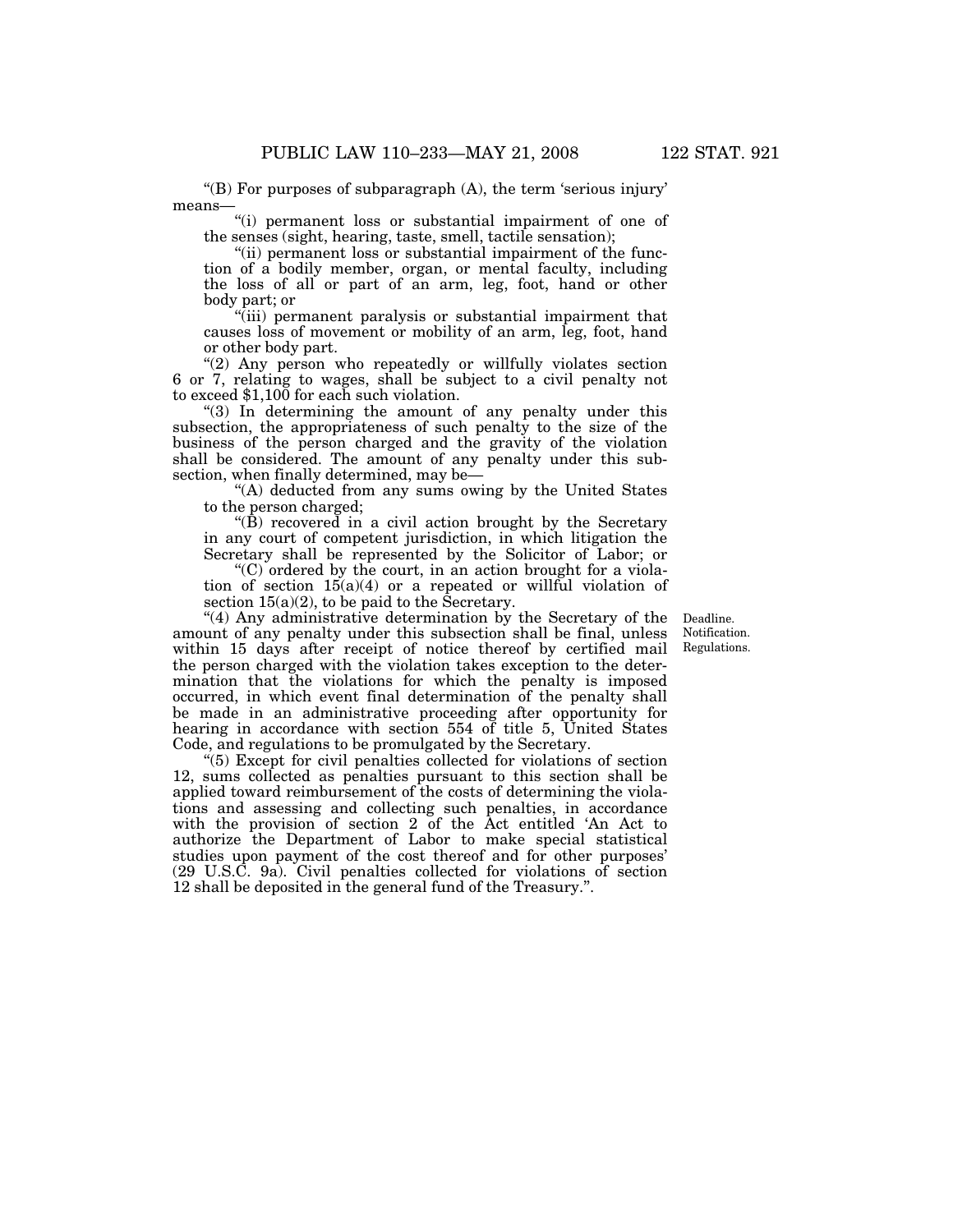"(B) For purposes of subparagraph (A), the term 'serious injury' means—

"(i) permanent loss or substantial impairment of one of the senses (sight, hearing, taste, smell, tactile sensation);

"(ii) permanent loss or substantial impairment of the function of a bodily member, organ, or mental faculty, including the loss of all or part of an arm, leg, foot, hand or other body part; or

"(iii) permanent paralysis or substantial impairment that causes loss of movement or mobility of an arm, leg, foot, hand or other body part.

"(2) Any person who repeatedly or willfully violates section 6 or 7, relating to wages, shall be subject to a civil penalty not to exceed $1,100 for each such violation.

"(3) In determining the amount of any penalty under this subsection, the appropriateness of such penalty to the size of the business of the person charged and the gravity of the violation shall be considered. The amount of any penalty under this subsection, when finally determined, may be—

"(A) deducted from any sums owing by the United States to the person charged;

"(B) recovered in a civil action brought by the Secretary in any court of competent jurisdiction, in which litigation the Secretary shall be represented by the Solicitor of Labor; or

"(C) ordered by the court, in an action brought for a violation of section 15(a)(4) or a repeated or willful violation of section 15(a)(2), to be paid to the Secretary.

Deadline. Notification. Regulations.

"(4) Any administrative determination by the Secretary of the amount of any penalty under this subsection shall be final, unless within 15 days after receipt of notice thereof by certified mail the person charged with the violation takes exception to the determination that the violations for which the penalty is imposed occurred, in which event final determination of the penalty shall be made in an administrative proceeding after opportunity for hearing in accordance with section 554 of title 5, United States Code, and regulations to be promulgated by the Secretary.

"(5) Except for civil penalties collected for violations of section 12, sums collected as penalties pursuant to this section shall be applied toward reimbursement of the costs of determining the violations and assessing and collecting such penalties, in accordance with the provision of section 2 of the Act entitled 'An Act to authorize the Department of Labor to make special statistical studies upon payment of the cost thereof and for other purposes' (29 U.S.C. 9a). Civil penalties collected for violations of section 12 shall be deposited in the general fund of the Treasury.".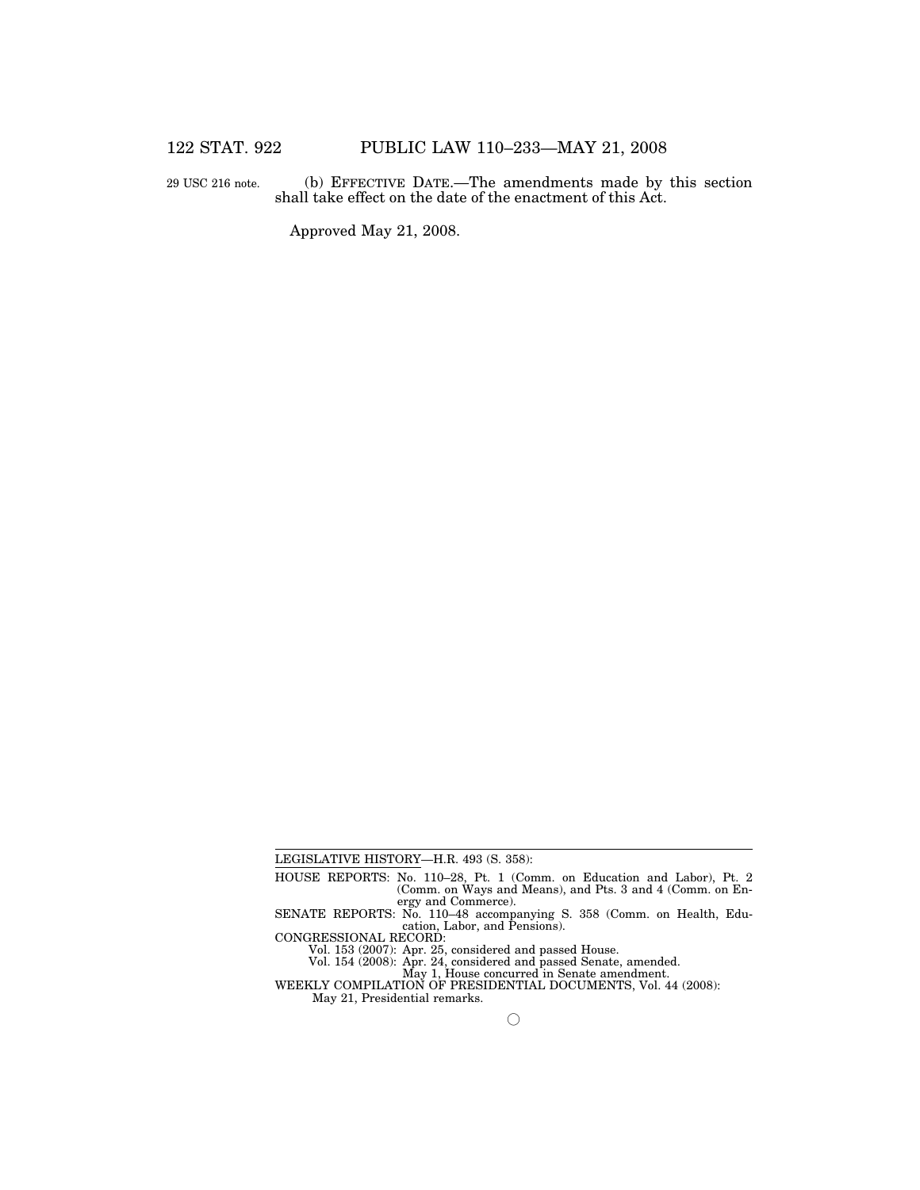29 USC 216 note.

(b) EFFECTIVE DATE.—The amendments made by this section shall take effect on the date of the enactment of this Act.

Approved May 21, 2008.

---

LEGISLATIVE HISTORY—H.R. 493 (S. 358):

HOUSE REPORTS: No. 110–28, Pt. 1 (Comm. on Education and Labor), Pt. 2 (Comm. on Ways and Means), and Pts. 3 and 4 (Comm. on Energy and Commerce).

SENATE REPORTS: No. 110–48 accompanying S. 358 (Comm. on Health, Education, Labor, and Pensions).

CONGRESSIONAL RECORD:

Vol. 153 (2007): Apr. 25, considered and passed House.

Vol. 154 (2008): Apr. 24, considered and passed Senate, amended.

May 1, House concurred in Senate amendment.

WEEKLY COMPILATION OF PRESIDENTIAL DOCUMENTS, Vol. 44 (2008):

May 21, Presidential remarks.